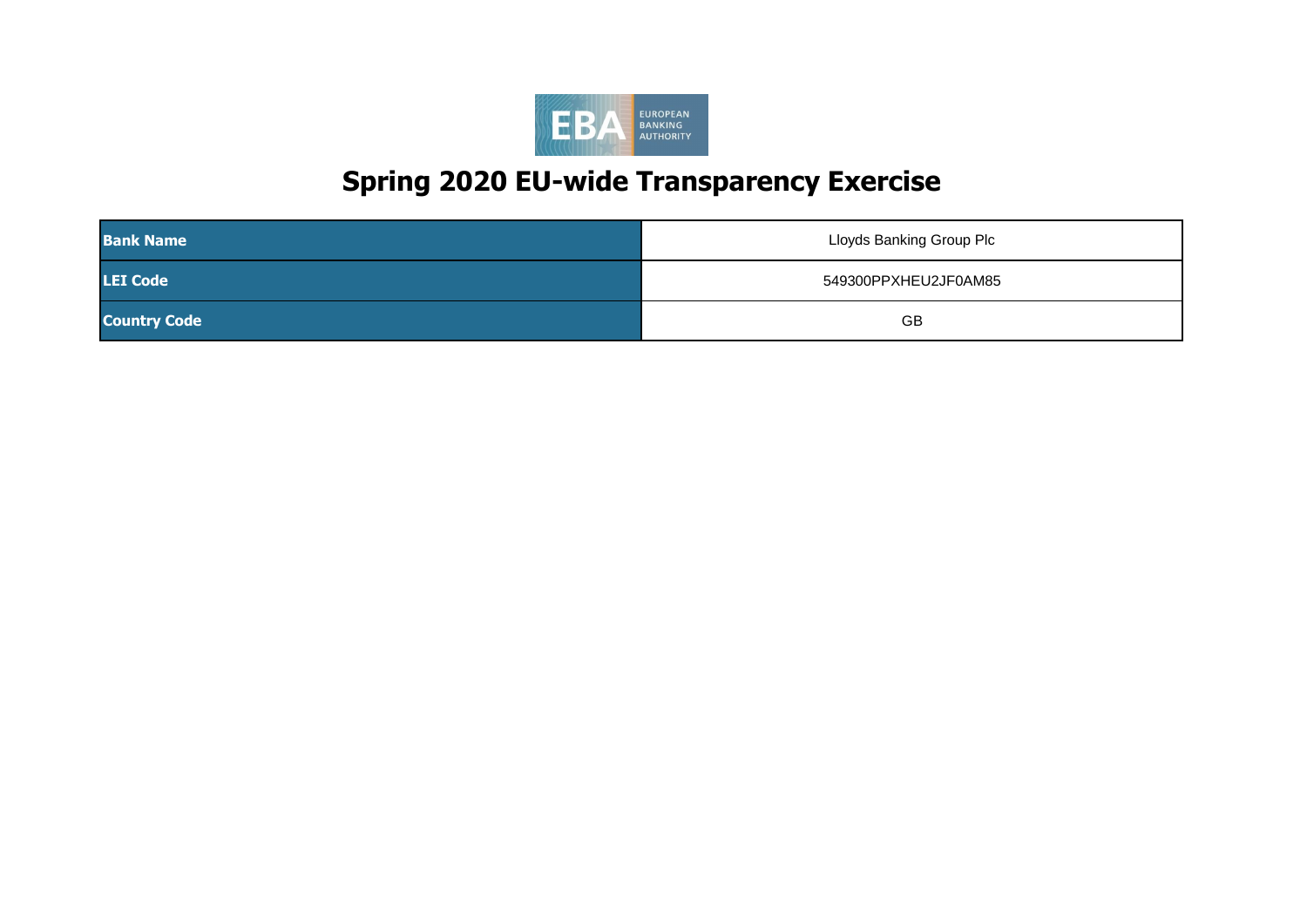# Spring 2020 EU-wide Transparency Exercise

| Bank Name | Lloyds Banking Group Plc |
|---|---|
| LEI Code | 549300PPXHEU2JF0AM85 |
| Country Code | GB |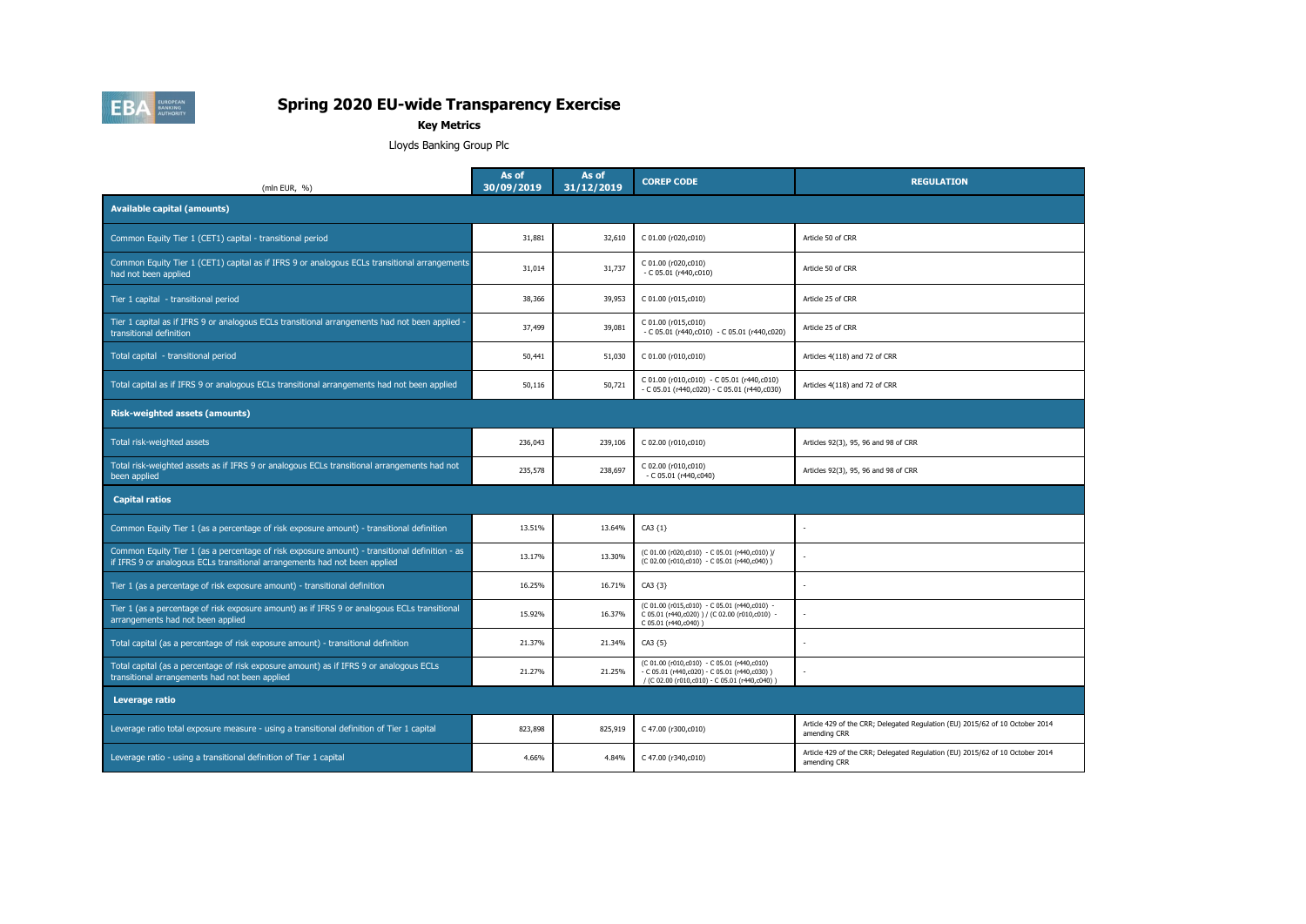# Spring 2020 EU-wide Transparency Exercise

**Key Metrics**

Lloyds Banking Group Plc

| (mln EUR, %) | As of 30/09/2019 | As of 31/12/2019 | COREP CODE | REGULATION |
|---|---|---|---|---|
| **Available capital (amounts)** | | | | |
| Common Equity Tier 1 (CET1) capital - transitional period | 31,881 | 32,610 | C 01.00 (r020,c010) | Article 50 of CRR |
| Common Equity Tier 1 (CET1) capital as if IFRS 9 or analogous ECLs transitional arrangements had not been applied | 31,014 | 31,737 | C 01.00 (r020,c010) - C 05.01 (r440,c010) | Article 50 of CRR |
| Tier 1 capital - transitional period | 38,366 | 39,953 | C 01.00 (r015,c010) | Article 25 of CRR |
| Tier 1 capital as if IFRS 9 or analogous ECLs transitional arrangements had not been applied - transitional definition | 37,499 | 39,081 | C 01.00 (r015,c010) - C 05.01 (r440,c010) - C 05.01 (r440,c020) | Article 25 of CRR |
| Total capital - transitional period | 50,441 | 51,030 | C 01.00 (r010,c010) | Articles 4(118) and 72 of CRR |
| Total capital as if IFRS 9 or analogous ECLs transitional arrangements had not been applied | 50,116 | 50,721 | C 01.00 (r010,c010) - C 05.01 (r440,c010) - C 05.01 (r440,c020) - C 05.01 (r440,c030) | Articles 4(118) and 72 of CRR |
| **Risk-weighted assets (amounts)** | | | | |
| Total risk-weighted assets | 236,043 | 239,106 | C 02.00 (r010,c010) | Articles 92(3), 95, 96 and 98 of CRR |
| Total risk-weighted assets as if IFRS 9 or analogous ECLs transitional arrangements had not been applied | 235,578 | 238,697 | C 02.00 (r010,c010) - C 05.01 (r440,c040) | Articles 92(3), 95, 96 and 98 of CRR |
| **Capital ratios** | | | | |
| Common Equity Tier 1 (as a percentage of risk exposure amount) - transitional definition | 13.51% | 13.64% | CA3 {1} | - |
| Common Equity Tier 1 (as a percentage of risk exposure amount) - transitional definition - as if IFRS 9 or analogous ECLs transitional arrangements had not been applied | 13.17% | 13.30% | (C 01.00 (r020,c010) - C 05.01 (r440,c010) )/ (C 02.00 (r010,c010) - C 05.01 (r440,c040) ) | - |
| Tier 1 (as a percentage of risk exposure amount) - transitional definition | 16.25% | 16.71% | CA3 {3} | - |
| Tier 1 (as a percentage of risk exposure amount) as if IFRS 9 or analogous ECLs transitional arrangements had not been applied | 15.92% | 16.37% | (C 01.00 (r015,c010) - C 05.01 (r440,c010) - C 05.01 (r440,c020) ) / (C 02.00 (r010,c010) - C 05.01 (r440,c040) ) | - |
| Total capital (as a percentage of risk exposure amount) - transitional definition | 21.37% | 21.34% | CA3 {5} | - |
| Total capital (as a percentage of risk exposure amount) as if IFRS 9 or analogous ECLs transitional arrangements had not been applied | 21.27% | 21.25% | (C 01.00 (r010,c010) - C 05.01 (r440,c010) - C 05.01 (r440,c020) - C 05.01 (r440,c030) ) / (C 02.00 (r010,c010) - C 05.01 (r440,c040) ) | - |
| **Leverage ratio** | | | | |
| Leverage ratio total exposure measure - using a transitional definition of Tier 1 capital | 823,898 | 825,919 | C 47.00 (r300,c010) | Article 429 of the CRR; Delegated Regulation (EU) 2015/62 of 10 October 2014 amending CRR |
| Leverage ratio - using a transitional definition of Tier 1 capital | 4.66% | 4.84% | C 47.00 (r340,c010) | Article 429 of the CRR; Delegated Regulation (EU) 2015/62 of 10 October 2014 amending CRR |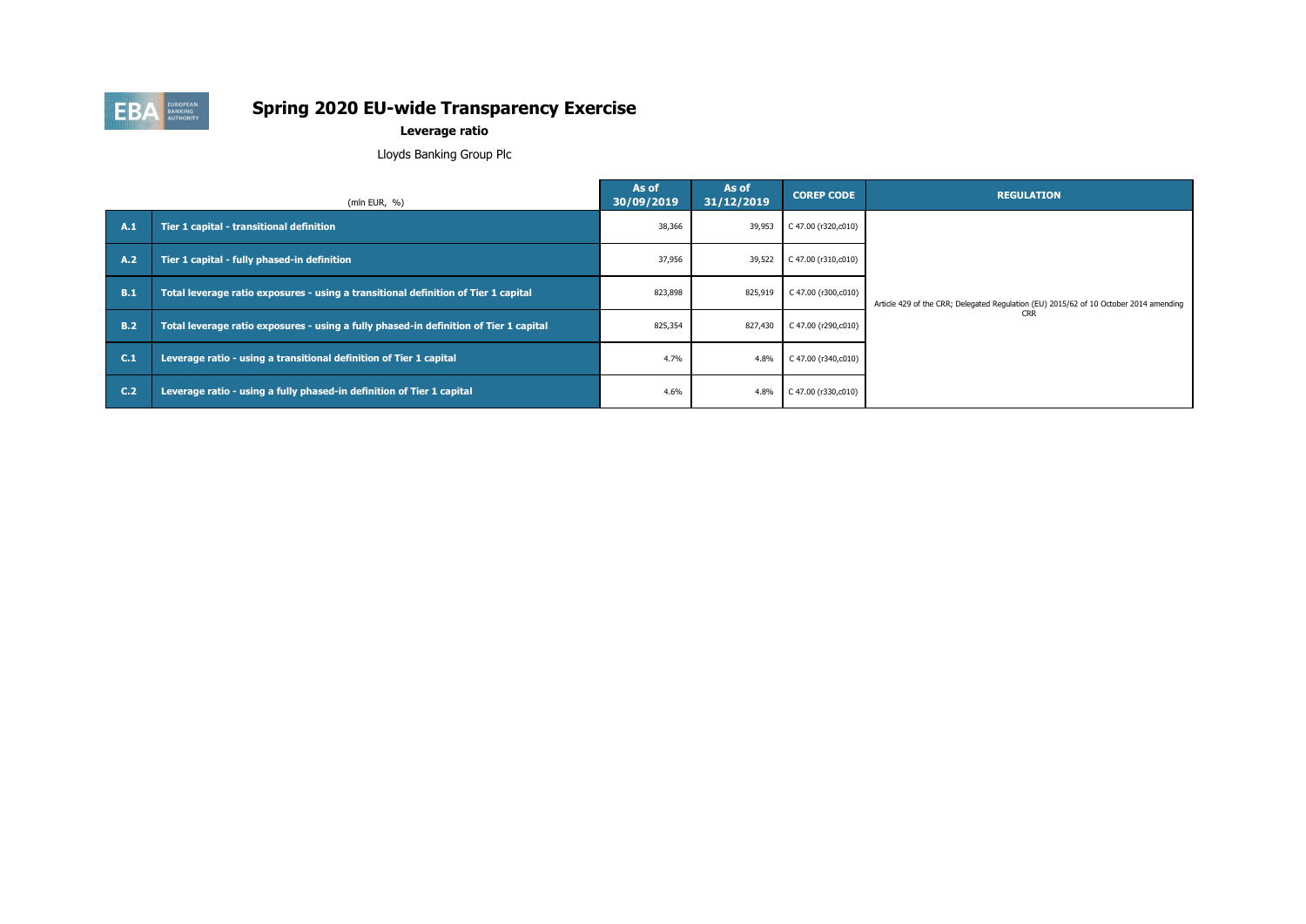# Spring 2020 EU-wide Transparency Exercise

## Leverage ratio

Lloyds Banking Group Plc

| | (mln EUR, %) | As of 30/09/2019 | As of 31/12/2019 | COREP CODE | REGULATION |
|---|---|---|---|---|---|
| A.1 | Tier 1 capital - transitional definition | 38,366 | 39,953 | C 47.00 (r320,c010) | Article 429 of the CRR; Delegated Regulation (EU) 2015/62 of 10 October 2014 amending CRR |
| A.2 | Tier 1 capital - fully phased-in definition | 37,956 | 39,522 | C 47.00 (r310,c010) | |
| B.1 | Total leverage ratio exposures - using a transitional definition of Tier 1 capital | 823,898 | 825,919 | C 47.00 (r300,c010) | |
| B.2 | Total leverage ratio exposures - using a fully phased-in definition of Tier 1 capital | 825,354 | 827,430 | C 47.00 (r290,c010) | |
| C.1 | Leverage ratio - using a transitional definition of Tier 1 capital | 4.7% | 4.8% | C 47.00 (r340,c010) | |
| C.2 | Leverage ratio - using a fully phased-in definition of Tier 1 capital | 4.6% | 4.8% | C 47.00 (r330,c010) | |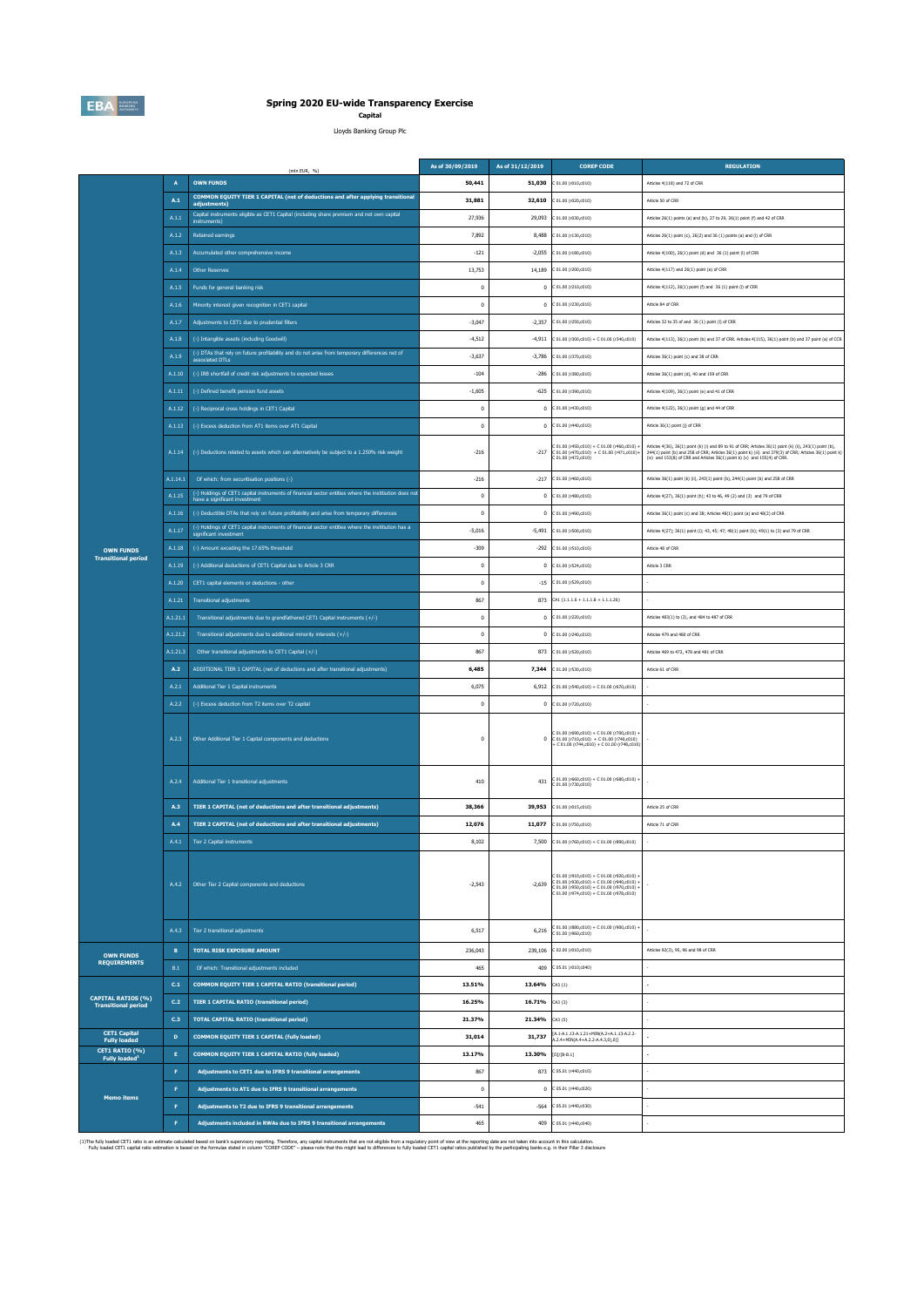# Spring 2020 EU-wide Transparency Exercise

**Capital**

Lloyds Banking Group Plc

| | | (mln EUR, %) | As of 30/09/2019 | As of 31/12/2019 | COREP CODE | REGULATION |
|---|---|---|---|---|---|---|
| OWN FUNDS Transitional period | A | **OWN FUNDS** | **50,441** | **51,030** | C 01.00 (r010,c010) | Articles 4(118) and 72 of CRR |
| | A.1 | **COMMON EQUITY TIER 1 CAPITAL (net of deductions and after applying transitional adjustments)** | **31,881** | **32,610** | C 01.00 (r020,c010) | Article 50 of CRR |
| | A.1.1 | Capital instruments eligible as CET1 Capital (including share premium and net own capital instruments) | 27,936 | 29,093 | C 01.00 (r030,c010) | Articles 26(1) points (a) and (b), 27 to 29, 36(1) point (f) and 42 of CRR |
| | A.1.2 | Retained earnings | 7,892 | 8,488 | C 01.00 (r130,c010) | Articles 26(1) point (c), 26(2) and 36 (1) points (a) and (l) of CRR |
| | A.1.3 | Accumulated other comprehensive income | -121 | -2,055 | C 01.00 (r180,c010) | Articles 4(100), 26(1) point (d) and 36 (1) point (l) of CRR |
| | A.1.4 | Other Reserves | 13,753 | 14,189 | C 01.00 (r200,c010) | Articles 4(117) and 26(1) point (e) of CRR |
| | A.1.5 | Funds for general banking risk | 0 | 0 | C 01.00 (r210,c010) | Articles 4(112), 26(1) point (f) and 36 (1) point (l) of CRR |
| | A.1.6 | Minority interest given recognition in CET1 capital | 0 | 0 | C 01.00 (r230,c010) | Article 84 of CRR |
| | A.1.7 | Adjustments to CET1 due to prudential filters | -3,047 | -2,357 | C 01.00 (r250,c010) | Articles 32 to 35 of and 36 (1) point (l) of CRR |
| | A.1.8 | (-) Intangible assets (including Goodwill) | -4,512 | -4,911 | C 01.00 (r300,c010) + C 01.00 (r340,c010) | Articles 4(113), 36(1) point (b) and 37 of CRR. Articles 4(115), 36(1) point (b) and 37 point (a) of CCR |
| | A.1.9 | (-) DTAs that rely on future profitability and do not arise from temporary differences net of associated DTLs | -3,637 | -3,786 | C 01.00 (r370,c010) | Articles 36(1) point (c) and 38 of CRR |
| | A.1.10 | (-) IRB shortfall of credit risk adjustments to expected losses | -104 | -286 | C 01.00 (r380,c010) | Articles 36(1) point (d), 40 and 159 of CRR |
| | A.1.11 | (-) Defined benefit pension fund assets | -1,605 | -625 | C 01.00 (r390,c010) | Articles 4(109), 36(1) point (e) and 41 of CRR |
| | A.1.12 | (-) Reciprocal cross holdings in CET1 Capital | 0 | 0 | C 01.00 (r430,c010) | Articles 4(122), 36(1) point (g) and 44 of CRR |
| | A.1.13 | (-) Excess deduction from AT1 items over AT1 Capital | 0 | 0 | C 01.00 (r440,c010) | Article 36(1) point (j) of CRR |
| | A.1.14 | (-) Deductions related to assets which can alternatively be subject to a 1.250% risk weight | -216 | -217 | C 01.00 (r450,c010) + C 01.00 (r460,c010) + C 01.00 (r470,c010) + C 01.00 (r471,c010)+ C 01.00 (r472,c010) | Articles 4(36), 36(1) point (k) (i) and 89 to 91 of CRR; Articles 36(1) point (k) (ii), 243(1) point (b), 244(1) point (b) and 258 of CRR; Articles 36(1) point k) (iii) and 379(3) of CRR; Articles 36(1) point k) (iv) and 153(8) of CRR and Articles 36(1) point k) (v) and 155(4) of CRR. |
| | A.1.14.1 | Of which: from securitisation positions (-) | -216 | -217 | C 01.00 (r460,c010) | Articles 36(1) point (k) (ii), 243(1) point (b), 244(1) point (b) and 258 of CRR |
| | A.1.15 | (-) Holdings of CET1 capital instruments of financial sector entities where the institiution does not have a significant investment | 0 | 0 | C 01.00 (r480,c010) | Articles 4(27), 36(1) point (h); 43 to 46, 49 (2) and (3) and 79 of CRR |
| | A.1.16 | (-) Deductible DTAs that rely on future profitability and arise from temporary differences | 0 | 0 | C 01.00 (r490,c010) | Articles 36(1) point (c) and 38; Articles 48(1) point (a) and 48(2) of CRR |
| | A.1.17 | (-) Holdings of CET1 capital instruments of financial sector entities where the institiution has a significant investment | -5,016 | -5,491 | C 01.00 (r500,c010) | Articles 4(27); 36(1) point (i); 43, 45; 47; 48(1) point (b); 49(1) to (3) and 79 of CRR |
| | A.1.18 | (-) Amount exceding the 17.65% threshold | -309 | -292 | C 01.00 (r510,c010) | Article 48 of CRR |
| | A.1.19 | (-) Additional deductions of CET1 Capital due to Article 3 CRR | 0 | 0 | C 01.00 (r524,c010) | Article 3 CRR |
| | A.1.20 | CET1 capital elements or deductions - other | 0 | -15 | C 01.00 (r529,c010) | - |
| | A.1.21 | Transitional adjustments | 867 | 873 | CA1 {1.1.1.6 + 1.1.1.8 + 1.1.1.26} | - |
| | A.1.21.1 | Transitional adjustments due to grandfathered CET1 Capital instruments (+/-) | 0 | 0 | C 01.00 (r220,c010) | Articles 483(1) to (3), and 484 to 487 of CRR |
| | A.1.21.2 | Transitional adjustments due to additional minority interests (+/-) | 0 | 0 | C 01.00 (r240,c010) | Articles 479 and 480 of CRR |
| | A.1.21.3 | Other transitional adjustments to CET1 Capital (+/-) | 867 | 873 | C 01.00 (r520,c010) | Articles 469 to 472, 478 and 481 of CRR |
| | A.2 | ADDITIONAL TIER 1 CAPITAL (net of deductions and after transitional adjustments) | **6,485** | **7,344** | C 01.00 (r530,c010) | Article 61 of CRR |
| | A.2.1 | Additional Tier 1 Capital instruments | 6,075 | 6,912 | C 01.00 (r540,c010) + C 01.00 (r670,c010) | - |
| | A.2.2 | (-) Excess deduction from T2 items over T2 capital | 0 | 0 | C 01.00 (r720,c010) | - |
| | A.2.3 | Other Additional Tier 1 Capital components and deductions | 0 | 0 | C 01.00 (r690,c010) + C 01.00 (r700,c010) + C 01.00 (r710,c010) + C 01.00 (r740,c010) + C 01.00 (r744,c010) + C 01.00 (r748,c010) | - |
| | A.2.4 | Additional Tier 1 transitional adjustments | 410 | 431 | C 01.00 (r660,c010) + C 01.00 (r680,c010) + C 01.00 (r730,c010) | - |
| | A.3 | **TIER 1 CAPITAL (net of deductions and after transitional adjustments)** | **38,366** | **39,953** | C 01.00 (r015,c010) | Article 25 of CRR |
| | A.4 | **TIER 2 CAPITAL (net of deductions and after transitional adjustments)** | **12,076** | **11,077** | C 01.00 (r750,c010) | Article 71 of CRR |
| | A.4.1 | Tier 2 Capital instruments | 8,102 | 7,500 | C 01.00 (r760,c010) + C 01.00 (r890,c010) | - |
| | A.4.2 | Other Tier 2 Capital components and deductions | -2,543 | -2,639 | C 01.00 (r910,c010) + C 01.00 (r920,c010) + C 01.00 (r930,c010) + C 01.00 (r940,c010) + C 01.00 (r950,c010) + C 01.00 (r970,c010) + C 01.00 (r974,c010) + C 01.00 (r978,c010) | - |
| | A.4.3 | Tier 2 transitional adjustments | 6,517 | 6,216 | C 01.00 (r880,c010) + C 01.00 (r900,c010) + C 01.00 (r960,c010) | - |
| OWN FUNDS REQUIREMENTS | B | **TOTAL RISK EXPOSURE AMOUNT** | 236,043 | 239,106 | C 02.00 (r010,c010) | Articles 92(3), 95, 96 and 98 of CRR |
| | B.1 | Of which: Transitional adjustments included | 465 | 409 | C 05.01 (r010;c040) | - |
| CAPITAL RATIOS (%) Transitional period | C.1 | **COMMON EQUITY TIER 1 CAPITAL RATIO (transitional period)** | **13.51%** | **13.64%** | CA3 {1} | - |
| | C.2 | **TIER 1 CAPITAL RATIO (transitional period)** | **16.25%** | **16.71%** | CA3 {3} | - |
| | C.3 | **TOTAL CAPITAL RATIO (transitional period)** | **21.37%** | **21.34%** | CA3 {5} | - |
| CET1 Capital Fully loaded | D | **COMMON EQUITY TIER 1 CAPITAL (fully loaded)** | **31,014** | **31,737** | [A.1-A.1.13-A.1.21+MIN(A.2+A.1.13-A.2.2-A.2.4+MIN(A.4+A.2.2-A.4.3,0),0)] | - |
| CET1 RATIO (%) Fully loaded[1] | E | **COMMON EQUITY TIER 1 CAPITAL RATIO (fully loaded)** | **13.17%** | **13.30%** | [D]/[B-B.1] | - |
| Memo items | F | **Adjustments to CET1 due to IFRS 9 transitional arrangements** | 867 | 873 | C 05.01 (r440,c010) | - |
| | F | **Adjustments to AT1 due to IFRS 9 transitional arrangements** | 0 | 0 | C 05.01 (r440,c020) | - |
| | F | **Adjustments to T2 due to IFRS 9 transitional arrangements** | -541 | -564 | C 05.01 (r440,c030) | - |
| | F | **Adjustments included in RWAs due to IFRS 9 transitional arrangements** | 465 | 409 | C 05.01 (r440,c040) | - |

(1)The fully loaded CET1 ratio is an estimate calculated based on bank's supervisory reporting. Therefore, any capital instruments that are not eligible from a regulatory point of view at the reporting date are not taken into account in this calculation.
Fully loaded CET1 capital ratio estimation is based on the formulae stated in column "COREP CODE" – please note that this might lead to differences to fully loaded CET1 capital ratios published by the participating banks e.g. in their Pillar 3 disclosure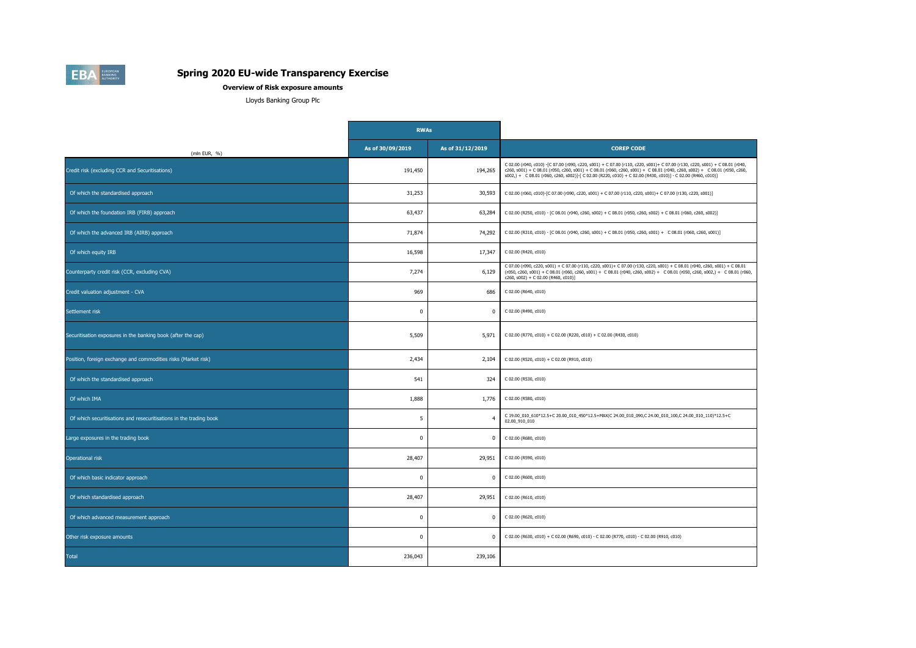# Spring 2020 EU-wide Transparency Exercise

**Overview of Risk exposure amounts**

Lloyds Banking Group Plc

| (mln EUR, %) | RWAs | | COREP CODE |
|---|---|---|---|
| | As of 30/09/2019 | As of 31/12/2019 | |
| Credit risk (excluding CCR and Securitisations) | 191,450 | 194,265 | C 02.00 (r040, c010) -[C 07.00 (r090, c220, s001) + C 07.00 (r110, c220, s001)+ C 07.00 (r130, c220, s001) + C 08.01 (r040, c260, s001) + C 08.01 (r050, c260, s001) + C 08.01 (r060, c260, s001) + C 08.01 (r040, c260, s002) + C 08.01 (r050, c260, s002,) + C 08.01 (r060, c260, s002)]-[ C 02.00 (R220, c010) + C 02.00 (R430, c010)] - C 02.00 (R460, c010)] |
| Of which the standardised approach | 31,253 | 30,593 | C 02.00 (r060, c010)-[C 07.00 (r090, c220, s001) + C 07.00 (r110, c220, s001)+ C 07.00 (r130, c220, s001)] |
| Of which the foundation IRB (FIRB) approach | 63,437 | 63,284 | C 02.00 (R250, c010) - [C 08.01 (r040, c260, s002) + C 08.01 (r050, c260, s002) + C 08.01 (r060, c260, s002)] |
| Of which the advanced IRB (AIRB) approach | 71,874 | 74,292 | C 02.00 (R310, c010) - [C 08.01 (r040, c260, s001) + C 08.01 (r050, c260, s001) + C 08.01 (r060, c260, s001)] |
| Of which equity IRB | 16,598 | 17,347 | C 02.00 (R420, c010) |
| Counterparty credit risk (CCR, excluding CVA) | 7,274 | 6,129 | C 07.00 (r090, c220, s001) + C 07.00 (r110, c220, s001)+ C 07.00 (r130, c220, s001) + C 08.01 (r040, c260, s001) + C 08.01 (r050, c260, s001) + C 08.01 (r060, c260, s001) + C 08.01 (r040, c260, s002) + C 08.01 (r050, c260, s002,) + C 08.01 (r060, c260, s002) + C 02.00 (R460, c010)] |
| Credit valuation adjustment - CVA | 969 | 686 | C 02.00 (R640, c010) |
| Settlement risk | 0 | 0 | C 02.00 (R490, c010) |
| Securitisation exposures in the banking book (after the cap) | 5,509 | 5,971 | C 02.00 (R770, c010) + C 02.00 (R220, c010) + C 02.00 (R430, c010) |
| Position, foreign exchange and commodities risks (Market risk) | 2,434 | 2,104 | C 02.00 (R520, c010) + C 02.00 (R910, c010) |
| Of which the standardised approach | 541 | 324 | C 02.00 (R530, c010) |
| Of which IMA | 1,888 | 1,776 | C 02.00 (R580, c010) |
| Of which securitisations and resecuritisations in the trading book | 5 | 4 | C 19.00_010_610*12.5+C 20.00_010_450*12.5+MAX(C 24.00_010_090,C 24.00_010_100,C 24.00_010_110)*12.5+C 02.00_910_010 |
| Large exposures in the trading book | 0 | 0 | C 02.00 (R680, c010) |
| Operational risk | 28,407 | 29,951 | C 02.00 (R590, c010) |
| Of which basic indicator approach | 0 | 0 | C 02.00 (R600, c010) |
| Of which standardised approach | 28,407 | 29,951 | C 02.00 (R610, c010) |
| Of which advanced measurement approach | 0 | 0 | C 02.00 (R620, c010) |
| Other risk exposure amounts | 0 | 0 | C 02.00 (R630, c010) + C 02.00 (R690, c010) - C 02.00 (R770, c010) - C 02.00 (R910, c010) |
| Total | 236,043 | 239,106 | |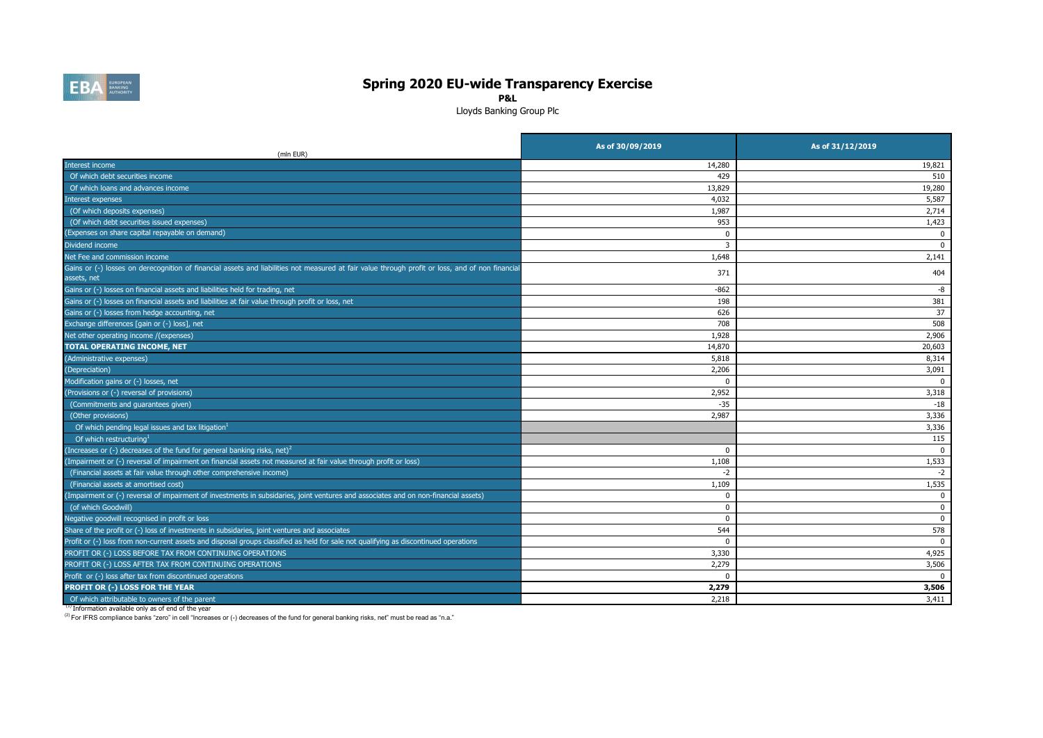# Spring 2020 EU-wide Transparency Exercise

**P&L**

Lloyds Banking Group Plc

| (mln EUR) | As of 30/09/2019 | As of 31/12/2019 |
|---|---|---|
| Interest income | 14,280 | 19,821 |
| Of which debt securities income | 429 | 510 |
| Of which loans and advances income | 13,829 | 19,280 |
| Interest expenses | 4,032 | 5,587 |
| (Of which deposits expenses) | 1,987 | 2,714 |
| (Of which debt securities issued expenses) | 953 | 1,423 |
| (Expenses on share capital repayable on demand) | 0 | 0 |
| Dividend income | 3 | 0 |
| Net Fee and commission income | 1,648 | 2,141 |
| Gains or (-) losses on derecognition of financial assets and liabilities not measured at fair value through profit or loss, and of non financial assets, net | 371 | 404 |
| Gains or (-) losses on financial assets and liabilities held for trading, net | -862 | -8 |
| Gains or (-) losses on financial assets and liabilities at fair value through profit or loss, net | 198 | 381 |
| Gains or (-) losses from hedge accounting, net | 626 | 37 |
| Exchange differences [gain or (-) loss], net | 708 | 508 |
| Net other operating income /(expenses) | 1,928 | 2,906 |
| **TOTAL OPERATING INCOME, NET** | 14,870 | 20,603 |
| (Administrative expenses) | 5,818 | 8,314 |
| (Depreciation) | 2,206 | 3,091 |
| Modification gains or (-) losses, net | 0 | 0 |
| (Provisions or (-) reversal of provisions) | 2,952 | 3,318 |
| (Commitments and guarantees given) | -35 | -18 |
| (Other provisions) | 2,987 | 3,336 |
| Of which pending legal issues and tax litigation[1] | | 3,336 |
| Of which restructuring[1] | | 115 |
| (Increases or (-) decreases of the fund for general banking risks, net)[2] | 0 | 0 |
| (Impairment or (-) reversal of impairment on financial assets not measured at fair value through profit or loss) | 1,108 | 1,533 |
| (Financial assets at fair value through other comprehensive income) | -2 | -2 |
| (Financial assets at amortised cost) | 1,109 | 1,535 |
| (Impairment or (-) reversal of impairment of investments in subsidaries, joint ventures and associates and on non-financial assets) | 0 | 0 |
| (of which Goodwill) | 0 | 0 |
| Negative goodwill recognised in profit or loss | 0 | 0 |
| Share of the profit or (-) loss of investments in subsidaries, joint ventures and associates | 544 | 578 |
| Profit or (-) loss from non-current assets and disposal groups classified as held for sale not qualifying as discontinued operations | 0 | 0 |
| PROFIT OR (-) LOSS BEFORE TAX FROM CONTINUING OPERATIONS | 3,330 | 4,925 |
| PROFIT OR (-) LOSS AFTER TAX FROM CONTINUING OPERATIONS | 2,279 | 3,506 |
| Profit or (-) loss after tax from discontinued operations | 0 | 0 |
| **PROFIT OR (-) LOSS FOR THE YEAR** | **2,279** | **3,506** |
| Of which attributable to owners of the parent | 2,218 | 3,411 |

[1] Information available only as of end of the year

[2] For IFRS compliance banks "zero" in cell "Increases or (-) decreases of the fund for general banking risks, net" must be read as "n.a."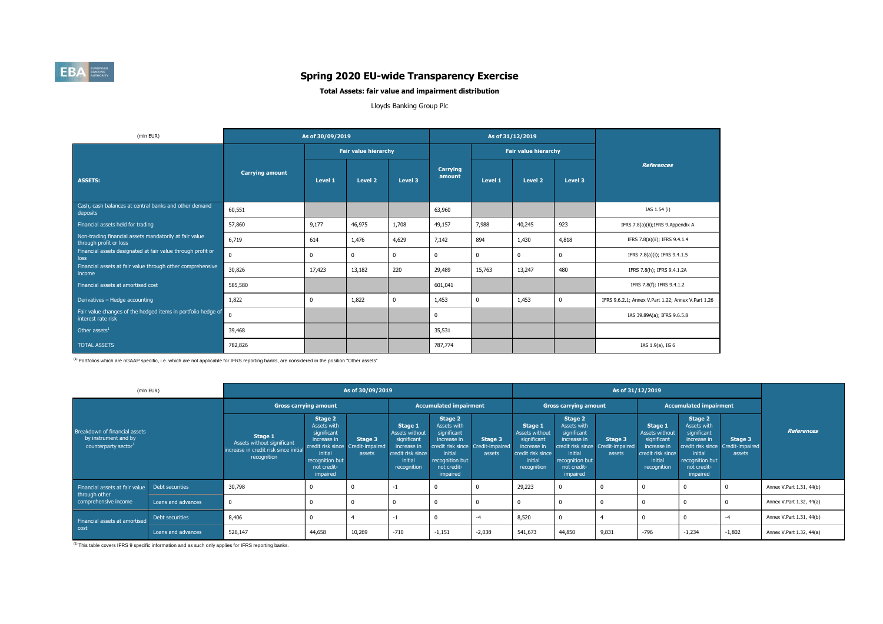# Spring 2020 EU-wide Transparency Exercise

**Total Assets: fair value and impairment distribution**

Lloyds Banking Group Plc

| (mln EUR) | As of 30/09/2019 | | | | As of 31/12/2019 | | | | References |
|---|---|---|---|---|---|---|---|---|---|
| | | Fair value hierarchy | | | | Fair value hierarchy | | | |
| **ASSETS:** | Carrying amount | Level 1 | Level 2 | Level 3 | Carrying amount | Level 1 | Level 2 | Level 3 | |
| Cash, cash balances at central banks and other demand deposits | 60,551 | | | | 63,960 | | | | IAS 1.54 (i) |
| Financial assets held for trading | 57,860 | 9,177 | 46,975 | 1,708 | 49,157 | 7,988 | 40,245 | 923 | IFRS 7.8(a)(ii);IFRS 9.Appendix A |
| Non-trading financial assets mandatorily at fair value through profit or loss | 6,719 | 614 | 1,476 | 4,629 | 7,142 | 894 | 1,430 | 4,818 | IFRS 7.8(a)(ii); IFRS 9.4.1.4 |
| Financial assets designated at fair value through profit or loss | 0 | 0 | 0 | 0 | 0 | 0 | 0 | 0 | IFRS 7.8(a)(i); IFRS 9.4.1.5 |
| Financial assets at fair value through other comprehensive income | 30,826 | 17,423 | 13,182 | 220 | 29,489 | 15,763 | 13,247 | 480 | IFRS 7.8(h); IFRS 9.4.1.2A |
| Financial assets at amortised cost | 585,580 | | | | 601,041 | | | | IFRS 7.8(f); IFRS 9.4.1.2 |
| Derivatives – Hedge accounting | 1,822 | 0 | 1,822 | 0 | 1,453 | 0 | 1,453 | 0 | IFRS 9.6.2.1; Annex V.Part 1.22; Annex V.Part 1.26 |
| Fair value changes of the hedged items in portfolio hedge of interest rate risk | 0 | | | | 0 | | | | IAS 39.89A(a); IFRS 9.6.5.8 |
| Other assets[1] | 39,468 | | | | 35,531 | | | | |
| TOTAL ASSETS | 782,826 | | | | 787,774 | | | | IAS 1.9(a), IG 6 |

[1] Portfolios which are nGAAP specific, i.e. which are not applicable for IFRS reporting banks, are considered in the position "Other assets"

| (mln EUR) | | As of 30/09/2019 | | | | | | As of 31/12/2019 | | | | | | References |
|---|---|---|---|---|---|---|---|---|---|---|---|---|---|---|
| | | Gross carrying amount | | | Accumulated impairment | | | Gross carrying amount | | | Accumulated impairment | | | |
| Breakdown of financial assets by instrument and by counterparty sector[1] | | Stage 1 Assets without significant increase in credit risk since initial recognition | Stage 2 Assets with significant increase in credit risk since initial recognition but not credit-impaired | Stage 3 Credit-impaired assets | Stage 1 Assets without significant increase in credit risk since initial recognition | Stage 2 Assets with significant increase in credit risk since initial recognition but not credit-impaired | Stage 3 Credit-impaired assets | Stage 1 Assets without significant increase in credit risk since initial recognition | Stage 2 Assets with significant increase in credit risk since initial recognition but not credit-impaired | Stage 3 Credit-impaired assets | Stage 1 Assets without significant increase in credit risk since initial recognition | Stage 2 Assets with significant increase in credit risk since initial recognition but not credit-impaired | Stage 3 Credit-impaired assets | |
| Financial assets at fair value through other comprehensive income | Debt securities | 30,798 | 0 | 0 | -1 | 0 | 0 | 29,223 | 0 | 0 | 0 | 0 | 0 | Annex V.Part 1.31, 44(b) |
| | Loans and advances | 0 | 0 | 0 | 0 | 0 | 0 | 0 | 0 | 0 | 0 | 0 | 0 | Annex V.Part 1.32, 44(a) |
| Financial assets at amortised cost | Debt securities | 8,406 | 0 | 4 | -1 | 0 | -4 | 8,520 | 0 | 4 | 0 | 0 | -4 | Annex V.Part 1.31, 44(b) |
| | Loans and advances | 526,147 | 44,658 | 10,269 | -710 | -1,151 | -2,038 | 541,673 | 44,850 | 9,831 | -796 | -1,234 | -1,802 | Annex V.Part 1.32, 44(a) |

[1] This table covers IFRS 9 specific information and as such only applies for IFRS reporting banks.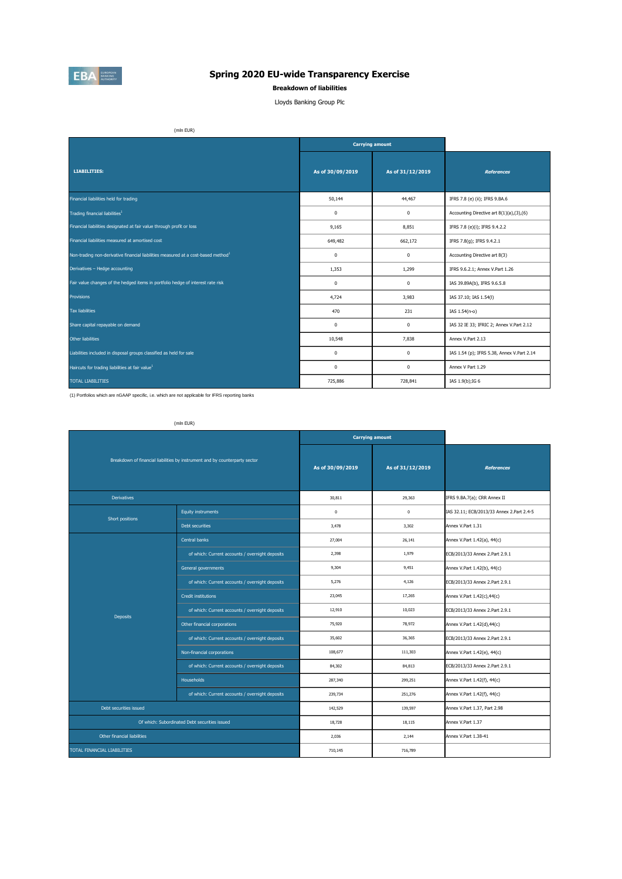# Spring 2020 EU-wide Transparency Exercise

**Breakdown of liabilities**

Lloyds Banking Group Plc

(mln EUR)

| LIABILITIES: | Carrying amount | | References |
|---|---|---|---|
| | As of 30/09/2019 | As of 31/12/2019 | |
| Financial liabilities held for trading | 50,144 | 44,467 | IFRS 7.8 (e) (ii); IFRS 9.BA.6 |
| Trading financial liabilities[1] | 0 | 0 | Accounting Directive art 8(1)(a),(3),(6) |
| Financial liabilities designated at fair value through profit or loss | 9,165 | 8,851 | IFRS 7.8 (e)(i); IFRS 9.4.2.2 |
| Financial liabilities measured at amortised cost | 649,482 | 662,172 | IFRS 7.8(g); IFRS 9.4.2.1 |
| Non-trading non-derivative financial liabilities measured at a cost-based method[1] | 0 | 0 | Accounting Directive art 8(3) |
| Derivatives – Hedge accounting | 1,353 | 1,299 | IFRS 9.6.2.1; Annex V.Part 1.26 |
| Fair value changes of the hedged items in portfolio hedge of interest rate risk | 0 | 0 | IAS 39.89A(b), IFRS 9.6.5.8 |
| Provisions | 4,724 | 3,983 | IAS 37.10; IAS 1.54(l) |
| Tax liabilities | 470 | 231 | IAS 1.54(n-o) |
| Share capital repayable on demand | 0 | 0 | IAS 32 IE 33; IFRIC 2; Annex V.Part 2.12 |
| Other liabilities | 10,548 | 7,838 | Annex V.Part 2.13 |
| Liabilities included in disposal groups classified as held for sale | 0 | 0 | IAS 1.54 (p); IFRS 5.38, Annex V.Part 2.14 |
| Haircuts for trading liabilities at fair value[1] | 0 | 0 | Annex V Part 1.29 |
| TOTAL LIABILITIES | 725,886 | 728,841 | IAS 1.9(b);IG 6 |

(1) Portfolios which are nGAAP specific, i.e. which are not applicable for IFRS reporting banks

(mln EUR)

| Breakdown of financial liabilities by instrument and by counterparty sector | | Carrying amount | | References |
|---|---|---|---|---|
| | | As of 30/09/2019 | As of 31/12/2019 | |
| Derivatives | | 30,811 | 29,363 | IFRS 9.BA.7(a); CRR Annex II |
| Short positions | Equity instruments | 0 | 0 | IAS 32.11; ECB/2013/33 Annex 2.Part 2.4-5 |
| | Debt securities | 3,478 | 3,302 | Annex V.Part 1.31 |
| Deposits | Central banks | 27,004 | 26,141 | Annex V.Part 1.42(a), 44(c) |
| | of which: Current accounts / overnight deposits | 2,398 | 1,979 | ECB/2013/33 Annex 2.Part 2.9.1 |
| | General governments | 9,304 | 9,451 | Annex V.Part 1.42(b), 44(c) |
| | of which: Current accounts / overnight deposits | 5,276 | 4,126 | ECB/2013/33 Annex 2.Part 2.9.1 |
| | Credit institutions | 23,045 | 17,265 | Annex V.Part 1.42(c),44(c) |
| | of which: Current accounts / overnight deposits | 12,910 | 10,023 | ECB/2013/33 Annex 2.Part 2.9.1 |
| | Other financial corporations | 75,920 | 78,972 | Annex V.Part 1.42(d),44(c) |
| | of which: Current accounts / overnight deposits | 35,602 | 36,365 | ECB/2013/33 Annex 2.Part 2.9.1 |
| | Non-financial corporations | 108,677 | 111,303 | Annex V.Part 1.42(e), 44(c) |
| | of which: Current accounts / overnight deposits | 84,302 | 84,813 | ECB/2013/33 Annex 2.Part 2.9.1 |
| | Households | 287,340 | 299,251 | Annex V.Part 1.42(f), 44(c) |
| | of which: Current accounts / overnight deposits | 239,734 | 251,276 | Annex V.Part 1.42(f), 44(c) |
| Debt securities issued | | 142,529 | 139,597 | Annex V.Part 1.37, Part 2.98 |
| Of which: Subordinated Debt securities issued | | 18,728 | 18,115 | Annex V.Part 1.37 |
| Other financial liabilities | | 2,036 | 2,144 | Annex V.Part 1.38-41 |
| TOTAL FINANCIAL LIABILITIES | | 710,145 | 716,789 | |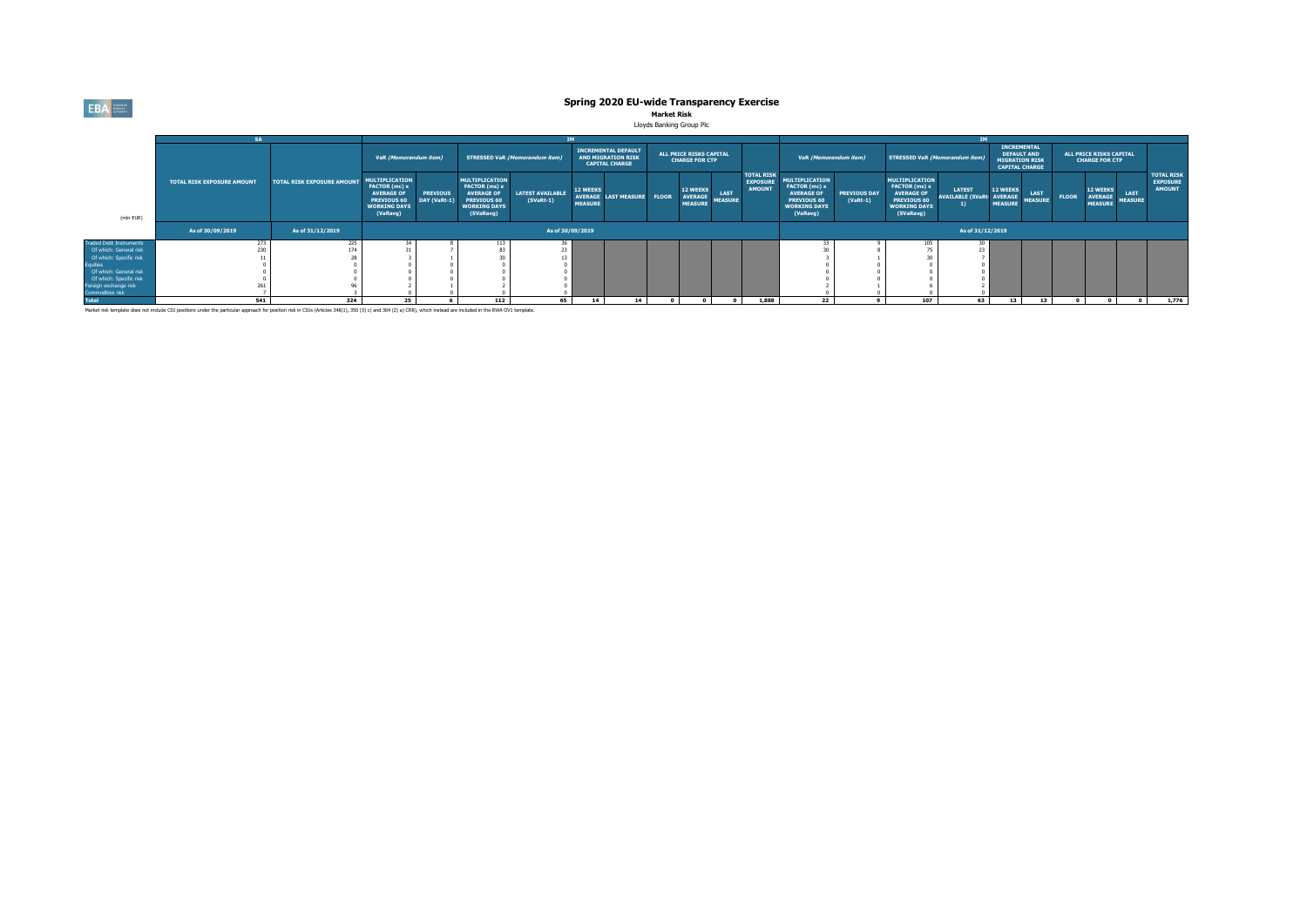# Spring 2020 EU-wide Transparency Exercise

## Market Risk

Lloyds Banking Group Plc

| (mln EUR) | SA | | IM | | | | | | | | | | IM | | | | | | | | | | |
|---|---|---|---|---|---|---|---|---|---|---|---|---|---|---|---|---|---|---|---|---|---|---|
| | TOTAL RISK EXPOSURE AMOUNT | TOTAL RISK EXPOSURE AMOUNT | VaR *(Memorandum item)* | | STRESSED VaR *(Memorandum item)* | | INCREMENTAL DEFAULT AND MIGRATION RISK CAPITAL CHARGE | | ALL PRICE RISKS CAPITAL CHARGE FOR CTP | | | TOTAL RISK EXPOSURE AMOUNT | VaR *(Memorandum item)* | | STRESSED VaR *(Memorandum item)* | | INCREMENTAL DEFAULT AND MIGRATION RISK CAPITAL CHARGE | | ALL PRICE RISKS CAPITAL CHARGE FOR CTP | | | TOTAL RISK EXPOSURE AMOUNT |
| | | | MULTIPLICATION FACTOR (mc) x AVERAGE OF PREVIOUS 60 WORKING DAYS (VaRavg) | PREVIOUS DAY (VaRt-1) | MULTIPLICATION FACTOR (ms) x AVERAGE OF PREVIOUS 60 WORKING DAYS (SVaRavg) | LATEST AVAILABLE (SVaRt-1) | 12 WEEKS AVERAGE MEASURE | LAST MEASURE | FLOOR | 12 WEEKS AVERAGE MEASURE | LAST MEASURE | | MULTIPLICATION FACTOR (mc) x AVERAGE OF PREVIOUS 60 WORKING DAYS (VaRavg) | PREVIOUS DAY (VaRt-1) | MULTIPLICATION FACTOR (ms) x AVERAGE OF PREVIOUS 60 WORKING DAYS (SVaRavg) | LATEST AVAILABLE (SVaRt-1) | 12 WEEKS AVERAGE MEASURE | LAST MEASURE | FLOOR | 12 WEEKS AVERAGE MEASURE | LAST MEASURE | |
| | As of 30/09/2019 | As of 31/12/2019 | As of 30/09/2019 | | | | | | | | | | As of 31/12/2019 | | | | | | | | | |
| Traded Debt Instruments | 273 | 225 | 34 | 8 | 113 | 36 | | | | | | | 33 | 9 | 105 | 30 | | | | | | |
| Of which: General risk | 230 | 174 | 31 | 7 | 83 | 23 | | | | | | | 30 | 8 | 75 | 23 | | | | | | |
| Of which: Specific risk | 11 | 28 | 3 | 1 | 30 | 13 | | | | | | | 3 | 1 | 30 | 7 | | | | | | |
| Equities | 0 | 0 | 0 | 0 | 0 | 0 | | | | | | | 0 | 0 | 0 | 0 | | | | | | |
| Of which: General risk | 0 | 0 | 0 | 0 | 0 | 0 | | | | | | | 0 | 0 | 0 | 0 | | | | | | |
| Of which: Specific risk | 0 | 0 | 0 | 0 | 0 | 0 | | | | | | | 0 | 0 | 0 | 0 | | | | | | |
| Foreign exchange risk | 261 | 96 | 2 | 1 | 2 | 0 | | | | | | | 2 | 1 | 6 | 2 | | | | | | |
| Commodities risk | 7 | 3 | 0 | 0 | 0 | 0 | | | | | | | 0 | 0 | 0 | 0 | | | | | | |
| **Total** | **541** | **324** | **25** | **6** | **112** | **65** | **14** | **14** | **0** | **0** | **0** | **1,888** | **22** | **9** | **107** | **63** | **13** | **13** | **0** | **0** | **0** | **1,776** |

Market risk template does not include CIU positions under the particular approach for position risk in CIUs (Articles 348(1), 350 (3) c) and 364 (2) a) CRR), which instead are included in the RWA OV1 template.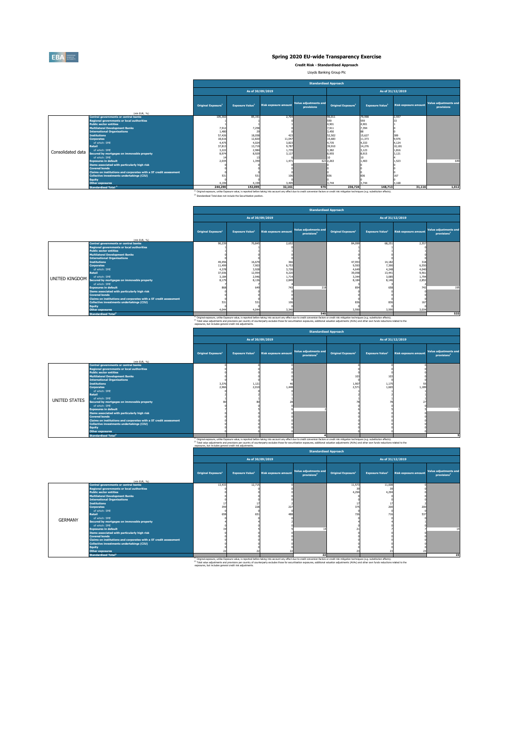# Spring 2020 EU-wide Transparency Exercise

**Credit Risk - Standardised Approach**

Lloyds Banking Group Plc

| | (mln EUR, %) | Standardised Approach | | | | | | | |
|---|---|---|---|---|---|---|---|---|---|
| | | As of 30/09/2019 | | | | As of 31/12/2019 | | | |
| | | Original Exposure[1] | Exposure Value[1] | Risk exposure amount | Value adjustments and provisions | Original Exposure[1] | Exposure Value[1] | Risk exposure amount | Value adjustments and provisions |
| Consolidated data | Central governments or central banks | 105,302 | 85,193 | 2,754 | | 96,011 | 79,598 | 2,557 | |
| | Regional governments or local authorities | 1 | 1 | 0 | | 559 | 559 | 33 | |
| | Public sector entities | 1 | 1 | 1 | | 4,901 | 4,901 | 1 | |
| | Multilateral Development Banks | 7,912 | 7,258 | 0 | | 7,911 | 7,394 | 0 | |
| | International Organisations | 1,480 | 29 | 0 | | 3,450 | 88 | 0 | |
| | Institutions | 57,426 | 18,058 | 423 | | 52,502 | 15,627 | 389 | |
| | Corporates | 18,616 | 12,820 | 11,047 | | 15,683 | 11,373 | 9,976 | |
| | of which: SME | 4,475 | 4,034 | 3,823 | | 4,735 | 4,333 | 4,124 | |
| | Retail | 37,813 | 13,719 | 9,787 | | 39,910 | 14,276 | 10,181 | |
| | of which: SME | 3,222 | 2,984 | 1,735 | | 3,382 | 3,123 | 1,816 | |
| | Secured by mortgages on immovable property | 8,974 | 8,929 | 3,127 | | 8,955 | 8,915 | 3,121 | |
| | of which: SME | 14 | 13 | 6 | | 10 | 10 | 4 | |
| | Exposures in default | 2,035 | 1,359 | 1,471 | 623 | 2,263 | 1,403 | 1,523 | 649 |
| | Items associated with particularly high risk | 0 | 0 | 0 | | 0 | 0 | 0 | |
| | Covered bonds | 0 | 0 | 0 | | 0 | 0 | 0 | |
| | Claims on institutions and corporates with a ST credit assessment | 0 | 0 | 0 | | 0 | 0 | 0 | |
| | Collective investments undertakings (CIU) | 531 | 531 | 106 | | 836 | 836 | 167 | |
| | Equity | 0 | 0 | 0 | | 0 | 0 | 0 | |
| | Other exposures | 4,199 | 4,199 | 3,495 | | 3,744 | 3,744 | 3,168 | |
| | Standardised Total[2] | 244,290 | 152,095 | 32,161 | 970 | 236,724 | 148,713 | 31,116 | 1,012 |

[1] Original exposure, unlike Exposure value, is reported before taking into account any effect due to credit conversion factors or credit risk mitigation techniques (e.g. substitution effects).
[2] Standardised Total does not include the Securitisation position.

| | (mln EUR, %) | Standardised Approach | | | | | | | |
|---|---|---|---|---|---|---|---|---|---|
| | | As of 30/09/2019 | | | | As of 31/12/2019 | | | |
| | | Original Exposure[1] | Exposure Value[1] | Risk exposure amount | Value adjustments and provisions[2] | Original Exposure[1] | Exposure Value[1] | Risk exposure amount | Value adjustments and provisions[2] |
| UNITED KINGDOM | Central governments or central banks | 90,239 | 70,845 | 2,652 | | 84,099 | 68,251 | 2,557 | |
| | Regional governments or local authorities | 1 | 1 | 0 | | 1 | 1 | 0 | |
| | Public sector entities | 1 | 1 | 1 | | 1 | 1 | 1 | |
| | Multilateral Development Banks | 0 | 0 | 0 | | 0 | 0 | 0 | |
| | International Organisations | 0 | 0 | 0 | | 0 | 0 | 0 | |
| | Institutions | 49,456 | 16,679 | 366 | | 47,553 | 14,182 | 318 | |
| | Corporates | 11,499 | 7,903 | 6,753 | | 9,593 | 7,390 | 6,550 | |
| | of which: SME | 4,378 | 3,928 | 3,726 | | 4,649 | 4,248 | 4,040 | |
| | Retail | 37,036 | 12,954 | 9,220 | | 39,058 | 13,441 | 9,562 | |
| | of which: SME | 3,184 | 2,946 | 1,714 | | 3,344 | 3,085 | 1,794 | |
| | Secured by mortgages on immovable property | 8,175 | 8,136 | 2,849 | | 8,184 | 8,146 | 2,852 | |
| | of which: SME | 7 | 7 | 4 | | 3 | 3 | 2 | |
| | Exposures in default | 868 | 649 | 743 | 218 | 854 | 658 | 743 | 195 |
| | Items associated with particularly high risk | 0 | 0 | 0 | | 0 | 0 | 0 | |
| | Covered bonds | 0 | 0 | 0 | | 0 | 0 | 0 | |
| | Claims on institutions and corporates with a ST credit assessment | 0 | 0 | 0 | | 0 | 0 | 0 | |
| | Collective investments undertakings (CIU) | 531 | 531 | 106 | | 836 | 836 | 167 | |
| | Equity | 0 | 0 | 0 | | 0 | 0 | 0 | |
| | Other exposures | 4,044 | 4,044 | 3,340 | | 3,590 | 3,590 | 3,034 | |
| | Standardised Total[2] | | | | 545 | | | | 533 |

[1] Original exposure, unlike Exposure value, is reported before taking into account any effect due to credit conversion factors or credit risk mitigation techniques (e.g. substitution effects).
[2] Total value adjustments and provisions per country of counterparty excludes those for securitisation exposures, additional valuation adjustments (AVAs) and other own funds reductions related to the exposures, but includes general credit risk adjustments.

| | (mln EUR, %) | Standardised Approach | | | | | | | |
|---|---|---|---|---|---|---|---|---|---|
| | | As of 30/09/2019 | | | | As of 31/12/2019 | | | |
| | | Original Exposure[1] | Exposure Value[1] | Risk exposure amount | Value adjustments and provisions[2] | Original Exposure[1] | Exposure Value[1] | Risk exposure amount | Value adjustments and provisions[2] |
| UNITED STATES | Central governments or central banks | 0 | 0 | 0 | | 0 | 0 | 0 | |
| | Regional governments or local authorities | 0 | 0 | 0 | | 0 | 0 | 0 | |
| | Public sector entities | 0 | 0 | 0 | | 0 | 0 | 0 | |
| | Multilateral Development Banks | 0 | 0 | 0 | | 103 | 103 | 0 | |
| | International Organisations | 0 | 0 | 0 | | 0 | 0 | 0 | |
| | Institutions | 3,376 | 1,121 | 46 | | 1,907 | 1,175 | 55 | |
| | Corporates | 2,966 | 2,010 | 1,448 | | 2,571 | 1,665 | 1,189 | |
| | of which: SME | 0 | 0 | 0 | | 1 | 1 | 1 | |
| | Retail | 2 | 2 | 1 | | 2 | 2 | 1 | |
| | of which: SME | 1 | 1 | 1 | | 1 | 1 | 1 | |
| | Secured by mortgages on immovable property | 80 | 80 | 28 | | 78 | 78 | 27 | |
| | of which: SME | 0 | 0 | 0 | | 0 | 0 | 0 | |
| | Exposures in default | 7 | 5 | 6 | 2 | 6 | 5 | 5 | 1 |
| | Items associated with particularly high risk | 0 | 0 | 0 | | 0 | 0 | 0 | |
| | Covered bonds | 0 | 0 | 0 | | 0 | 0 | 0 | |
| | Claims on institutions and corporates with a ST credit assessment | 0 | 0 | 0 | | 0 | 0 | 0 | |
| | Collective investments undertakings (CIU) | 0 | 0 | 0 | | 0 | 0 | 0 | |
| | Equity | 0 | 0 | 0 | | 0 | 0 | 0 | |
| | Other exposures | 0 | 0 | 0 | | 0 | 0 | 0 | |
| | Standardised Total[2] | | | | 4 | | | | 5 |

[1] Original exposure, unlike Exposure value, is reported before taking into account any effect due to credit conversion factors or credit risk mitigation techniques (e.g. substitution effects).
[2] Total value adjustments and provisions per country of counterparty excludes those for securitisation exposures, additional valuation adjustments (AVAs) and other own funds reductions related to the exposures, but includes general credit risk adjustments.

| | (mln EUR, %) | Standardised Approach | | | | | | | |
|---|---|---|---|---|---|---|---|---|---|
| | | As of 30/09/2019 | | | | As of 31/12/2019 | | | |
| | | Original Exposure[1] | Exposure Value[1] | Risk exposure amount | Value adjustments and provisions[2] | Original Exposure[1] | Exposure Value[1] | Risk exposure amount | Value adjustments and provisions[2] |
| GERMANY | Central governments or central banks | 13,433 | 12,715 | 0 | | 11,573 | 11,008 | 0 | |
| | Regional governments or local authorities | 0 | 0 | 0 | | 39 | 39 | 0 | |
| | Public sector entities | 0 | 0 | 0 | | 4,294 | 4,294 | 0 | |
| | Multilateral Development Banks | 0 | 0 | 0 | | 0 | 0 | 0 | |
| | International Organisations | 0 | 0 | 0 | | 0 | 0 | 0 | |
| | Institutions | 17 | 17 | 2 | | 17 | 17 | 2 | |
| | Corporates | 359 | 228 | 227 | | 375 | 200 | 200 | |
| | of which: SME | 0 | 0 | 0 | | 0 | 0 | 0 | |
| | Retail | 658 | 651 | 488 | | 726 | 716 | 537 | |
| | of which: SME | 0 | 0 | 0 | | 0 | 0 | 0 | |
| | Secured by mortgages on immovable property | 4 | 4 | 2 | | 4 | 4 | 2 | |
| | of which: SME | 0 | 0 | 0 | | 0 | 0 | 0 | |
| | Exposures in default | 19 | 4 | 5 | 14 | 21 | 6 | 7 | 14 |
| | Items associated with particularly high risk | 0 | 0 | 0 | | 0 | 0 | 0 | |
| | Covered bonds | 0 | 0 | 0 | | 0 | 0 | 0 | |
| | Claims on institutions and corporates with a ST credit assessment | 0 | 0 | 0 | | 0 | 0 | 0 | |
| | Collective investments undertakings (CIU) | 0 | 0 | 0 | | 0 | 0 | 0 | |
| | Equity | 0 | 0 | 0 | | 0 | 0 | 0 | |
| | Other exposures | 22 | 22 | 22 | | 23 | 23 | 23 | |
| | Standardised Total[2] | | | | 22 | | | | 23 |

[1] Original exposure, unlike Exposure value, is reported before taking into account any effect due to credit conversion factors or credit risk mitigation techniques (e.g. substitution effects).
[2] Total value adjustments and provisions per country of counterparty excludes those for securitisation exposures, additional valuation adjustments (AVAs) and other own funds reductions related to the exposures, but includes general credit risk adjustments.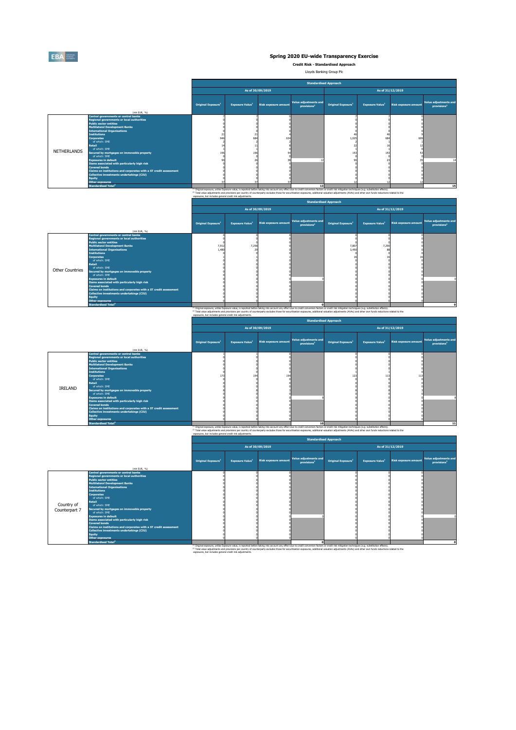# Spring 2020 EU-wide Transparency Exercise

**Credit Risk - Standardised Approach**

Lloyds Banking Group Plc

| | (mln EUR, %) | Standardised Approach | | | | | | | |
|---|---|---|---|---|---|---|---|---|---|
| | | As of 30/09/2019 | | | | As of 31/12/2019 | | | |
| | | Original Exposure[1] | Exposure Value[1] | Risk exposure amount | Value adjustments and provisions[2] | Original Exposure[1] | Exposure Value[1] | Risk exposure amount | Value adjustments and provisions[2] |
| NETHERLANDS | Central governments or central banks | 7 | 7 | 0 | | 7 | 7 | 0 | |
| | Regional governments or local authorities | 0 | 0 | 0 | | 0 | 0 | 0 | |
| | Public sector entities | 0 | 0 | 0 | | 0 | 0 | 0 | |
| | Multilateral Development Banks | 0 | 0 | 0 | | 0 | 0 | 0 | |
| | International Organisations | 0 | 0 | 0 | | 0 | 0 | 0 | |
| | Institutions | 21 | 21 | 4 | | 46 | 46 | 9 | |
| | Corporates | 946 | 684 | 634 | | 1,025 | 684 | 609 | |
| | of which: SME | 2 | 2 | 2 | | 2 | 1 | 1 | |
| | Retail | 14 | 11 | 8 | | 22 | 16 | 12 | |
| | of which: SME | 1 | 1 | 0 | | 1 | 1 | 0 | |
| | Secured by mortgages on immovable property | 156 | 156 | 54 | | 153 | 153 | 53 | |
| | of which: SME | 0 | 0 | 0 | | 0 | 0 | 0 | |
| | Exposures in default | 90 | 26 | 38 | 12 | 90 | 23 | 35 | 14 |
| | Items associated with particularly high risk | 0 | 0 | 0 | | 0 | 0 | 0 | |
| | Covered bonds | 0 | 0 | 0 | | 0 | 0 | 0 | |
| | Claims on institutions and corporates with a ST credit assessment | 0 | 0 | 0 | | 0 | 0 | 0 | |
| | Collective investments undertakings (CIU) | 0 | 0 | 0 | | 0 | 0 | 0 | |
| | Equity | 0 | 0 | 0 | | 0 | 0 | 0 | |
| | Other exposures | 37 | 37 | 37 | | 12 | 12 | 12 | |
| | Standardised Total[2] | | | | 13 | | | | 15 |

[1] Original exposure, unlike Exposure value, is reported before taking into account any effect due to credit conversion factors or credit risk mitigation techniques (e.g. substitution effects).
[2] Total value adjustments and provisions per country of counterparty excludes those for securitisation exposures, additional valuation adjustments (AVAs) and other own funds reductions related to the exposures, but includes general credit risk adjustments.

| | (mln EUR, %) | Standardised Approach | | | | | | | |
|---|---|---|---|---|---|---|---|---|---|
| | | As of 30/09/2019 | | | | As of 31/12/2019 | | | |
| | | Original Exposure[1] | Exposure Value[1] | Risk exposure amount | Value adjustments and provisions[2] | Original Exposure[1] | Exposure Value[1] | Risk exposure amount | Value adjustments and provisions[2] |
| Other Countries | Central governments or central banks | 0 | 0 | 0 | | 0 | 0 | 0 | |
| | Regional governments or local authorities | 0 | 0 | 0 | | 0 | 0 | 0 | |
| | Public sector entities | 0 | 0 | 0 | | 0 | 0 | 0 | |
| | Multilateral Development Banks | 7,912 | 7,258 | 0 | | 7,807 | 7,290 | 0 | |
| | International Organisations | 1,480 | 29 | 0 | | 3,450 | 88 | 0 | |
| | Institutions | 0 | 0 | 0 | | 0 | 0 | 0 | |
| | Corporates | 1 | 1 | 0 | | 16 | 16 | 16 | |
| | of which: SME | 0 | 0 | 0 | | 0 | 0 | 0 | |
| | Retail | 0 | 0 | 0 | | 0 | 0 | 0 | |
| | of which: SME | 0 | 0 | 0 | | 0 | 0 | 0 | |
| | Secured by mortgages on immovable property | 0 | 0 | 0 | | 0 | 0 | 0 | |
| | of which: SME | 0 | 0 | 0 | | 0 | 0 | 0 | |
| | Exposures in default | 0 | 0 | 0 | 0 | 0 | 0 | 0 | 0 |
| | Items associated with particularly high risk | 0 | 0 | 0 | | 0 | 0 | 0 | |
| | Covered bonds | 0 | 0 | 0 | | 0 | 0 | 0 | |
| | Claims on institutions and corporates with a ST credit assessment | 0 | 0 | 0 | | 0 | 0 | 0 | |
| | Collective investments undertakings (CIU) | 0 | 0 | 0 | | 0 | 0 | 0 | |
| | Equity | 0 | 0 | 0 | | 0 | 0 | 0 | |
| | Other exposures | 0 | 0 | 0 | | 0 | 0 | 0 | |
| | Standardised Total[2] | | | | 0 | | | | 0 |

[1] Original exposure, unlike Exposure value, is reported before taking into account any effect due to credit conversion factors or credit risk mitigation techniques (e.g. substitution effects).
[2] Total value adjustments and provisions per country of counterparty excludes those for securitisation exposures, additional valuation adjustments (AVAs) and other own funds reductions related to the exposures, but includes general credit risk adjustments.

| | (mln EUR, %) | Standardised Approach | | | | | | | |
|---|---|---|---|---|---|---|---|---|---|
| | | As of 30/09/2019 | | | | As of 31/12/2019 | | | |
| | | Original Exposure[1] | Exposure Value[1] | Risk exposure amount | Value adjustments and provisions[2] | Original Exposure[1] | Exposure Value[1] | Risk exposure amount | Value adjustments and provisions[2] |
| IRELAND | Central governments or central banks | 3 | 3 | 0 | | 0 | 0 | 0 | |
| | Regional governments or local authorities | 0 | 0 | 0 | | 0 | 0 | 0 | |
| | Public sector entities | 0 | 0 | 0 | | 0 | 0 | 0 | |
| | Multilateral Development Banks | 0 | 0 | 0 | | 0 | 0 | 0 | |
| | International Organisations | 0 | 0 | 0 | | 0 | 0 | 0 | |
| | Institutions | 0 | 0 | 0 | | 1 | 1 | 0 | |
| | Corporates | 173 | 154 | 154 | | 123 | 113 | 113 | |
| | of which: SME | 0 | 0 | 0 | | 0 | 0 | 0 | |
| | Retail | 0 | 0 | 0 | | 0 | 0 | 0 | |
| | of which: SME | 0 | 0 | 0 | | 0 | 0 | 0 | |
| | Secured by mortgages on immovable property | 8 | 8 | 3 | | 8 | 8 | 3 | |
| | of which: SME | 0 | 0 | 0 | | 0 | 0 | 0 | |
| | Exposures in default | 9 | 0 | 0 | 8 | 9 | 0 | 0 | 8 |
| | Items associated with particularly high risk | 0 | 0 | 0 | | 0 | 0 | 0 | |
| | Covered bonds | 0 | 0 | 0 | | 0 | 0 | 0 | |
| | Claims on institutions and corporates with a ST credit assessment | 0 | 0 | 0 | | 0 | 0 | 0 | |
| | Collective investments undertakings (CIU) | 0 | 0 | 0 | | 0 | 0 | 0 | |
| | Equity | 0 | 0 | 0 | | 0 | 0 | 0 | |
| | Other exposures | 0 | 0 | 0 | | 0 | 0 | 0 | |
| | Standardised Total[2] | | | | 10 | | | | 11 |

[1] Original exposure, unlike Exposure value, is reported before taking into account any effect due to credit conversion factors or credit risk mitigation techniques (e.g. substitution effects).
[2] Total value adjustments and provisions per country of counterparty excludes those for securitisation exposures, additional valuation adjustments (AVAs) and other own funds reductions related to the exposures, but includes general credit risk adjustments.

| | (mln EUR, %) | Standardised Approach | | | | | | | |
|---|---|---|---|---|---|---|---|---|---|
| | | As of 30/09/2019 | | | | As of 31/12/2019 | | | |
| | | Original Exposure[1] | Exposure Value[1] | Risk exposure amount | Value adjustments and provisions[2] | Original Exposure[1] | Exposure Value[1] | Risk exposure amount | Value adjustments and provisions[2] |
| Country of Counterpart 7 | Central governments or central banks | 0 | 0 | 0 | | 0 | 0 | 0 | |
| | Regional governments or local authorities | 0 | 0 | 0 | | 0 | 0 | 0 | |
| | Public sector entities | 0 | 0 | 0 | | 0 | 0 | 0 | |
| | Multilateral Development Banks | 0 | 0 | 0 | | 0 | 0 | 0 | |
| | International Organisations | 0 | 0 | 0 | | 0 | 0 | 0 | |
| | Institutions | 0 | 0 | 0 | | 0 | 0 | 0 | |
| | Corporates | 0 | 0 | 0 | | 0 | 0 | 0 | |
| | of which: SME | 0 | 0 | 0 | | 0 | 0 | 0 | |
| | Retail | 0 | 0 | 0 | | 0 | 0 | 0 | |
| | of which: SME | 0 | 0 | 0 | | 0 | 0 | 0 | |
| | Secured by mortgages on immovable property | 0 | 0 | 0 | | 0 | 0 | 0 | |
| | of which: SME | 0 | 0 | 0 | | 0 | 0 | 0 | |
| | Exposures in default | 0 | 0 | 0 | 0 | 0 | 0 | 0 | 0 |
| | Items associated with particularly high risk | 0 | 0 | 0 | | 0 | 0 | 0 | |
| | Covered bonds | 0 | 0 | 0 | | 0 | 0 | 0 | |
| | Claims on institutions and corporates with a ST credit assessment | 0 | 0 | 0 | | 0 | 0 | 0 | |
| | Collective investments undertakings (CIU) | 0 | 0 | 0 | | 0 | 0 | 0 | |
| | Equity | 0 | 0 | 0 | | 0 | 0 | 0 | |
| | Other exposures | 0 | 0 | 0 | | 0 | 0 | 0 | |
| | Standardised Total[2] | | | | 0 | | | | 0 |

[1] Original exposure, unlike Exposure value, is reported before taking into account any effect due to credit conversion factors or credit risk mitigation techniques (e.g. substitution effects).
[2] Total value adjustments and provisions per country of counterparty excludes those for securitisation exposures, additional valuation adjustments (AVAs) and other own funds reductions related to the exposures, but includes general credit risk adjustments.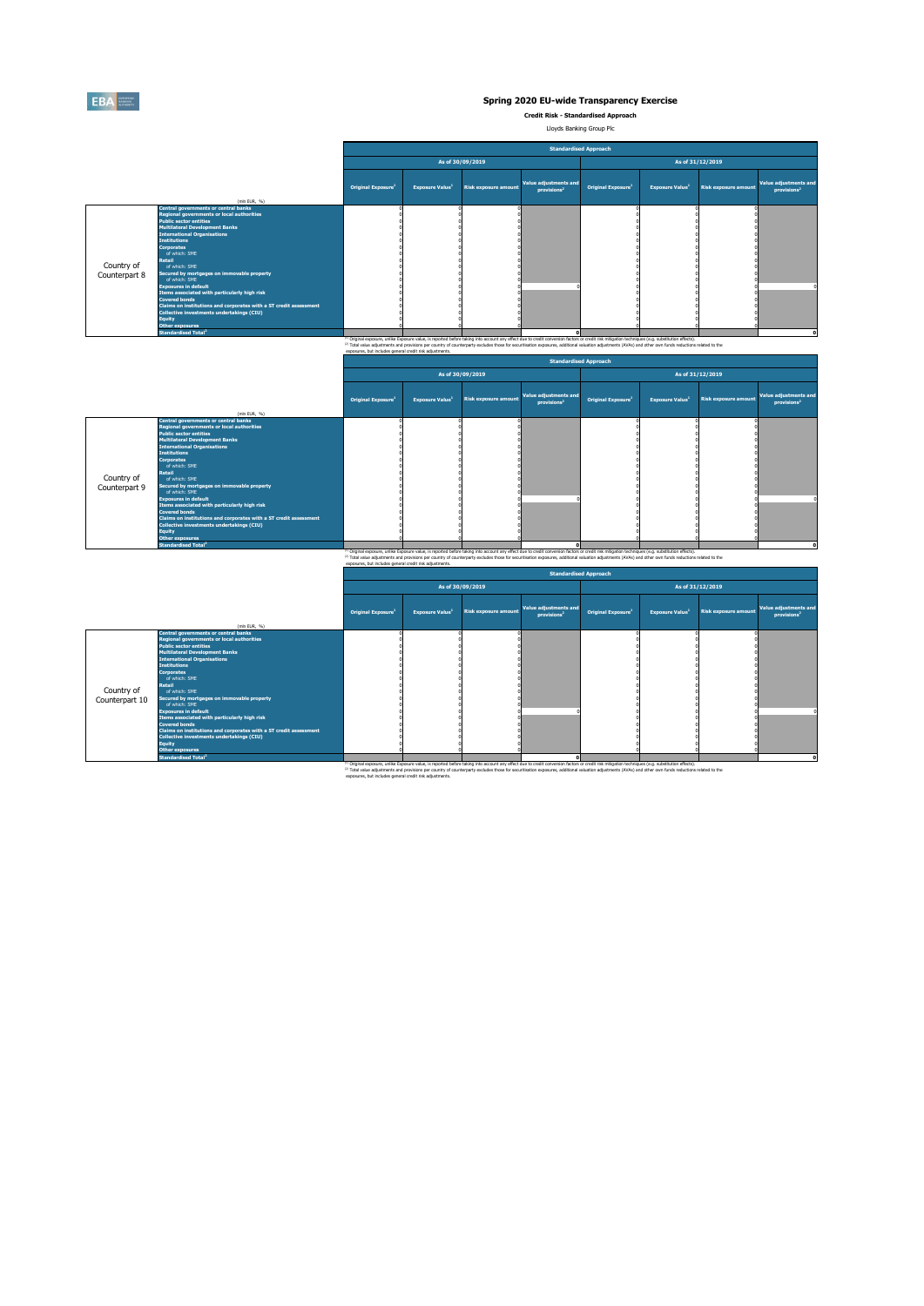## Spring 2020 EU-wide Transparency Exercise

**Credit Risk - Standardised Approach**

Lloyds Banking Group Plc

| | (mln EUR, %) | Standardised Approach | | | | | | | |
|---|---|---|---|---|---|---|---|---|---|
| | | As of 30/09/2019 | | | | As of 31/12/2019 | | | |
| | | Original Exposure[1] | Exposure Value[1] | Risk exposure amount | Value adjustments and provisions[2] | Original Exposure[1] | Exposure Value[1] | Risk exposure amount | Value adjustments and provisions[2] |
| Country of Counterpart 8 | Central governments or central banks | 0 | 0 | 0 | | 0 | 0 | 0 | |
| | Regional governments or local authorities | 0 | 0 | 0 | | 0 | 0 | 0 | |
| | Public sector entities | 0 | 0 | 0 | | 0 | 0 | 0 | |
| | Multilateral Development Banks | 0 | 0 | 0 | | 0 | 0 | 0 | |
| | International Organisations | 0 | 0 | 0 | | 0 | 0 | 0 | |
| | Institutions | 0 | 0 | 0 | | 0 | 0 | 0 | |
| | Corporates | 0 | 0 | 0 | | 0 | 0 | 0 | |
| | of which: SME | 0 | 0 | 0 | | 0 | 0 | 0 | |
| | Retail | 0 | 0 | 0 | | 0 | 0 | 0 | |
| | of which: SME | 0 | 0 | 0 | | 0 | 0 | 0 | |
| | Secured by mortgages on immovable property | 0 | 0 | 0 | | 0 | 0 | 0 | |
| | of which: SME | 0 | 0 | 0 | | 0 | 0 | 0 | |
| | Exposures in default | 0 | 0 | 0 | 0 | 0 | 0 | 0 | 0 |
| | Items associated with particularly high risk | 0 | 0 | 0 | | 0 | 0 | 0 | |
| | Covered bonds | 0 | 0 | 0 | | 0 | 0 | 0 | |
| | Claims on institutions and corporates with a ST credit assessment | 0 | 0 | 0 | | 0 | 0 | 0 | |
| | Collective investments undertakings (CIU) | 0 | 0 | 0 | | 0 | 0 | 0 | |
| | Equity | 0 | 0 | 0 | | 0 | 0 | 0 | |
| | Other exposures | 0 | 0 | 0 | | 0 | 0 | 0 | |
| | Standardised Total[2] | | | | 0 | | | | 0 |

[1] Original exposure, unlike Exposure value, is reported before taking into account any effect due to credit conversion factors or credit risk mitigation techniques (e.g. substitution effects).
[2] Total value adjustments and provisions per country of counterparty excludes those for securitisation exposures, additional valuation adjustments (AVAs) and other own funds reductions related to the exposures, but includes general credit risk adjustments.

| | (mln EUR, %) | Standardised Approach | | | | | | | |
|---|---|---|---|---|---|---|---|---|---|
| | | As of 30/09/2019 | | | | As of 31/12/2019 | | | |
| | | Original Exposure[1] | Exposure Value[1] | Risk exposure amount | Value adjustments and provisions[2] | Original Exposure[1] | Exposure Value[1] | Risk exposure amount | Value adjustments and provisions[2] |
| Country of Counterpart 9 | Central governments or central banks | 0 | 0 | 0 | | 0 | 0 | 0 | |
| | Regional governments or local authorities | 0 | 0 | 0 | | 0 | 0 | 0 | |
| | Public sector entities | 0 | 0 | 0 | | 0 | 0 | 0 | |
| | Multilateral Development Banks | 0 | 0 | 0 | | 0 | 0 | 0 | |
| | International Organisations | 0 | 0 | 0 | | 0 | 0 | 0 | |
| | Institutions | 0 | 0 | 0 | | 0 | 0 | 0 | |
| | Corporates | 0 | 0 | 0 | | 0 | 0 | 0 | |
| | of which: SME | 0 | 0 | 0 | | 0 | 0 | 0 | |
| | Retail | 0 | 0 | 0 | | 0 | 0 | 0 | |
| | of which: SME | 0 | 0 | 0 | | 0 | 0 | 0 | |
| | Secured by mortgages on immovable property | 0 | 0 | 0 | | 0 | 0 | 0 | |
| | of which: SME | 0 | 0 | 0 | | 0 | 0 | 0 | |
| | Exposures in default | 0 | 0 | 0 | 0 | 0 | 0 | 0 | 0 |
| | Items associated with particularly high risk | 0 | 0 | 0 | | 0 | 0 | 0 | |
| | Covered bonds | 0 | 0 | 0 | | 0 | 0 | 0 | |
| | Claims on institutions and corporates with a ST credit assessment | 0 | 0 | 0 | | 0 | 0 | 0 | |
| | Collective investments undertakings (CIU) | 0 | 0 | 0 | | 0 | 0 | 0 | |
| | Equity | 0 | 0 | 0 | | 0 | 0 | 0 | |
| | Other exposures | 0 | 0 | 0 | | 0 | 0 | 0 | |
| | Standardised Total[2] | | | | 0 | | | | 0 |

[1] Original exposure, unlike Exposure value, is reported before taking into account any effect due to credit conversion factors or credit risk mitigation techniques (e.g. substitution effects).
[2] Total value adjustments and provisions per country of counterparty excludes those for securitisation exposures, additional valuation adjustments (AVAs) and other own funds reductions related to the exposures, but includes general credit risk adjustments.

| | (mln EUR, %) | Standardised Approach | | | | | | | |
|---|---|---|---|---|---|---|---|---|---|
| | | As of 30/09/2019 | | | | As of 31/12/2019 | | | |
| | | Original Exposure[1] | Exposure Value[1] | Risk exposure amount | Value adjustments and provisions[2] | Original Exposure[1] | Exposure Value[1] | Risk exposure amount | Value adjustments and provisions[2] |
| Country of Counterpart 10 | Central governments or central banks | 0 | 0 | 0 | | 0 | 0 | 0 | |
| | Regional governments or local authorities | 0 | 0 | 0 | | 0 | 0 | 0 | |
| | Public sector entities | 0 | 0 | 0 | | 0 | 0 | 0 | |
| | Multilateral Development Banks | 0 | 0 | 0 | | 0 | 0 | 0 | |
| | International Organisations | 0 | 0 | 0 | | 0 | 0 | 0 | |
| | Institutions | 0 | 0 | 0 | | 0 | 0 | 0 | |
| | Corporates | 0 | 0 | 0 | | 0 | 0 | 0 | |
| | of which: SME | 0 | 0 | 0 | | 0 | 0 | 0 | |
| | Retail | 0 | 0 | 0 | | 0 | 0 | 0 | |
| | of which: SME | 0 | 0 | 0 | | 0 | 0 | 0 | |
| | Secured by mortgages on immovable property | 0 | 0 | 0 | | 0 | 0 | 0 | |
| | of which: SME | 0 | 0 | 0 | | 0 | 0 | 0 | |
| | Exposures in default | 0 | 0 | 0 | 0 | 0 | 0 | 0 | 0 |
| | Items associated with particularly high risk | 0 | 0 | 0 | | 0 | 0 | 0 | |
| | Covered bonds | 0 | 0 | 0 | | 0 | 0 | 0 | |
| | Claims on institutions and corporates with a ST credit assessment | 0 | 0 | 0 | | 0 | 0 | 0 | |
| | Collective investments undertakings (CIU) | 0 | 0 | 0 | | 0 | 0 | 0 | |
| | Equity | 0 | 0 | 0 | | 0 | 0 | 0 | |
| | Other exposures | 0 | 0 | 0 | | 0 | 0 | 0 | |
| | Standardised Total[2] | | | | 0 | | | | 0 |

[1] Original exposure, unlike Exposure value, is reported before taking into account any effect due to credit conversion factors or credit risk mitigation techniques (e.g. substitution effects).
[2] Total value adjustments and provisions per country of counterparty excludes those for securitisation exposures, additional valuation adjustments (AVAs) and other own funds reductions related to the exposures, but includes general credit risk adjustments.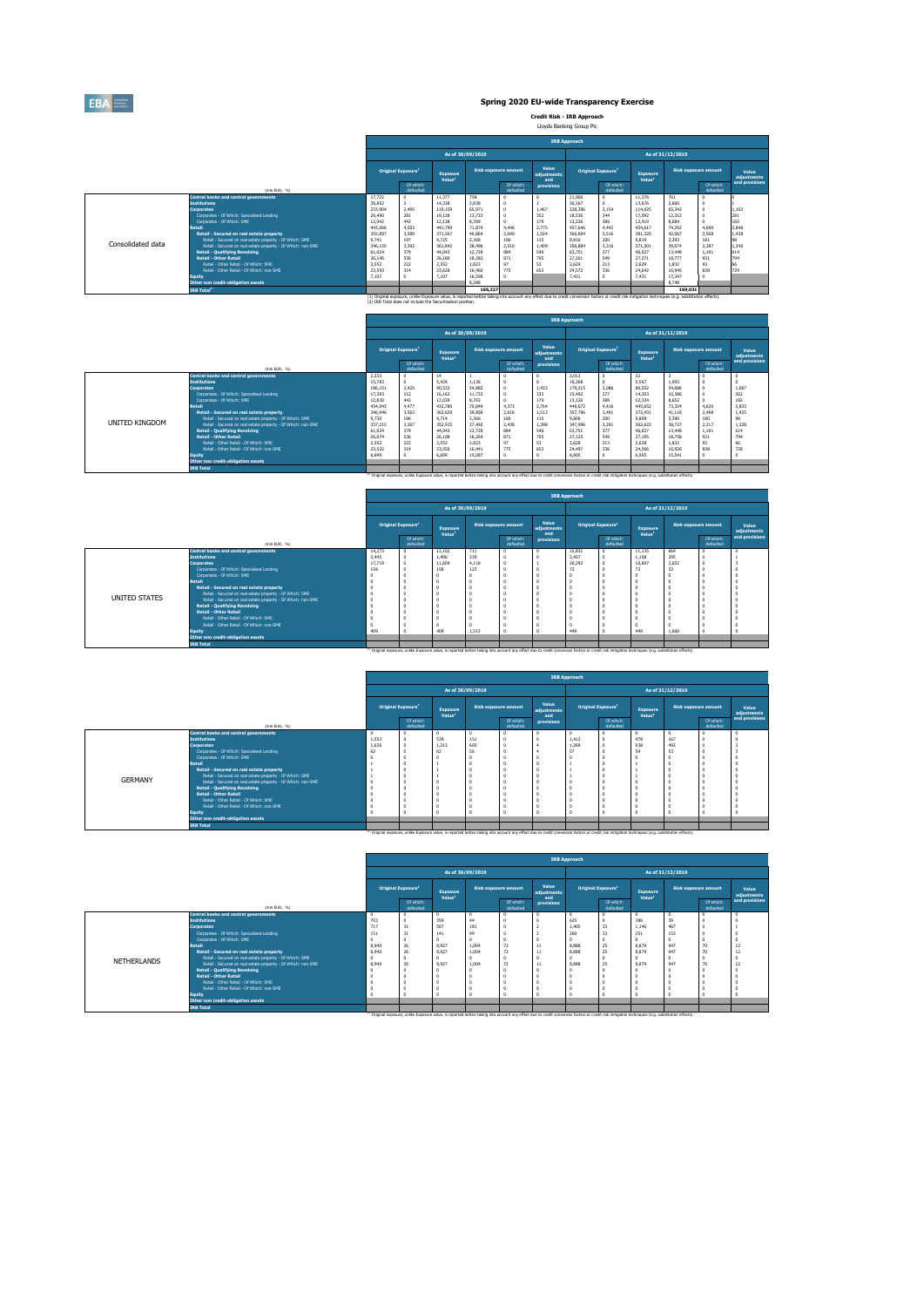# Spring 2020 EU-wide Transparency Exercise

**Credit Risk - IRB Approach**

Lloyds Banking Group Plc

| | (mln EUR, %) | As of 30/09/2019 Original Exposure[1] | Of which: defaulted | Exposure Value[1] | Risk exposure amount | Of which: defaulted | Value adjustments and provisions | As of 31/12/2019 Original Exposure[1] | Of which: defaulted | Exposure Value[1] | Risk exposure amount | Of which: defaulted | Value adjustments and provisions |
|---|---|---|---|---|---|---|---|---|---|---|---|---|---|
| Consolidated data | Central banks and central governments | 17,722 | 0 | 11,377 | 758 | 0 | 0 | 21,986 | 0 | 11,376 | 701 | 0 | 0 |
| | Institutions | 39,852 | 2 | 14,338 | 2,838 | 0 | 1 | 36,167 | 0 | 13,676 | 2,600 | 0 | 1 |
| | Corporates | 233,904 | 2,495 | 118,159 | 65,971 | 0 | 1,467 | 228,396 | 2,154 | 114,025 | 65,342 | 0 | 1,102 |
| | Corporates - Of Which: Specialised Lending | 20,490 | 281 | 19,128 | 13,733 | 0 | 352 | 18,536 | 344 | 17,092 | 12,312 | 0 | 281 |
| | Corporates - Of Which: SME | 12,942 | 443 | 12,138 | 8,399 | 0 | 179 | 13,226 | 389 | 12,419 | 8,684 | 0 | 182 |
| | Retail | 443,866 | 4,503 | 441,790 | 71,874 | 4,446 | 2,775 | 457,646 | 4,442 | 454,617 | 74,292 | 4,690 | 2,846 |
| | Retail - Secured on real estate property | 355,897 | 3,589 | 371,567 | 40,864 | 2,890 | 1,524 | 366,694 | 3,536 | 381,320 | 42,067 | 2,568 | 1,438 |
| | Retail - Secured on real estate property - Of Which: SME | 9,741 | 197 | 9,725 | 2,368 | 180 | 115 | 9,810 | 200 | 9,819 | 2,393 | 181 | 98 |
| | Retail - Secured on real estate property - Of Which: non-SME | 346,155 | 3,392 | 361,842 | 38,496 | 2,510 | 1,409 | 356,884 | 3,336 | 371,501 | 39,674 | 2,387 | 1,340 |
| | Retail - Qualifying Revolving | 61,824 | 379 | 44,043 | 12,728 | 884 | 546 | 63,751 | 377 | 46,027 | 13,448 | 1,191 | 614 |
| | Retail - Other Retail | 26,146 | 536 | 26,180 | 18,283 | 871 | 705 | 27,201 | 549 | 27,271 | 18,777 | 931 | 794 |
| | Retail - Other Retail - Of Which: SME | 2,552 | 222 | 2,552 | 1,823 | 97 | 53 | 2,629 | 213 | 2,629 | 1,832 | 93 | 66 |
| | Retail - Other Retail - Of Which: non-SME | 23,593 | 314 | 23,628 | 16,460 | 775 | 652 | 24,572 | 336 | 24,642 | 16,945 | 838 | 729 |
| | Equity | 7,107 | 0 | 7,107 | 16,598 | 0 | | 7,431 | 0 | 7,431 | 17,347 | 0 | |
| | Other non credit-obligation assets | | | | 8,288 | | | | | | 8,740 | | |
| | IRB Total[2] | | | | 166,327 | | | | | | 169,031 | | |

(1) Original exposure, unlike Exposure value, is reported before taking into account any effect due to credit conversion factors or credit risk mitigation techniques (e.g. substitution effects).
(2) IRB Total does not include the Securitisation position.

| | (mln EUR, %) | As of 30/09/2019 Original Exposure[1] | Of which: defaulted | Exposure Value[1] | Risk exposure amount | Of which: defaulted | Value adjustments and provisions | As of 31/12/2019 Original Exposure[1] | Of which: defaulted | Exposure Value[1] | Risk exposure amount | Of which: defaulted | Value adjustments and provisions |
|---|---|---|---|---|---|---|---|---|---|---|---|---|---|
| UNITED KINGDOM | Central banks and central governments | 2,333 | 0 | 14 | 1 | 0 | 0 | 3,012 | 0 | 32 | 2 | 0 | 0 |
| | Institutions | 15,783 | 0 | 5,429 | 1,136 | 0 | 0 | 16,268 | 0 | 5,567 | 1,093 | 0 | 0 |
| | Corporates | 186,151 | 2,425 | 90,533 | 54,882 | 0 | 1,433 | 179,215 | 2,086 | 86,552 | 54,686 | 0 | 1,067 |
| | Corporates - Of Which: Specialised Lending | 17,393 | 212 | 16,162 | 11,733 | 0 | 333 | 15,492 | 277 | 14,303 | 10,386 | 0 | 262 |
| | Corporates - Of Which: SME | 12,830 | 443 | 12,039 | 8,353 | 0 | 179 | 13,126 | 389 | 12,334 | 8,652 | 0 | 182 |
| | Retail | 434,043 | 4,477 | 432,780 | 70,849 | 4,373 | 2,764 | 448,672 | 4,416 | 445,652 | 73,324 | 4,620 | 2,833 |
| | Retail - Secured on real estate property | 346,946 | 3,563 | 362,629 | 39,858 | 2,618 | 1,513 | 357,796 | 3,491 | 372,431 | 41,118 | 2,498 | 1,425 |
| | Retail - Secured on real estate property - Of Which: SME | 9,730 | 196 | 9,714 | 2,366 | 180 | 115 | 9,800 | 200 | 9,809 | 2,390 | 180 | 98 |
| | Retail - Secured on real estate property - Of Which: non-SME | 337,215 | 3,367 | 352,915 | 37,492 | 2,438 | 1,398 | 347,996 | 3,291 | 362,622 | 38,727 | 2,317 | 1,328 |
| | Retail - Qualifying Revolving | 61,024 | 379 | 44,043 | 12,728 | 884 | 546 | 63,751 | 377 | 46,027 | 13,448 | 1,191 | 614 |
| | Retail - Other Retail | 26,074 | 536 | 26,108 | 18,264 | 871 | 705 | 27,125 | 549 | 27,195 | 18,758 | 931 | 794 |
| | Retail - Other Retail - Of Which: SME | 2,552 | 222 | 2,552 | 1,823 | 97 | 53 | 2,628 | 213 | 2,628 | 1,832 | 93 | 66 |
| | Retail - Other Retail - Of Which: non-SME | 23,522 | 314 | 23,556 | 16,441 | 775 | 652 | 24,497 | 336 | 24,566 | 16,926 | 838 | 728 |
| | Equity | 6,699 | 0 | 6,699 | 15,087 | 0 | 0 | 6,905 | 0 | 6,905 | 15,541 | 0 | 0 |
| | Other non credit-obligation assets | | | | | | | | | | | | |
| | IRB Total | | | | | | | | | | | | |

(1) Original exposure, unlike Exposure value, is reported before taking into account any effect due to credit conversion factors or credit risk mitigation techniques (e.g. substitution effects).

| | (mln EUR, %) | As of 30/09/2019 Original Exposure[1] | Of which: defaulted | Exposure Value[1] | Risk exposure amount | Of which: defaulted | Value adjustments and provisions | As of 31/12/2019 Original Exposure[1] | Of which: defaulted | Exposure Value[1] | Risk exposure amount | Of which: defaulted | Value adjustments and provisions |
|---|---|---|---|---|---|---|---|---|---|---|---|---|---|
| UNITED STATES | Central banks and central governments | 14,273 | 0 | 11,102 | 711 | 0 | 0 | 15,831 | 0 | 11,135 | 664 | 0 | 0 |
| | Institutions | 3,445 | 0 | 1,406 | 339 | 0 | 0 | 2,457 | 0 | 1,108 | 295 | 0 | 1 |
| | Corporates | 17,719 | 0 | 11,609 | 4,118 | 0 | 1 | 18,292 | 0 | 10,607 | 3,652 | 0 | 3 |
| | Corporates - Of Which: Specialised Lending | 158 | 0 | 158 | 123 | 0 | 0 | 72 | 0 | 72 | 53 | 0 | 0 |
| | Corporates - Of Which: SME | 0 | 0 | 0 | 0 | 0 | 0 | 0 | 0 | 0 | 0 | 0 | 0 |
| | Retail | 0 | 0 | 0 | 0 | 0 | 0 | 0 | 0 | 0 | 0 | 0 | 0 |
| | Retail - Secured on real estate property | 0 | 0 | 0 | 0 | 0 | 0 | 0 | 0 | 0 | 0 | 0 | 0 |
| | Retail - Secured on real estate property - Of Which: SME | 0 | 0 | 0 | 0 | 0 | 0 | 0 | 0 | 0 | 0 | 0 | 0 |
| | Retail - Secured on real estate property - Of Which: non-SME | 0 | 0 | 0 | 0 | 0 | 0 | 0 | 0 | 0 | 0 | 0 | 0 |
| | Retail - Qualifying Revolving | 0 | 0 | 0 | 0 | 0 | 0 | 0 | 0 | 0 | 0 | 0 | 0 |
| | Retail - Other Retail | 0 | 0 | 0 | 0 | 0 | 0 | 0 | 0 | 0 | 0 | 0 | 0 |
| | Retail - Other Retail - Of Which: SME | 0 | 0 | 0 | 0 | 0 | 0 | 0 | 0 | 0 | 0 | 0 | 0 |
| | Retail - Other Retail - Of Which: non-SME | 0 | 0 | 0 | 0 | 0 | 0 | 0 | 0 | 0 | 0 | 0 | 0 |
| | Equity | 409 | 0 | 409 | 1,512 | 0 | 0 | 449 | 0 | 449 | 1,660 | 0 | 0 |
| | Other non credit-obligation assets | | | | | | | | | | | | |
| | IRB Total | | | | | | | | | | | | |

(1) Original exposure, unlike Exposure value, is reported before taking into account any effect due to credit conversion factors or credit risk mitigation techniques (e.g. substitution effects).

| | (mln EUR, %) | As of 30/09/2019 Original Exposure[1] | Of which: defaulted | Exposure Value[1] | Risk exposure amount | Of which: defaulted | Value adjustments and provisions | As of 31/12/2019 Original Exposure[1] | Of which: defaulted | Exposure Value[1] | Risk exposure amount | Of which: defaulted | Value adjustments and provisions |
|---|---|---|---|---|---|---|---|---|---|---|---|---|---|
| GERMANY | Central banks and central governments | 0 | 0 | 0 | 0 | 0 | 0 | 0 | 0 | 0 | 0 | 0 | 0 |
| | Institutions | 1,553 | 0 | 539 | 151 | 0 | 0 | 1,412 | 0 | 478 | 167 | 0 | 0 |
| | Corporates | 1,630 | 0 | 1,213 | 605 | 0 | 4 | 1,269 | 0 | 938 | 492 | 0 | 3 |
| | Corporates - Of Which: Specialised Lending | 62 | 0 | 62 | 56 | 0 | 4 | 57 | 0 | 59 | 53 | 0 | 3 |
| | Corporates - Of Which: SME | 0 | 0 | 0 | 0 | 0 | 0 | 0 | 0 | 0 | 0 | 0 | 0 |
| | Retail | 1 | 0 | 1 | 0 | 0 | 0 | 1 | 0 | 1 | 0 | 0 | 0 |
| | Retail - Secured on real estate property | 1 | 0 | 1 | 0 | 0 | 0 | 1 | 0 | 1 | 0 | 0 | 0 |
| | Retail - Secured on real estate property - Of Which: SME | 0 | 0 | 0 | 0 | 0 | 0 | 0 | 0 | 0 | 0 | 0 | 0 |
| | Retail - Secured on real estate property - Of Which: non-SME | 1 | 0 | 1 | 0 | 0 | 0 | 1 | 0 | 1 | 0 | 0 | 0 |
| | Retail - Qualifying Revolving | 0 | 0 | 0 | 0 | 0 | 0 | 0 | 0 | 0 | 0 | 0 | 0 |
| | Retail - Other Retail | 0 | 0 | 0 | 0 | 0 | 0 | 0 | 0 | 0 | 0 | 0 | 0 |
| | Retail - Other Retail - Of Which: SME | 0 | 0 | 0 | 0 | 0 | 0 | 0 | 0 | 0 | 0 | 0 | 0 |
| | Retail - Other Retail - Of Which: non-SME | 0 | 0 | 0 | 0 | 0 | 0 | 0 | 0 | 0 | 0 | 0 | 0 |
| | Equity | 0 | 0 | 0 | 0 | 0 | 0 | 0 | 0 | 0 | 0 | 0 | 0 |
| | Other non credit-obligation assets | | | | | | | | | | | | |
| | IRB Total | | | | | | | | | | | | |

(1) Original exposure, unlike Exposure value, is reported before taking into account any effect due to credit conversion factors or credit risk mitigation techniques (e.g. substitution effects).

| | (mln EUR, %) | As of 30/09/2019 Original Exposure[1] | Of which: defaulted | Exposure Value[1] | Risk exposure amount | Of which: defaulted | Value adjustments and provisions | As of 31/12/2019 Original Exposure[1] | Of which: defaulted | Exposure Value[1] | Risk exposure amount | Of which: defaulted | Value adjustments and provisions |
|---|---|---|---|---|---|---|---|---|---|---|---|---|---|
| NETHERLANDS | Central banks and central governments | 0 | 0 | 0 | 0 | 0 | 0 | 0 | 0 | 0 | 0 | 0 | 0 |
| | Institutions | 703 | 0 | 359 | 44 | 0 | 0 | 625 | 0 | 386 | 39 | 0 | 0 |
| | Corporates | 717 | 31 | 567 | 181 | 0 | 2 | 1,405 | 33 | 1,146 | 467 | 0 | 1 |
| | Corporates - Of Which: Specialised Lending | 151 | 31 | 141 | 99 | 0 | 2 | 260 | 33 | 251 | 153 | 0 | 0 |
| | Corporates - Of Which: SME | 0 | 0 | 0 | 0 | 0 | 0 | 0 | 0 | 0 | 0 | 0 | 0 |
| | Retail | 8,940 | 26 | 8,927 | 1,004 | 72 | 11 | 8,888 | 25 | 8,879 | 947 | 70 | 12 |
| | Retail - Secured on real estate property | 8,940 | 26 | 8,927 | 1,004 | 72 | 11 | 8,888 | 25 | 8,879 | 947 | 70 | 12 |
| | Retail - Secured on real estate property - Of Which: SME | 0 | 0 | 0 | 0 | 0 | 0 | 0 | 0 | 0 | 0 | 0 | 0 |
| | Retail - Secured on real estate property - Of Which: non-SME | 8,940 | 26 | 8,927 | 1,004 | 72 | 11 | 8,888 | 25 | 8,879 | 947 | 70 | 12 |
| | Retail - Qualifying Revolving | 0 | 0 | 0 | 0 | 0 | 0 | 0 | 0 | 0 | 0 | 0 | 0 |
| | Retail - Other Retail | 0 | 0 | 0 | 0 | 0 | 0 | 0 | 0 | 0 | 0 | 0 | 0 |
| | Retail - Other Retail - Of Which: SME | 0 | 0 | 0 | 0 | 0 | 0 | 0 | 0 | 0 | 0 | 0 | 0 |
| | Retail - Other Retail - Of Which: non-SME | 0 | 0 | 0 | 0 | 0 | 0 | 0 | 0 | 0 | 0 | 0 | 0 |
| | Equity | 0 | 0 | 0 | 0 | 0 | 0 | 0 | 0 | 0 | 0 | 0 | 0 |
| | Other non credit-obligation assets | | | | | | | | | | | | |
| | IRB Total | | | | | | | | | | | | |

(1) Original exposure, unlike Exposure value, is reported before taking into account any effect due to credit conversion factors or credit risk mitigation techniques (e.g. substitution effects).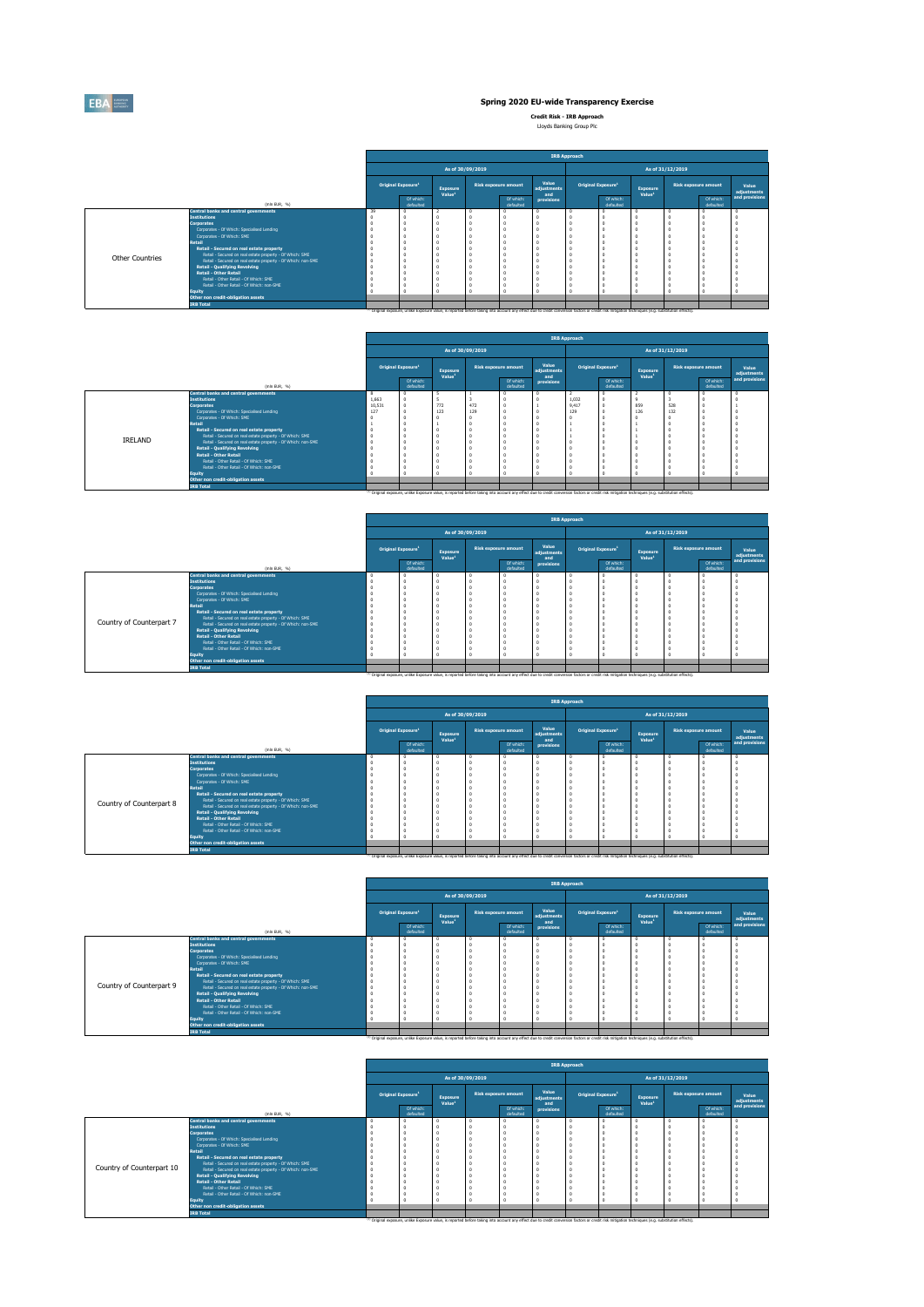# Spring 2020 EU-wide Transparency Exercise

**Credit Risk - IRB Approach**

Lloyds Banking Group Plc

| Other Countries (mln EUR, %) | IRB Approach | | | | | | | | | | | |
|---|---|---|---|---|---|---|---|---|---|---|---|---|
| | As of 30/09/2019 | | | | | | As of 31/12/2019 | | | | | |
| | Original Exposure[1] | Of which: defaulted | Exposure Value[1] | Risk exposure amount | Of which: defaulted | Value adjustments and provisions | Original Exposure[1] | Of which: defaulted | Exposure Value[1] | Risk exposure amount | Of which: defaulted | Value adjustments and provisions |
| Central banks and central governments | 39 | 0 | 2 | 0 | 0 | 0 | 0 | 0 | 0 | 0 | 0 | 0 |
| Institutions | 0 | 0 | 0 | 0 | 0 | 0 | 0 | 0 | 0 | 0 | 0 | 0 |
| Corporates | 0 | 0 | 0 | 0 | 0 | 0 | 0 | 0 | 0 | 0 | 0 | 0 |
| Corporates - Of Which: Specialised Lending | 0 | 0 | 0 | 0 | 0 | 0 | 0 | 0 | 0 | 0 | 0 | 0 |
| Corporates - Of Which: SME | 0 | 0 | 0 | 0 | 0 | 0 | 0 | 0 | 0 | 0 | 0 | 0 |
| Retail | 0 | 0 | 0 | 0 | 0 | 0 | 0 | 0 | 0 | 0 | 0 | 0 |
| Retail - Secured on real estate property | 0 | 0 | 0 | 0 | 0 | 0 | 0 | 0 | 0 | 0 | 0 | 0 |
| Retail - Secured on real estate property - Of Which: SME | 0 | 0 | 0 | 0 | 0 | 0 | 0 | 0 | 0 | 0 | 0 | 0 |
| Retail - Secured on real estate property - Of Which: non-SME | 0 | 0 | 0 | 0 | 0 | 0 | 0 | 0 | 0 | 0 | 0 | 0 |
| Retail - Qualifying Revolving | 0 | 0 | 0 | 0 | 0 | 0 | 0 | 0 | 0 | 0 | 0 | 0 |
| Retail - Other Retail | 0 | 0 | 0 | 0 | 0 | 0 | 0 | 0 | 0 | 0 | 0 | 0 |
| Retail - Other Retail - Of Which: SME | 0 | 0 | 0 | 0 | 0 | 0 | 0 | 0 | 0 | 0 | 0 | 0 |
| Retail - Other Retail - Of Which: non-SME | 0 | 0 | 0 | 0 | 0 | 0 | 0 | 0 | 0 | 0 | 0 | 0 |
| Equity | 0 | 0 | 0 | 0 | 0 | 0 | 0 | 0 | 0 | 0 | 0 | 0 |
| Other non credit-obligation assets | | | | | | | | | | | | |
| IRB Total | | | | | | | | | | | | |

(1) Original exposure, unlike Exposure value, is reported before taking into account any effect due to credit conversion factors or credit risk mitigation techniques (e.g. substitution effects).

| IRELAND (mln EUR, %) | IRB Approach | | | | | | | | | | | |
|---|---|---|---|---|---|---|---|---|---|---|---|---|
| | As of 30/09/2019 | | | | | | As of 31/12/2019 | | | | | |
| | Original Exposure[1] | Of which: defaulted | Exposure Value[1] | Risk exposure amount | Of which: defaulted | Value adjustments and provisions | Original Exposure[1] | Of which: defaulted | Exposure Value[1] | Risk exposure amount | Of which: defaulted | Value adjustments and provisions |
| Central banks and central governments | 8 | 0 | 5 | 1 | 0 | 0 | 2 | 0 | 2 | 0 | 0 | 0 |
| Institutions | 1,663 | 0 | 5 | 3 | 0 | 0 | 1,032 | 0 | 9 | 3 | 0 | 0 |
| Corporates | 10,531 | 0 | 772 | 472 | 0 | 1 | 9,417 | 0 | 859 | 528 | 0 | 1 |
| Corporates - Of Which: Specialised Lending | 127 | 0 | 123 | 129 | 0 | 0 | 129 | 0 | 126 | 132 | 0 | 0 |
| Corporates - Of Which: SME | 0 | 0 | 0 | 0 | 0 | 0 | 0 | 0 | 0 | 0 | 0 | 0 |
| Retail | 1 | 0 | 1 | 0 | 0 | 0 | 1 | 0 | 1 | 0 | 0 | 0 |
| Retail - Secured on real estate property | 0 | 0 | 0 | 0 | 0 | 0 | 1 | 0 | 1 | 0 | 0 | 0 |
| Retail - Secured on real estate property - Of Which: SME | 0 | 0 | 0 | 0 | 0 | 0 | 1 | 0 | 1 | 0 | 0 | 0 |
| Retail - Secured on real estate property - Of Which: non-SME | 0 | 0 | 0 | 0 | 0 | 0 | 0 | 0 | 0 | 0 | 0 | 0 |
| Retail - Qualifying Revolving | 0 | 0 | 0 | 0 | 0 | 0 | 0 | 0 | 0 | 0 | 0 | 0 |
| Retail - Other Retail | 0 | 0 | 0 | 0 | 0 | 0 | 0 | 0 | 0 | 0 | 0 | 0 |
| Retail - Other Retail - Of Which: SME | 0 | 0 | 0 | 0 | 0 | 0 | 0 | 0 | 0 | 0 | 0 | 0 |
| Retail - Other Retail - Of Which: non-SME | 0 | 0 | 0 | 0 | 0 | 0 | 0 | 0 | 0 | 0 | 0 | 0 |
| Equity | 0 | 0 | 0 | 0 | 0 | 0 | 0 | 0 | 0 | 0 | 0 | 0 |
| Other non credit-obligation assets | | | | | | | | | | | | |
| IRB Total | | | | | | | | | | | | |

(1) Original exposure, unlike Exposure value, is reported before taking into account any effect due to credit conversion factors or credit risk mitigation techniques (e.g. substitution effects).

| Country of Counterpart 7 (mln EUR, %) | IRB Approach | | | | | | | | | | | |
|---|---|---|---|---|---|---|---|---|---|---|---|---|
| | As of 30/09/2019 | | | | | | As of 31/12/2019 | | | | | |
| | Original Exposure[1] | Of which: defaulted | Exposure Value[1] | Risk exposure amount | Of which: defaulted | Value adjustments and provisions | Original Exposure[1] | Of which: defaulted | Exposure Value[1] | Risk exposure amount | Of which: defaulted | Value adjustments and provisions |
| Central banks and central governments | 0 | 0 | 0 | 0 | 0 | 0 | 0 | 0 | 0 | 0 | 0 | 0 |
| Institutions | 0 | 0 | 0 | 0 | 0 | 0 | 0 | 0 | 0 | 0 | 0 | 0 |
| Corporates | 0 | 0 | 0 | 0 | 0 | 0 | 0 | 0 | 0 | 0 | 0 | 0 |
| Corporates - Of Which: Specialised Lending | 0 | 0 | 0 | 0 | 0 | 0 | 0 | 0 | 0 | 0 | 0 | 0 |
| Corporates - Of Which: SME | 0 | 0 | 0 | 0 | 0 | 0 | 0 | 0 | 0 | 0 | 0 | 0 |
| Retail | 0 | 0 | 0 | 0 | 0 | 0 | 0 | 0 | 0 | 0 | 0 | 0 |
| Retail - Secured on real estate property | 0 | 0 | 0 | 0 | 0 | 0 | 0 | 0 | 0 | 0 | 0 | 0 |
| Retail - Secured on real estate property - Of Which: SME | 0 | 0 | 0 | 0 | 0 | 0 | 0 | 0 | 0 | 0 | 0 | 0 |
| Retail - Secured on real estate property - Of Which: non-SME | 0 | 0 | 0 | 0 | 0 | 0 | 0 | 0 | 0 | 0 | 0 | 0 |
| Retail - Qualifying Revolving | 0 | 0 | 0 | 0 | 0 | 0 | 0 | 0 | 0 | 0 | 0 | 0 |
| Retail - Other Retail | 0 | 0 | 0 | 0 | 0 | 0 | 0 | 0 | 0 | 0 | 0 | 0 |
| Retail - Other Retail - Of Which: SME | 0 | 0 | 0 | 0 | 0 | 0 | 0 | 0 | 0 | 0 | 0 | 0 |
| Retail - Other Retail - Of Which: non-SME | 0 | 0 | 0 | 0 | 0 | 0 | 0 | 0 | 0 | 0 | 0 | 0 |
| Equity | 0 | 0 | 0 | 0 | 0 | 0 | 0 | 0 | 0 | 0 | 0 | 0 |
| Other non credit-obligation assets | | | | | | | | | | | | |
| IRB Total | | | | | | | | | | | | |

(1) Original exposure, unlike Exposure value, is reported before taking into account any effect due to credit conversion factors or credit risk mitigation techniques (e.g. substitution effects).

| Country of Counterpart 8 (mln EUR, %) | IRB Approach | | | | | | | | | | | |
|---|---|---|---|---|---|---|---|---|---|---|---|---|
| | As of 30/09/2019 | | | | | | As of 31/12/2019 | | | | | |
| | Original Exposure[1] | Of which: defaulted | Exposure Value[1] | Risk exposure amount | Of which: defaulted | Value adjustments and provisions | Original Exposure[1] | Of which: defaulted | Exposure Value[1] | Risk exposure amount | Of which: defaulted | Value adjustments and provisions |
| Central banks and central governments | 0 | 0 | 0 | 0 | 0 | 0 | 0 | 0 | 0 | 0 | 0 | 0 |
| Institutions | 0 | 0 | 0 | 0 | 0 | 0 | 0 | 0 | 0 | 0 | 0 | 0 |
| Corporates | 0 | 0 | 0 | 0 | 0 | 0 | 0 | 0 | 0 | 0 | 0 | 0 |
| Corporates - Of Which: Specialised Lending | 0 | 0 | 0 | 0 | 0 | 0 | 0 | 0 | 0 | 0 | 0 | 0 |
| Corporates - Of Which: SME | 0 | 0 | 0 | 0 | 0 | 0 | 0 | 0 | 0 | 0 | 0 | 0 |
| Retail | 0 | 0 | 0 | 0 | 0 | 0 | 0 | 0 | 0 | 0 | 0 | 0 |
| Retail - Secured on real estate property | 0 | 0 | 0 | 0 | 0 | 0 | 0 | 0 | 0 | 0 | 0 | 0 |
| Retail - Secured on real estate property - Of Which: SME | 0 | 0 | 0 | 0 | 0 | 0 | 0 | 0 | 0 | 0 | 0 | 0 |
| Retail - Secured on real estate property - Of Which: non-SME | 0 | 0 | 0 | 0 | 0 | 0 | 0 | 0 | 0 | 0 | 0 | 0 |
| Retail - Qualifying Revolving | 0 | 0 | 0 | 0 | 0 | 0 | 0 | 0 | 0 | 0 | 0 | 0 |
| Retail - Other Retail | 0 | 0 | 0 | 0 | 0 | 0 | 0 | 0 | 0 | 0 | 0 | 0 |
| Retail - Other Retail - Of Which: SME | 0 | 0 | 0 | 0 | 0 | 0 | 0 | 0 | 0 | 0 | 0 | 0 |
| Retail - Other Retail - Of Which: non-SME | 0 | 0 | 0 | 0 | 0 | 0 | 0 | 0 | 0 | 0 | 0 | 0 |
| Equity | 0 | 0 | 0 | 0 | 0 | 0 | 0 | 0 | 0 | 0 | 0 | 0 |
| Other non credit-obligation assets | | | | | | | | | | | | |
| IRB Total | | | | | | | | | | | | |

(1) Original exposure, unlike Exposure value, is reported before taking into account any effect due to credit conversion factors or credit risk mitigation techniques (e.g. substitution effects).

| Country of Counterpart 9 (mln EUR, %) | IRB Approach | | | | | | | | | | | |
|---|---|---|---|---|---|---|---|---|---|---|---|---|
| | As of 30/09/2019 | | | | | | As of 31/12/2019 | | | | | |
| | Original Exposure[1] | Of which: defaulted | Exposure Value[1] | Risk exposure amount | Of which: defaulted | Value adjustments and provisions | Original Exposure[1] | Of which: defaulted | Exposure Value[1] | Risk exposure amount | Of which: defaulted | Value adjustments and provisions |
| Central banks and central governments | 0 | 0 | 0 | 0 | 0 | 0 | 0 | 0 | 0 | 0 | 0 | 0 |
| Institutions | 0 | 0 | 0 | 0 | 0 | 0 | 0 | 0 | 0 | 0 | 0 | 0 |
| Corporates | 0 | 0 | 0 | 0 | 0 | 0 | 0 | 0 | 0 | 0 | 0 | 0 |
| Corporates - Of Which: Specialised Lending | 0 | 0 | 0 | 0 | 0 | 0 | 0 | 0 | 0 | 0 | 0 | 0 |
| Corporates - Of Which: SME | 0 | 0 | 0 | 0 | 0 | 0 | 0 | 0 | 0 | 0 | 0 | 0 |
| Retail | 0 | 0 | 0 | 0 | 0 | 0 | 0 | 0 | 0 | 0 | 0 | 0 |
| Retail - Secured on real estate property | 0 | 0 | 0 | 0 | 0 | 0 | 0 | 0 | 0 | 0 | 0 | 0 |
| Retail - Secured on real estate property - Of Which: SME | 0 | 0 | 0 | 0 | 0 | 0 | 0 | 0 | 0 | 0 | 0 | 0 |
| Retail - Secured on real estate property - Of Which: non-SME | 0 | 0 | 0 | 0 | 0 | 0 | 0 | 0 | 0 | 0 | 0 | 0 |
| Retail - Qualifying Revolving | 0 | 0 | 0 | 0 | 0 | 0 | 0 | 0 | 0 | 0 | 0 | 0 |
| Retail - Other Retail | 0 | 0 | 0 | 0 | 0 | 0 | 0 | 0 | 0 | 0 | 0 | 0 |
| Retail - Other Retail - Of Which: SME | 0 | 0 | 0 | 0 | 0 | 0 | 0 | 0 | 0 | 0 | 0 | 0 |
| Retail - Other Retail - Of Which: non-SME | 0 | 0 | 0 | 0 | 0 | 0 | 0 | 0 | 0 | 0 | 0 | 0 |
| Equity | 0 | 0 | 0 | 0 | 0 | 0 | 0 | 0 | 0 | 0 | 0 | 0 |
| Other non credit-obligation assets | | | | | | | | | | | | |
| IRB Total | | | | | | | | | | | | |

(1) Original exposure, unlike Exposure value, is reported before taking into account any effect due to credit conversion factors or credit risk mitigation techniques (e.g. substitution effects).

| Country of Counterpart 10 (mln EUR, %) | IRB Approach | | | | | | | | | | | |
|---|---|---|---|---|---|---|---|---|---|---|---|---|
| | As of 30/09/2019 | | | | | | As of 31/12/2019 | | | | | |
| | Original Exposure[1] | Of which: defaulted | Exposure Value[1] | Risk exposure amount | Of which: defaulted | Value adjustments and provisions | Original Exposure[1] | Of which: defaulted | Exposure Value[1] | Risk exposure amount | Of which: defaulted | Value adjustments and provisions |
| Central banks and central governments | 0 | 0 | 0 | 0 | 0 | 0 | 0 | 0 | 0 | 0 | 0 | 0 |
| Institutions | 0 | 0 | 0 | 0 | 0 | 0 | 0 | 0 | 0 | 0 | 0 | 0 |
| Corporates | 0 | 0 | 0 | 0 | 0 | 0 | 0 | 0 | 0 | 0 | 0 | 0 |
| Corporates - Of Which: Specialised Lending | 0 | 0 | 0 | 0 | 0 | 0 | 0 | 0 | 0 | 0 | 0 | 0 |
| Corporates - Of Which: SME | 0 | 0 | 0 | 0 | 0 | 0 | 0 | 0 | 0 | 0 | 0 | 0 |
| Retail | 0 | 0 | 0 | 0 | 0 | 0 | 0 | 0 | 0 | 0 | 0 | 0 |
| Retail - Secured on real estate property | 0 | 0 | 0 | 0 | 0 | 0 | 0 | 0 | 0 | 0 | 0 | 0 |
| Retail - Secured on real estate property - Of Which: SME | 0 | 0 | 0 | 0 | 0 | 0 | 0 | 0 | 0 | 0 | 0 | 0 |
| Retail - Secured on real estate property - Of Which: non-SME | 0 | 0 | 0 | 0 | 0 | 0 | 0 | 0 | 0 | 0 | 0 | 0 |
| Retail - Qualifying Revolving | 0 | 0 | 0 | 0 | 0 | 0 | 0 | 0 | 0 | 0 | 0 | 0 |
| Retail - Other Retail | 0 | 0 | 0 | 0 | 0 | 0 | 0 | 0 | 0 | 0 | 0 | 0 |
| Retail - Other Retail - Of Which: SME | 0 | 0 | 0 | 0 | 0 | 0 | 0 | 0 | 0 | 0 | 0 | 0 |
| Retail - Other Retail - Of Which: non-SME | 0 | 0 | 0 | 0 | 0 | 0 | 0 | 0 | 0 | 0 | 0 | 0 |
| Equity | 0 | 0 | 0 | 0 | 0 | 0 | 0 | 0 | 0 | 0 | 0 | 0 |
| Other non credit-obligation assets | | | | | | | | | | | | |
| IRB Total | | | | | | | | | | | | |

(1) Original exposure, unlike Exposure value, is reported before taking into account any effect due to credit conversion factors or credit risk mitigation techniques (e.g. substitution effects).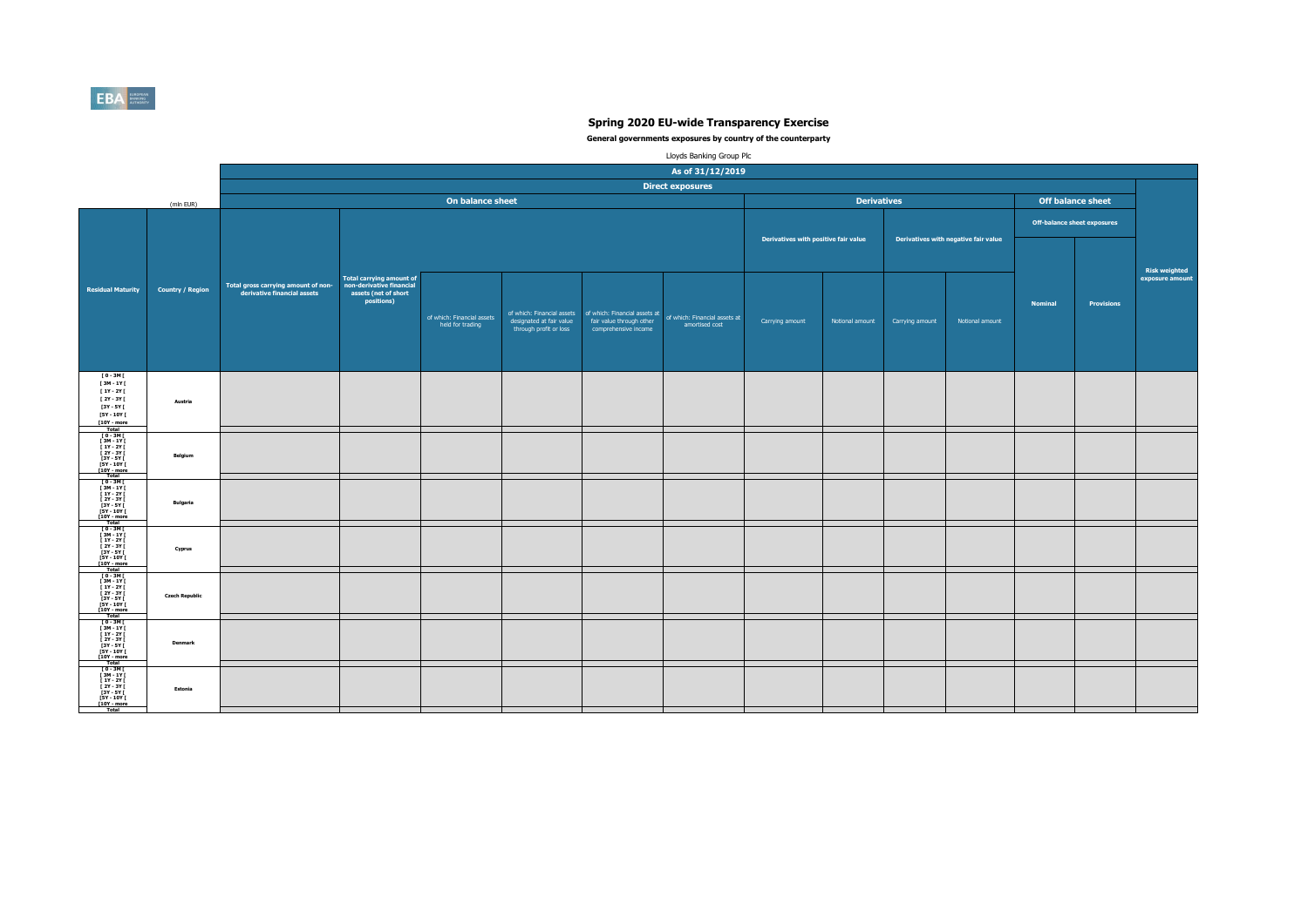## Spring 2020 EU-wide Transparency Exercise

**General governments exposures by country of the counterparty**

Lloyds Banking Group Plc

| | | As of 31/12/2019 | | | | | | | | | | | | |
|---|---|---|---|---|---|---|---|---|---|---|---|---|---|---|
| | | Direct exposures | | | | | | | | | | | | |
| | (mln EUR) | On balance sheet | | | | | | Derivatives | | | | Off balance sheet | | |
| | | | | | | | | Derivatives with positive fair value | | Derivatives with negative fair value | | Off-balance sheet exposures | | |
| Residual Maturity | Country / Region | Total gross carrying amount of non-derivative financial assets | Total carrying amount of non-derivative financial assets (net of short positions) | of which: Financial assets held for trading | of which: Financial assets designated at fair value through profit or loss | of which: Financial assets at fair value through other comprehensive income | of which: Financial assets at amortised cost | Carrying amount | Notional amount | Carrying amount | Notional amount | Nominal | Provisions | Risk weighted exposure amount |
| [ 0 - 3M [ | Austria | | | | | | | | | | | | | |
| [ 3M - 1Y [ | | | | | | | | | | | | | | |
| [ 1Y - 2Y [ | | | | | | | | | | | | | | |
| [ 2Y - 3Y [ | | | | | | | | | | | | | | |
| [3Y - 5Y [ | | | | | | | | | | | | | | |
| [5Y - 10Y [ | | | | | | | | | | | | | | |
| [10Y - more | | | | | | | | | | | | | | |
| Total | | | | | | | | | | | | | | |
| [ 0 - 3M [ | Belgium | | | | | | | | | | | | | |
| [ 3M - 1Y [ | | | | | | | | | | | | | | |
| [ 1Y - 2Y [ | | | | | | | | | | | | | | |
| [ 2Y - 3Y [ | | | | | | | | | | | | | | |
| [3Y - 5Y [ | | | | | | | | | | | | | | |
| [5Y - 10Y [ | | | | | | | | | | | | | | |
| [10Y - more | | | | | | | | | | | | | | |
| Total | | | | | | | | | | | | | | |
| [ 0 - 3M [ | Bulgaria | | | | | | | | | | | | | |
| [ 3M - 1Y [ | | | | | | | | | | | | | | |
| [ 1Y - 2Y [ | | | | | | | | | | | | | | |
| [ 2Y - 3Y [ | | | | | | | | | | | | | | |
| [3Y - 5Y [ | | | | | | | | | | | | | | |
| [5Y - 10Y [ | | | | | | | | | | | | | | |
| [10Y - more | | | | | | | | | | | | | | |
| Total | | | | | | | | | | | | | | |
| [ 0 - 3M [ | Cyprus | | | | | | | | | | | | | |
| [ 3M - 1Y [ | | | | | | | | | | | | | | |
| [ 1Y - 2Y [ | | | | | | | | | | | | | | |
| [ 2Y - 3Y [ | | | | | | | | | | | | | | |
| [3Y - 5Y [ | | | | | | | | | | | | | | |
| [5Y - 10Y [ | | | | | | | | | | | | | | |
| [10Y - more | | | | | | | | | | | | | | |
| Total | | | | | | | | | | | | | | |
| [ 0 - 3M [ | Czech Republic | | | | | | | | | | | | | |
| [ 3M - 1Y [ | | | | | | | | | | | | | | |
| [ 1Y - 2Y [ | | | | | | | | | | | | | | |
| [ 2Y - 3Y [ | | | | | | | | | | | | | | |
| [3Y - 5Y [ | | | | | | | | | | | | | | |
| [5Y - 10Y [ | | | | | | | | | | | | | | |
| [10Y - more | | | | | | | | | | | | | | |
| Total | | | | | | | | | | | | | | |
| [ 0 - 3M [ | Denmark | | | | | | | | | | | | | |
| [ 3M - 1Y [ | | | | | | | | | | | | | | |
| [ 1Y - 2Y [ | | | | | | | | | | | | | | |
| [ 2Y - 3Y [ | | | | | | | | | | | | | | |
| [3Y - 5Y [ | | | | | | | | | | | | | | |
| [5Y - 10Y [ | | | | | | | | | | | | | | |
| [10Y - more | | | | | | | | | | | | | | |
| Total | | | | | | | | | | | | | | |
| [ 0 - 3M [ | Estonia | | | | | | | | | | | | | |
| [ 3M - 1Y [ | | | | | | | | | | | | | | |
| [ 1Y - 2Y [ | | | | | | | | | | | | | | |
| [ 2Y - 3Y [ | | | | | | | | | | | | | | |
| [3Y - 5Y [ | | | | | | | | | | | | | | |
| [5Y - 10Y [ | | | | | | | | | | | | | | |
| [10Y - more | | | | | | | | | | | | | | |
| Total | | | | | | | | | | | | | | |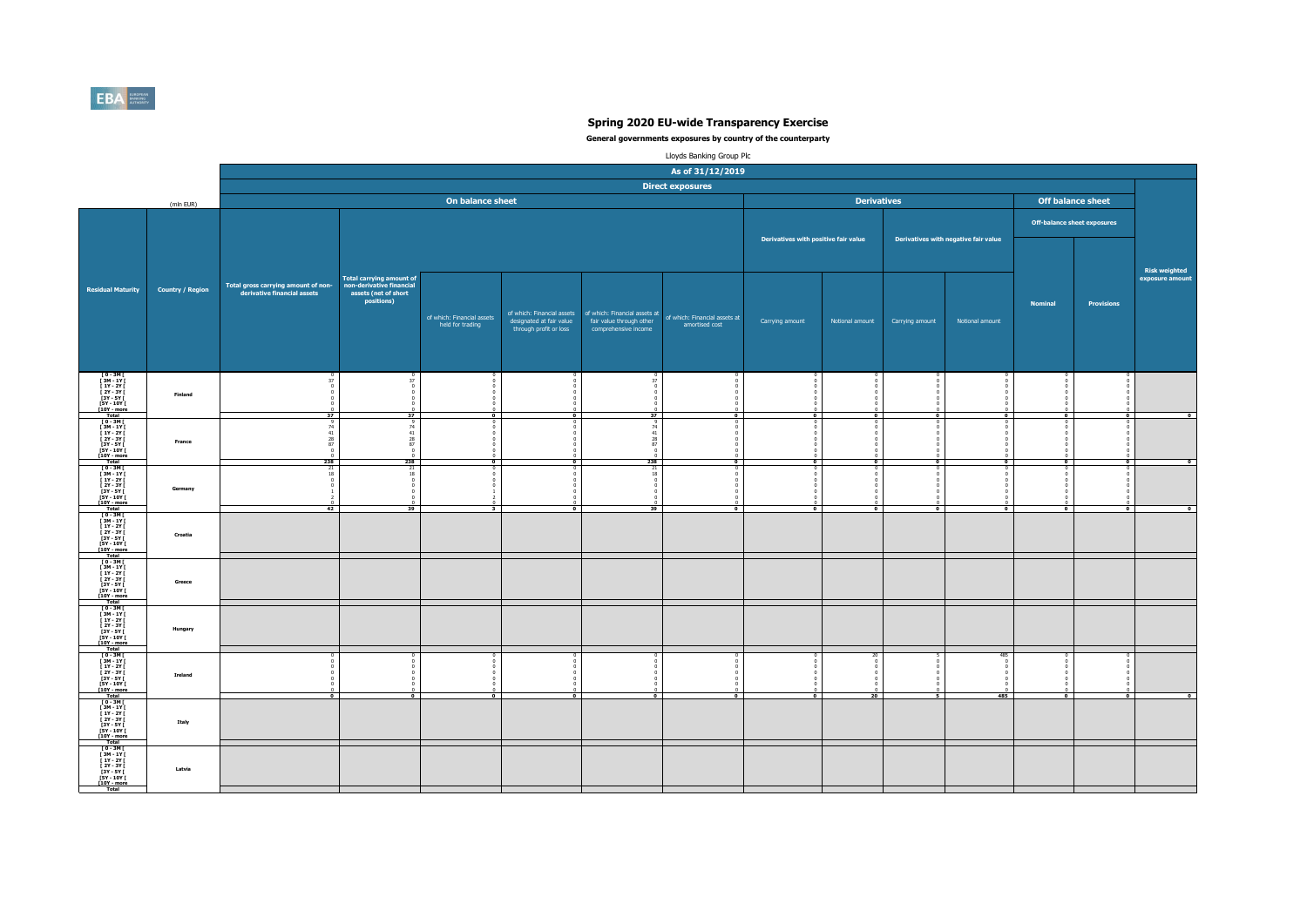# Spring 2020 EU-wide Transparency Exercise

**General governments exposures by country of the counterparty**

Lloyds Banking Group Plc

| | | As of 31/12/2019 | | | | | | | | | | | | |
|---|---|---|---|---|---|---|---|---|---|---|---|---|---|---|
| | | Direct exposures | | | | | | | | | | | | |
| | (mln EUR) | On balance sheet | | | | | | Derivatives | | | | Off balance sheet | | |
| | | | | | | | | Derivatives with positive fair value | | Derivatives with negative fair value | | Off-balance sheet exposures | | |
| Residual Maturity | Country / Region | Total gross carrying amount of non-derivative financial assets | Total carrying amount of non-derivative financial assets (net of short positions) | of which: Financial assets held for trading | of which: Financial assets designated at fair value through profit or loss | of which: Financial assets at fair value through other comprehensive income | of which: Financial assets at amortised cost | Carrying amount | Notional amount | Carrying amount | Notional amount | Nominal | Provisions | Risk weighted exposure amount |
| [ 0 - 3M [ | Finland | 0 | 0 | 0 | 0 | 0 | 0 | 0 | 0 | 0 | 0 | 0 | 0 | |
| [ 3M - 1Y [ | | 37 | 37 | 0 | 0 | 37 | 0 | 0 | 0 | 0 | 0 | 0 | 0 | |
| [ 1Y - 2Y [ | | 0 | 0 | 0 | 0 | 0 | 0 | 0 | 0 | 0 | 0 | 0 | 0 | |
| [ 2Y - 3Y [ | | 0 | 0 | 0 | 0 | 0 | 0 | 0 | 0 | 0 | 0 | 0 | 0 | |
| [3Y - 5Y [ | | 0 | 0 | 0 | 0 | 0 | 0 | 0 | 0 | 0 | 0 | 0 | 0 | |
| [5Y - 10Y [ | | 0 | 0 | 0 | 0 | 0 | 0 | 0 | 0 | 0 | 0 | 0 | 0 | |
| [10Y - more | | 0 | 0 | 0 | 0 | 0 | 0 | 0 | 0 | 0 | 0 | 0 | 0 | |
| Total | | 37 | 37 | 0 | 0 | 37 | 0 | 0 | 0 | 0 | 0 | 0 | 0 | 0 |
| [ 0 - 3M [ | France | 9 | 9 | 0 | 0 | 9 | 0 | 0 | 0 | 0 | 0 | 0 | 0 | |
| [ 3M - 1Y [ | | 74 | 74 | 0 | 0 | 74 | 0 | 0 | 0 | 0 | 0 | 0 | 0 | |
| [ 1Y - 2Y [ | | 41 | 41 | 0 | 0 | 41 | 0 | 0 | 0 | 0 | 0 | 0 | 0 | |
| [ 2Y - 3Y [ | | 28 | 28 | 0 | 0 | 28 | 0 | 0 | 0 | 0 | 0 | 0 | 0 | |
| [3Y - 5Y [ | | 87 | 87 | 0 | 0 | 87 | 0 | 0 | 0 | 0 | 0 | 0 | 0 | |
| [5Y - 10Y [ | | 0 | 0 | 0 | 0 | 0 | 0 | 0 | 0 | 0 | 0 | 0 | 0 | |
| [10Y - more | | 0 | 0 | 0 | 0 | 0 | 0 | 0 | 0 | 0 | 0 | 0 | 0 | |
| Total | | 238 | 238 | 0 | 0 | 238 | 0 | 0 | 0 | 0 | 0 | 0 | 0 | 0 |
| [ 0 - 3M [ | Germany | 21 | 21 | 0 | 0 | 21 | 0 | 0 | 0 | 0 | 0 | 0 | 0 | |
| [ 3M - 1Y [ | | 18 | 18 | 0 | 0 | 18 | 0 | 0 | 0 | 0 | 0 | 0 | 0 | |
| [ 1Y - 2Y [ | | 0 | 0 | 0 | 0 | 0 | 0 | 0 | 0 | 0 | 0 | 0 | 0 | |
| [ 2Y - 3Y [ | | 0 | 0 | 0 | 0 | 0 | 0 | 0 | 0 | 0 | 0 | 0 | 0 | |
| [3Y - 5Y [ | | 1 | 0 | 1 | 0 | 0 | 0 | 0 | 0 | 0 | 0 | 0 | 0 | |
| [5Y - 10Y [ | | 2 | 0 | 2 | 0 | 0 | 0 | 0 | 0 | 0 | 0 | 0 | 0 | |
| [10Y - more | | 0 | 0 | 0 | 0 | 0 | 0 | 0 | 0 | 0 | 0 | 0 | 0 | |
| Total | | 42 | 39 | 3 | 0 | 39 | 0 | 0 | 0 | 0 | 0 | 0 | 0 | 0 |
| [ 0 - 3M [ | Croatia | | | | | | | | | | | | | |
| [ 3M - 1Y [ | | | | | | | | | | | | | | |
| [ 1Y - 2Y [ | | | | | | | | | | | | | | |
| [ 2Y - 3Y [ | | | | | | | | | | | | | | |
| [3Y - 5Y [ | | | | | | | | | | | | | | |
| [5Y - 10Y [ | | | | | | | | | | | | | | |
| [10Y - more | | | | | | | | | | | | | | |
| Total | | | | | | | | | | | | | | |
| [ 0 - 3M [ | Greece | | | | | | | | | | | | | |
| [ 3M - 1Y [ | | | | | | | | | | | | | | |
| [ 1Y - 2Y [ | | | | | | | | | | | | | | |
| [ 2Y - 3Y [ | | | | | | | | | | | | | | |
| [3Y - 5Y [ | | | | | | | | | | | | | | |
| [5Y - 10Y [ | | | | | | | | | | | | | | |
| [10Y - more | | | | | | | | | | | | | | |
| Total | | | | | | | | | | | | | | |
| [ 0 - 3M [ | Hungary | | | | | | | | | | | | | |
| [ 3M - 1Y [ | | | | | | | | | | | | | | |
| [ 1Y - 2Y [ | | | | | | | | | | | | | | |
| [ 2Y - 3Y [ | | | | | | | | | | | | | | |
| [3Y - 5Y [ | | | | | | | | | | | | | | |
| [5Y - 10Y [ | | | | | | | | | | | | | | |
| [10Y - more | | | | | | | | | | | | | | |
| Total | | | | | | | | | | | | | | |
| [ 0 - 3M [ | Ireland | 0 | 0 | 0 | 0 | 0 | 0 | 0 | 20 | 5 | 485 | 0 | 0 | |
| [ 3M - 1Y [ | | 0 | 0 | 0 | 0 | 0 | 0 | 0 | 0 | 0 | 0 | 0 | 0 | |
| [ 1Y - 2Y [ | | 0 | 0 | 0 | 0 | 0 | 0 | 0 | 0 | 0 | 0 | 0 | 0 | |
| [ 2Y - 3Y [ | | 0 | 0 | 0 | 0 | 0 | 0 | 0 | 0 | 0 | 0 | 0 | 0 | |
| [3Y - 5Y [ | | 0 | 0 | 0 | 0 | 0 | 0 | 0 | 0 | 0 | 0 | 0 | 0 | |
| [5Y - 10Y [ | | 0 | 0 | 0 | 0 | 0 | 0 | 0 | 0 | 0 | 0 | 0 | 0 | |
| [10Y - more | | 0 | 0 | 0 | 0 | 0 | 0 | 0 | 0 | 0 | 0 | 0 | 0 | |
| Total | | 0 | 0 | 0 | 0 | 0 | 0 | 0 | 20 | 5 | 485 | 0 | 0 | 0 |
| [ 0 - 3M [ | Italy | | | | | | | | | | | | | |
| [ 3M - 1Y [ | | | | | | | | | | | | | | |
| [ 1Y - 2Y [ | | | | | | | | | | | | | | |
| [ 2Y - 3Y [ | | | | | | | | | | | | | | |
| [3Y - 5Y [ | | | | | | | | | | | | | | |
| [5Y - 10Y [ | | | | | | | | | | | | | | |
| [10Y - more | | | | | | | | | | | | | | |
| Total | | | | | | | | | | | | | | |
| [ 0 - 3M [ | Latvia | | | | | | | | | | | | | |
| [ 3M - 1Y [ | | | | | | | | | | | | | | |
| [ 1Y - 2Y [ | | | | | | | | | | | | | | |
| [ 2Y - 3Y [ | | | | | | | | | | | | | | |
| [3Y - 5Y [ | | | | | | | | | | | | | | |
| [5Y - 10Y [ | | | | | | | | | | | | | | |
| [10Y - more | | | | | | | | | | | | | | |
| Total | | | | | | | | | | | | | | |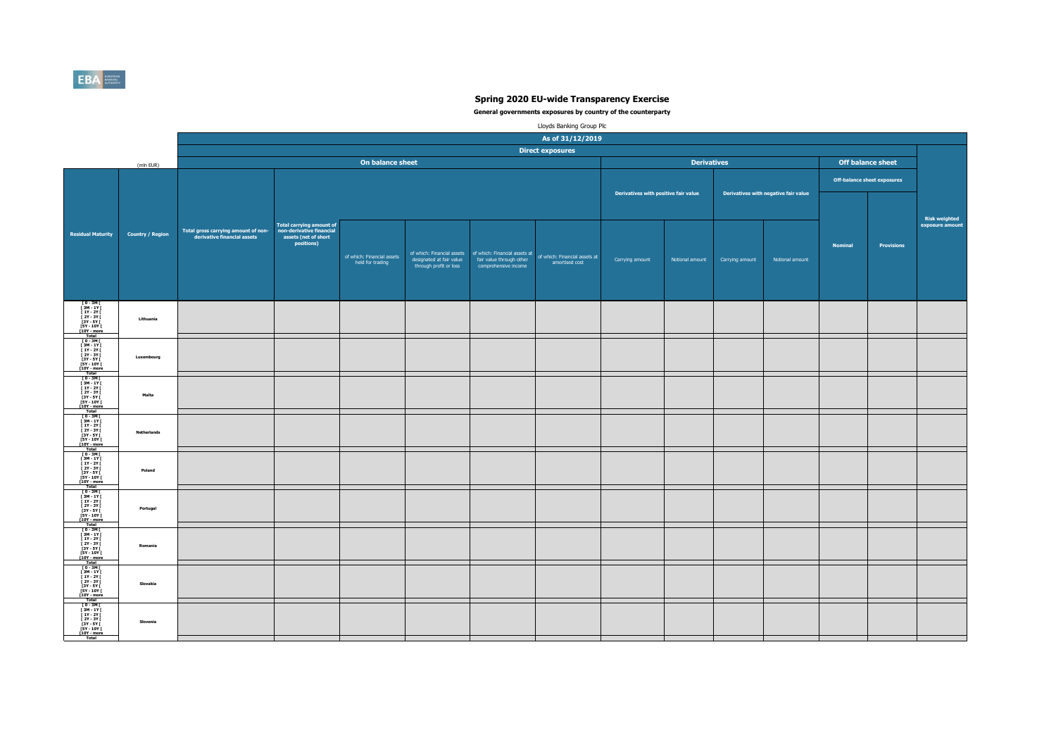# Spring 2020 EU-wide Transparency Exercise

**General governments exposures by country of the counterparty**

Lloyds Banking Group Plc

| | (mln EUR) | As of 31/12/2019 | | | | | | | | | | | | |
|---|---|---|---|---|---|---|---|---|---|---|---|---|---|---|
| | | Direct exposures | | | | | | | | | | | | |
| | | On balance sheet | | | | | | Derivatives | | | | Off balance sheet | | |
| | | | | | | | | Derivatives with positive fair value | | Derivatives with negative fair value | | Off-balance sheet exposures | | |
| **Residual Maturity** | **Country / Region** | **Total gross carrying amount of non-derivative financial assets** | **Total carrying amount of non-derivative financial assets (net of short positions)** | of which: Financial assets held for trading | of which: Financial assets designated at fair value through profit or loss | of which: Financial assets at fair value through other comprehensive income | of which: Financial assets at amortised cost | Carrying amount | Notional amount | Carrying amount | Notional amount | **Nominal** | **Provisions** | **Risk weighted exposure amount** |
| [ 0 - 3M [ | Lithuania | | | | | | | | | | | | | |
| [ 3M - 1Y [ | | | | | | | | | | | | | | |
| [ 1Y - 2Y [ | | | | | | | | | | | | | | |
| [ 2Y - 3Y [ | | | | | | | | | | | | | | |
| [3Y - 5Y [ | | | | | | | | | | | | | | |
| [5Y - 10Y [ | | | | | | | | | | | | | | |
| [10Y - more | | | | | | | | | | | | | | |
| Total | | | | | | | | | | | | | | |
| [ 0 - 3M [ | Luxembourg | | | | | | | | | | | | | |
| [ 3M - 1Y [ | | | | | | | | | | | | | | |
| [ 1Y - 2Y [ | | | | | | | | | | | | | | |
| [ 2Y - 3Y [ | | | | | | | | | | | | | | |
| [3Y - 5Y [ | | | | | | | | | | | | | | |
| [5Y - 10Y [ | | | | | | | | | | | | | | |
| [10Y - more | | | | | | | | | | | | | | |
| Total | | | | | | | | | | | | | | |
| [ 0 - 3M [ | Malta | | | | | | | | | | | | | |
| [ 3M - 1Y [ | | | | | | | | | | | | | | |
| [ 1Y - 2Y [ | | | | | | | | | | | | | | |
| [ 2Y - 3Y [ | | | | | | | | | | | | | | |
| [3Y - 5Y [ | | | | | | | | | | | | | | |
| [5Y - 10Y [ | | | | | | | | | | | | | | |
| [10Y - more | | | | | | | | | | | | | | |
| Total | | | | | | | | | | | | | | |
| [ 0 - 3M [ | Netherlands | | | | | | | | | | | | | |
| [ 3M - 1Y [ | | | | | | | | | | | | | | |
| [ 1Y - 2Y [ | | | | | | | | | | | | | | |
| [ 2Y - 3Y [ | | | | | | | | | | | | | | |
| [3Y - 5Y [ | | | | | | | | | | | | | | |
| [5Y - 10Y [ | | | | | | | | | | | | | | |
| [10Y - more | | | | | | | | | | | | | | |
| Total | | | | | | | | | | | | | | |
| [ 0 - 3M [ | Poland | | | | | | | | | | | | | |
| [ 3M - 1Y [ | | | | | | | | | | | | | | |
| [ 1Y - 2Y [ | | | | | | | | | | | | | | |
| [ 2Y - 3Y [ | | | | | | | | | | | | | | |
| [3Y - 5Y [ | | | | | | | | | | | | | | |
| [5Y - 10Y [ | | | | | | | | | | | | | | |
| [10Y - more | | | | | | | | | | | | | | |
| Total | | | | | | | | | | | | | | |
| [ 0 - 3M [ | Portugal | | | | | | | | | | | | | |
| [ 3M - 1Y [ | | | | | | | | | | | | | | |
| [ 1Y - 2Y [ | | | | | | | | | | | | | | |
| [ 2Y - 3Y [ | | | | | | | | | | | | | | |
| [3Y - 5Y [ | | | | | | | | | | | | | | |
| [5Y - 10Y [ | | | | | | | | | | | | | | |
| [10Y - more | | | | | | | | | | | | | | |
| Total | | | | | | | | | | | | | | |
| [ 0 - 3M [ | Romania | | | | | | | | | | | | | |
| [ 3M - 1Y [ | | | | | | | | | | | | | | |
| [ 1Y - 2Y [ | | | | | | | | | | | | | | |
| [ 2Y - 3Y [ | | | | | | | | | | | | | | |
| [3Y - 5Y [ | | | | | | | | | | | | | | |
| [5Y - 10Y [ | | | | | | | | | | | | | | |
| [10Y - more | | | | | | | | | | | | | | |
| Total | | | | | | | | | | | | | | |
| [ 0 - 3M [ | Slovakia | | | | | | | | | | | | | |
| [ 3M - 1Y [ | | | | | | | | | | | | | | |
| [ 1Y - 2Y [ | | | | | | | | | | | | | | |
| [ 2Y - 3Y [ | | | | | | | | | | | | | | |
| [3Y - 5Y [ | | | | | | | | | | | | | | |
| [5Y - 10Y [ | | | | | | | | | | | | | | |
| [10Y - more | | | | | | | | | | | | | | |
| Total | | | | | | | | | | | | | | |
| [ 0 - 3M [ | Slovenia | | | | | | | | | | | | | |
| [ 3M - 1Y [ | | | | | | | | | | | | | | |
| [ 1Y - 2Y [ | | | | | | | | | | | | | | |
| [ 2Y - 3Y [ | | | | | | | | | | | | | | |
| [3Y - 5Y [ | | | | | | | | | | | | | | |
| [5Y - 10Y [ | | | | | | | | | | | | | | |
| [10Y - more | | | | | | | | | | | | | | |
| Total | | | | | | | | | | | | | | |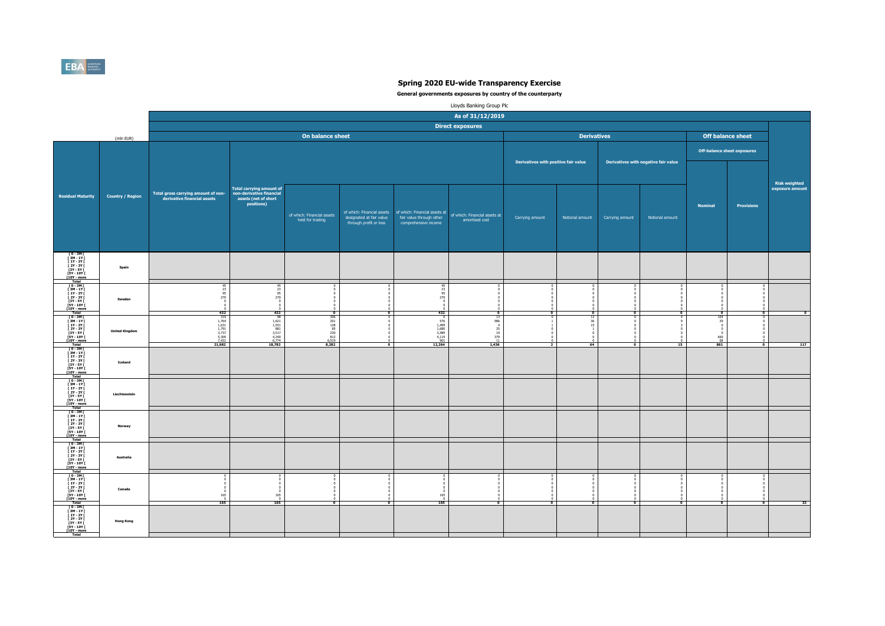# Spring 2020 EU-wide Transparency Exercise

**General governments exposures by country of the counterparty**

Lloyds Banking Group Plc

(mln EUR)

As of 31/12/2019 — Direct exposures

| Residual Maturity | Country / Region | On balance sheet: Total gross carrying amount of non-derivative financial assets | On balance sheet: Total carrying amount of non-derivative financial assets (net of short positions) | of which: Financial assets held for trading | of which: Financial assets designated at fair value through profit or loss | of which: Financial assets at fair value through other comprehensive income | of which: Financial assets at amortised cost | Derivatives with positive fair value: Carrying amount | Derivatives with positive fair value: Notional amount | Derivatives with negative fair value: Carrying amount | Derivatives with negative fair value: Notional amount | Off-balance sheet exposures: Nominal | Off-balance sheet exposures: Provisions | Risk weighted exposure amount |
|---|---|---|---|---|---|---|---|---|---|---|---|---|---|---|
| [ 0 - 3M [ | Spain | | | | | | | | | | | | | |
| [ 3M - 1Y [ | | | | | | | | | | | | | | |
| [ 1Y - 2Y [ | | | | | | | | | | | | | | |
| [ 2Y - 3Y [ | | | | | | | | | | | | | | |
| [3Y - 5Y [ | | | | | | | | | | | | | | |
| [5Y - 10Y [ | | | | | | | | | | | | | | |
| [10Y - more | | | | | | | | | | | | | | |
| Total | | | | | | | | | | | | | | |
| [ 0 - 3M [ | Sweden | 45 | 45 | 0 | 0 | 45 | 0 | 0 | 0 | 0 | 0 | 0 | 0 | |
| [ 3M - 1Y [ | | 23 | 23 | 0 | 0 | 23 | 0 | 0 | 0 | 0 | 0 | 0 | 0 | |
| [ 1Y - 2Y [ | | 95 | 95 | 0 | 0 | 95 | 0 | 0 | 0 | 0 | 0 | 0 | 0 | |
| [ 2Y - 3Y [ | | 270 | 270 | 0 | 0 | 270 | 0 | 0 | 0 | 0 | 0 | 0 | 0 | |
| [3Y - 5Y [ | | 0 | 0 | 0 | 0 | 0 | 0 | 0 | 0 | 0 | 0 | 0 | 0 | |
| [5Y - 10Y [ | | 0 | 0 | 0 | 0 | 0 | 0 | 0 | 0 | 0 | 0 | 0 | 0 | |
| [10Y - more | | 0 | 0 | 0 | 0 | 0 | 0 | 0 | 0 | 0 | 0 | 0 | 0 | |
| Total | | 432 | 432 | 0 | 0 | 432 | 0 | 0 | 0 | 0 | 0 | 0 | 0 | 0 |
| [ 0 - 3M [ | United Kingdom | 319 | 98 | 306 | 0 | 0 | 13 | 0 | 12 | 0 | 4 | 104 | 0 | |
| [ 3M - 1Y [ | | 1,764 | 1,621 | 201 | 0 | 576 | 986 | 1 | 36 | 0 | 9 | 29 | 0 | |
| [ 1Y - 2Y [ | | 1,631 | 1,551 | 128 | 0 | 1,499 | 4 | 1 | 15 | 0 | 3 | 0 | 0 | |
| [ 2Y - 3Y [ | | 1,791 | 881 | 85 | 0 | 1,680 | 25 | 0 | 1 | 0 | 0 | 0 | 0 | |
| [3Y - 5Y [ | | 3,737 | 3,517 | 230 | 0 | 3,489 | 19 | 0 | 0 | 0 | 0 | 0 | 0 | |
| [5Y - 10Y [ | | 5,309 | 4,340 | 812 | 0 | 4,119 | 379 | 0 | 0 | 0 | 0 | 660 | 0 | |
| [10Y - more | | 7,431 | 6,774 | 6,519 | 0 | 901 | 11 | 0 | 0 | 0 | 0 | 68 | 0 | |
| Total | | 21,982 | 18,782 | 8,282 | 0 | 12,264 | 1,436 | 2 | 64 | 0 | 15 | 861 | 0 | 117 |
| [ 0 - 3M [ | Iceland | | | | | | | | | | | | | |
| [ 3M - 1Y [ | | | | | | | | | | | | | | |
| [ 1Y - 2Y [ | | | | | | | | | | | | | | |
| [ 2Y - 3Y [ | | | | | | | | | | | | | | |
| [3Y - 5Y [ | | | | | | | | | | | | | | |
| [5Y - 10Y [ | | | | | | | | | | | | | | |
| [10Y - more | | | | | | | | | | | | | | |
| Total | | | | | | | | | | | | | | |
| [ 0 - 3M [ | Liechtenstein | | | | | | | | | | | | | |
| [ 3M - 1Y [ | | | | | | | | | | | | | | |
| [ 1Y - 2Y [ | | | | | | | | | | | | | | |
| [ 2Y - 3Y [ | | | | | | | | | | | | | | |
| [3Y - 5Y [ | | | | | | | | | | | | | | |
| [5Y - 10Y [ | | | | | | | | | | | | | | |
| [10Y - more | | | | | | | | | | | | | | |
| Total | | | | | | | | | | | | | | |
| [ 0 - 3M [ | Norway | | | | | | | | | | | | | |
| [ 3M - 1Y [ | | | | | | | | | | | | | | |
| [ 1Y - 2Y [ | | | | | | | | | | | | | | |
| [ 2Y - 3Y [ | | | | | | | | | | | | | | |
| [3Y - 5Y [ | | | | | | | | | | | | | | |
| [5Y - 10Y [ | | | | | | | | | | | | | | |
| [10Y - more | | | | | | | | | | | | | | |
| Total | | | | | | | | | | | | | | |
| [ 0 - 3M [ | Australia | | | | | | | | | | | | | |
| [ 3M - 1Y [ | | | | | | | | | | | | | | |
| [ 1Y - 2Y [ | | | | | | | | | | | | | | |
| [ 2Y - 3Y [ | | | | | | | | | | | | | | |
| [3Y - 5Y [ | | | | | | | | | | | | | | |
| [5Y - 10Y [ | | | | | | | | | | | | | | |
| [10Y - more | | | | | | | | | | | | | | |
| Total | | | | | | | | | | | | | | |
| [ 0 - 3M [ | Canada | 0 | 0 | 0 | 0 | 0 | 0 | 0 | 0 | 0 | 0 | 0 | 0 | |
| [ 3M - 1Y [ | | 0 | 0 | 0 | 0 | 0 | 0 | 0 | 0 | 0 | 0 | 0 | 0 | |
| [ 1Y - 2Y [ | | 0 | 0 | 0 | 0 | 0 | 0 | 0 | 0 | 0 | 0 | 0 | 0 | |
| [ 2Y - 3Y [ | | 0 | 0 | 0 | 0 | 0 | 0 | 0 | 0 | 0 | 0 | 0 | 0 | |
| [3Y - 5Y [ | | 0 | 0 | 0 | 0 | 0 | 0 | 0 | 0 | 0 | 0 | 0 | 0 | |
| [5Y - 10Y [ | | 165 | 165 | 0 | 0 | 165 | 0 | 0 | 0 | 0 | 0 | 0 | 0 | |
| [10Y - more | | 0 | 0 | 0 | 0 | 0 | 0 | 0 | 0 | 0 | 0 | 0 | 0 | |
| Total | | 165 | 165 | 0 | 0 | 165 | 0 | 0 | 0 | 0 | 0 | 0 | 0 | 33 |
| [ 0 - 3M [ | Hong Kong | | | | | | | | | | | | | |
| [ 3M - 1Y [ | | | | | | | | | | | | | | |
| [ 1Y - 2Y [ | | | | | | | | | | | | | | |
| [ 2Y - 3Y [ | | | | | | | | | | | | | | |
| [3Y - 5Y [ | | | | | | | | | | | | | | |
| [5Y - 10Y [ | | | | | | | | | | | | | | |
| [10Y - more | | | | | | | | | | | | | | |
| Total | | | | | | | | | | | | | | |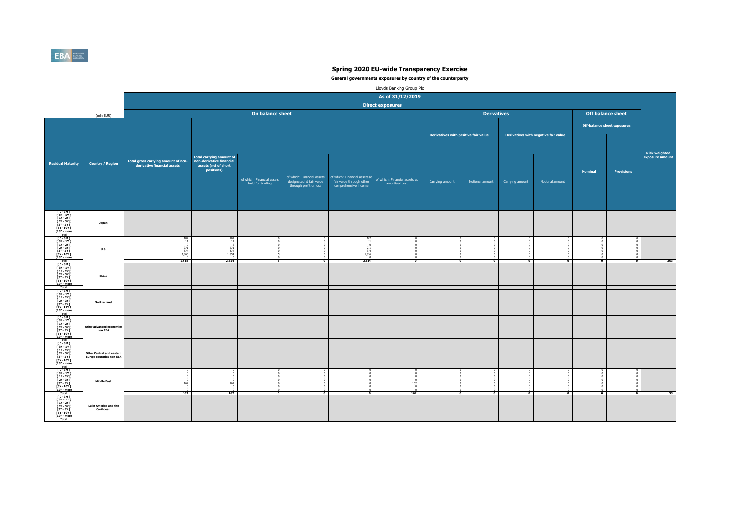# Spring 2020 EU-wide Transparency Exercise

**General governments exposures by country of the counterparty**

Lloyds Banking Group Plc

| | | As of 31/12/2019 | | | | | | | | | | | | |
|---|---|---|---|---|---|---|---|---|---|---|---|---|---|---|
| | | Direct exposures | | | | | | | | | | | | |
| | (mln EUR) | On balance sheet | | | | | | Derivatives | | | | Off balance sheet | | |
| | | | | | | | | Derivatives with positive fair value | | Derivatives with negative fair value | | Off-balance sheet exposures | | |
| Residual Maturity | Country / Region | Total gross carrying amount of non-derivative financial assets | Total carrying amount of non-derivative financial assets (net of short positions) | of which: Financial assets held for trading | of which: Financial assets designated at fair value through profit or loss | of which: Financial assets at fair value through other comprehensive income | of which: Financial assets at amortised cost | Carrying amount | Notional amount | Carrying amount | Notional amount | Nominal | Provisions | Risk weighted exposure amount |
| [ 0 - 3M [ | Japan | | | | | | | | | | | | | |
| [ 3M - 1Y [ | | | | | | | | | | | | | | |
| [ 1Y - 2Y [ | | | | | | | | | | | | | | |
| [ 2Y - 3Y [ | | | | | | | | | | | | | | |
| [3Y - 5Y [ | | | | | | | | | | | | | | |
| [5Y - 10Y [ | | | | | | | | | | | | | | |
| [10Y - more | | | | | | | | | | | | | | |
| Total | | | | | | | | | | | | | | |
| [ 0 - 3M [ | U.S. | 102 | 102 | 0 | 0 | 102 | 0 | 0 | 0 | 0 | 0 | 0 | 0 | |
| [ 3M - 1Y [ | | 11 | 11 | 0 | 0 | 11 | 0 | 0 | 0 | 0 | 0 | 0 | 0 | |
| [ 1Y - 2Y [ | | 0 | 2 | 0 | 0 | 0 | 0 | 0 | 0 | 0 | 0 | 0 | 0 | |
| [ 2Y - 3Y [ | | 271 | 271 | 0 | 0 | 271 | 0 | 0 | 0 | 0 | 0 | 0 | 0 | |
| [3Y - 5Y [ | | 374 | 374 | 0 | 0 | 374 | 0 | 0 | 0 | 0 | 0 | 0 | 0 | |
| [5Y - 10Y [ | | 1,860 | 1,854 | 5 | 0 | 1,856 | 0 | 0 | 0 | 0 | 0 | 0 | 0 | |
| [10Y - more | | 0 | 0 | 0 | 0 | 0 | 0 | 0 | 0 | 0 | 0 | 0 | 0 | |
| Total | | 2,618 | 2,614 | 5 | 0 | 2,614 | 0 | 0 | 0 | 0 | 0 | 0 | 0 | 363 |
| [ 0 - 3M [ | China | | | | | | | | | | | | | |
| [ 3M - 1Y [ | | | | | | | | | | | | | | |
| [ 1Y - 2Y [ | | | | | | | | | | | | | | |
| [ 2Y - 3Y [ | | | | | | | | | | | | | | |
| [3Y - 5Y [ | | | | | | | | | | | | | | |
| [5Y - 10Y [ | | | | | | | | | | | | | | |
| [10Y - more | | | | | | | | | | | | | | |
| Total | | | | | | | | | | | | | | |
| [ 0 - 3M [ | Switzerland | | | | | | | | | | | | | |
| [ 3M - 1Y [ | | | | | | | | | | | | | | |
| [ 1Y - 2Y [ | | | | | | | | | | | | | | |
| [ 2Y - 3Y [ | | | | | | | | | | | | | | |
| [3Y - 5Y [ | | | | | | | | | | | | | | |
| [5Y - 10Y [ | | | | | | | | | | | | | | |
| [10Y - more | | | | | | | | | | | | | | |
| Total | | | | | | | | | | | | | | |
| [ 0 - 3M [ | Other advanced economies non EEA | | | | | | | | | | | | | |
| [ 3M - 1Y [ | | | | | | | | | | | | | | |
| [ 1Y - 2Y [ | | | | | | | | | | | | | | |
| [ 2Y - 3Y [ | | | | | | | | | | | | | | |
| [3Y - 5Y [ | | | | | | | | | | | | | | |
| [5Y - 10Y [ | | | | | | | | | | | | | | |
| [10Y - more | | | | | | | | | | | | | | |
| Total | | | | | | | | | | | | | | |
| [ 0 - 3M [ | Other Central and eastern Europe countries non EEA | | | | | | | | | | | | | |
| [ 3M - 1Y [ | | | | | | | | | | | | | | |
| [ 1Y - 2Y [ | | | | | | | | | | | | | | |
| [ 2Y - 3Y [ | | | | | | | | | | | | | | |
| [3Y - 5Y [ | | | | | | | | | | | | | | |
| [5Y - 10Y [ | | | | | | | | | | | | | | |
| [10Y - more | | | | | | | | | | | | | | |
| Total | | | | | | | | | | | | | | |
| [ 0 - 3M [ | Middle East | 0 | 0 | 0 | 0 | 0 | 0 | 0 | 0 | 0 | 0 | 0 | 0 | |
| [ 3M - 1Y [ | | 0 | 0 | 0 | 0 | 0 | 0 | 0 | 0 | 0 | 0 | 0 | 0 | |
| [ 1Y - 2Y [ | | 0 | 0 | 0 | 0 | 0 | 0 | 0 | 0 | 0 | 0 | 0 | 0 | |
| [ 2Y - 3Y [ | | 0 | 0 | 0 | 0 | 0 | 0 | 0 | 0 | 0 | 0 | 0 | 0 | |
| [3Y - 5Y [ | | 162 | 162 | 0 | 0 | 0 | 162 | 0 | 0 | 0 | 0 | 0 | 0 | |
| [5Y - 10Y [ | | 0 | 0 | 0 | 0 | 0 | 0 | 0 | 0 | 0 | 0 | 0 | 0 | |
| [10Y - more | | 0 | 0 | 0 | 0 | 0 | 0 | 0 | 0 | 0 | 0 | 0 | 0 | |
| Total | | 162 | 162 | 0 | 0 | 0 | 162 | 0 | 0 | 0 | 0 | 0 | 0 | 33 |
| [ 0 - 3M [ | Latin America and the Caribbean | | | | | | | | | | | | | |
| [ 3M - 1Y [ | | | | | | | | | | | | | | |
| [ 1Y - 2Y [ | | | | | | | | | | | | | | |
| [ 2Y - 3Y [ | | | | | | | | | | | | | | |
| [3Y - 5Y [ | | | | | | | | | | | | | | |
| [5Y - 10Y [ | | | | | | | | | | | | | | |
| [10Y - more | | | | | | | | | | | | | | |
| Total | | | | | | | | | | | | | | |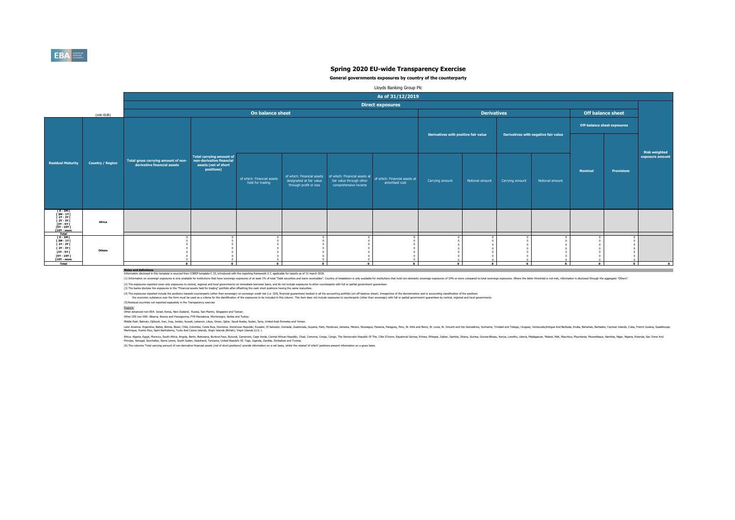# Spring 2020 EU-wide Transparency Exercise

**General governments exposures by country of the counterparty**

Lloyds Banking Group Plc

| | (mln EUR) | As of 31/12/2019 | | | | | | | | | | | | |
|---|---|---|---|---|---|---|---|---|---|---|---|---|---|---|
| | | Direct exposures | | | | | | | | | | | | |
| | | On balance sheet | | | | | | Derivatives | | | | Off balance sheet | | Risk weighted exposure amount |
| | | | | | | | | Derivatives with positive fair value | | Derivatives with negative fair value | | Off-balance sheet exposures | | |
| Residual Maturity | Country / Region | Total gross carrying amount of non-derivative financial assets | Total carrying amount of non-derivative financial assets (net of short positions) | of which: Financial assets held for trading | of which: Financial assets designated at fair value through profit or loss | of which: Financial assets at fair value through other comprehensive income | of which: Financial assets at amortised cost | Carrying amount | Notional amount | Carrying amount | Notional amount | Nominal | Provisions | |
| [ 0 - 3M [ | Africa | | | | | | | | | | | | | |
| [ 3M - 1Y [ | | | | | | | | | | | | | | |
| [ 1Y - 2Y [ | | | | | | | | | | | | | | |
| [ 2Y - 3Y [ | | | | | | | | | | | | | | |
| [3Y - 5Y [ | | | | | | | | | | | | | | |
| [5Y - 10Y [ | | | | | | | | | | | | | | |
| [10Y - more | | | | | | | | | | | | | | |
| Total | | | | | | | | | | | | | | |
| [ 0 - 3M [ | Others | 0 | 0 | 0 | 0 | 0 | 0 | 0 | 0 | 0 | 0 | 0 | 0 | |
| [ 3M - 1Y [ | | 0 | 0 | 0 | 0 | 0 | 0 | 0 | 0 | 0 | 0 | 0 | 0 | |
| [ 1Y - 2Y [ | | 0 | 0 | 0 | 0 | 0 | 0 | 0 | 0 | 0 | 0 | 0 | 0 | |
| [ 2Y - 3Y [ | | 0 | 0 | 0 | 0 | 0 | 0 | 0 | 0 | 0 | 0 | 0 | 0 | |
| [3Y - 5Y [ | | 0 | 0 | 0 | 0 | 0 | 0 | 0 | 0 | 0 | 0 | 0 | 0 | |
| [5Y - 10Y [ | | 0 | 0 | 0 | 0 | 0 | 0 | 0 | 0 | 0 | 0 | 0 | 0 | |
| [10Y - more | | 0 | 0 | 0 | 0 | 0 | 0 | 0 | 0 | 0 | 0 | 0 | 0 | |
| Total | | 0 | 0 | 0 | 0 | 0 | 0 | 0 | 0 | 0 | 0 | 0 | 0 | 0 |

**Notes and definitions**

Information disclosed in this template is sourced from COREP template C 33, introduced with the reporting framework 2.7, applicable for reports as of 31 march 2018.

(1) Information on sovereign exposures is only available for institutions that have sovereign exposures of at least 1% of total "Debt securities and loans receivables". Country of breakdown is only available for institutions that hold non-domestic sovereign exposures of 10% or more compared to total sovereign exposures. Where the latter threshold is not met, information is disclosed through the aggregate "Others".

(2) The exposures reported cover only exposures to central, regional and local governments on immediate borrower basis, and do not include exposures to other counterparts with full or partial government guarantees

(3) The banks disclose the exposures in the "Financial assets held for trading" portfolio after offsetting the cash short positions having the same maturities.

(4) The exposures reported include the positions towards counterparts (other than sovereign) on sovereign credit risk (i.e. CDS, financial guarantees) booked in all the accounting portfolio (on-off balance sheet). Irrespective of the denomination and or accounting classification of the positions the economic substance over the form must be used as a criteria for the identification of the exposures to be included in this column. This item does not include exposures to counterparts (other than sovereign) with full or partial government guarantees by central, regional and local governments

(5) Residual countries not reported separately in the Transparency exercise

Regions:

Other advanced non EEA: Israel, Korea, New Zealand, Russia, San Marino, Singapore and Taiwan.

Other CEE non EEA: Albania, Bosnia and Herzegovina, FYR Macedonia, Montenegro, Serbia and Turkey.

Middle East: Bahrain, Djibouti, Iran, Iraq, Jordan, Kuwait, Lebanon, Libya, Oman, Qatar, Saudi Arabia, Sudan, Syria, United Arab Emirates and Yemen.

Latin America: Argentina, Belize, Bolivia, Brazil, Chile, Colombia, Costa Rica, Dominica, Dominican Republic, Ecuador, El Salvador, Grenada, Guatemala, Guyana, Haiti, Honduras, Jamaica, Mexico, Nicaragua, Panama, Paraguay, Peru, St. Kitts and Nevis, St. Lucia, St. Vincent and the Grenadines, Suriname, Trinidad and Tobago, Uruguay, Venezuela,Antigua And Barbuda, Aruba, Bahamas, Barbados, Cayman Islands, Cuba, French Guiana, Guadeloupe, Martinique, Puerto Rico, Saint Barthélemy, Turks And Caicos Islands, Virgin Islands (British), Virgin Islands (U.S.).

Africa: Algeria, Egypt, Morocco, South Africa, Angola, Benin, Botswana, Burkina Faso, Burundi, Cameroon, Cape Verde, Central African Republic, Chad, Comoros, Congo, Congo, The Democratic Republic Of The, Côte D'Ivoire, Equatorial Guinea, Eritrea, Ethiopia, Gabon, Gambia, Ghana, Guinea, Guinea-Bissau, Kenya, Lesotho, Liberia, Madagascar, Malawi, Mali, Mauritius, Mauritania, Mozambique, Namibia, Niger, Nigeria, Rwanda, Sao Tome And Principe, Senegal, Seychelles, Sierra Leone, South Sudan, Swaziland, Tanzania, United Republic Of, Togo, Uganda, Zambia, Zimbabwe and Tunisia.

(6) The columns 'Total carrying amount of non-derivative financial assets (net of short positions)' provide information on a net basis, whilst the related 'of which' positions present information on a gross basis.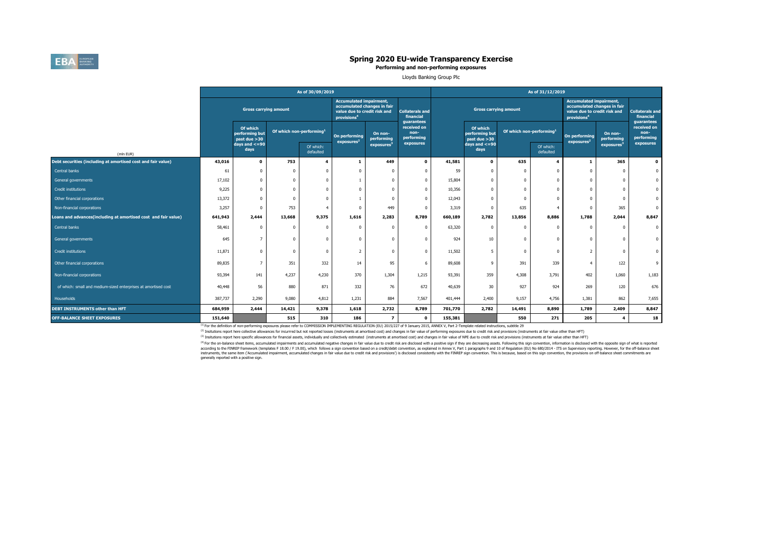# Spring 2020 EU-wide Transparency Exercise

**Performing and non-performing exposures**

Lloyds Banking Group Plc

| (mln EUR) | As of 30/09/2019 | | | | | | | As of 31/12/2019 | | | | | | |
|---|---|---|---|---|---|---|---|---|---|---|---|---|---|---|
| | Gross carrying amount | | | | Accumulated impairment, accumulated changes in fair value due to credit risk and provisions[4] | | Collaterals and financial guarantees received on non-performing exposures | Gross carrying amount | | | | Accumulated impairment, accumulated changes in fair value due to credit risk and provisions[4] | | Collaterals and financial guarantees received on non-performing exposures |
| | | Of which performing but past due >30 days and <=90 days | Of which non-performing[1] | | On performing exposures[2] | On non-performing exposures[3] | | | Of which performing but past due >30 days and <=90 days | Of which non-performing[1] | | On performing exposures[2] | On non-performing exposures[3] | |
| | | | | Of which: defaulted | | | | | | | Of which: defaulted | | | |
| **Debt securities (including at amortised cost and fair value)** | **43,016** | **0** | **753** | **4** | **1** | **449** | **0** | **41,581** | **0** | **635** | **4** | **1** | **365** | **0** |
| Central banks | 61 | 0 | 0 | 0 | 0 | 0 | 0 | 59 | 0 | 0 | 0 | 0 | 0 | 0 |
| General governments | 17,102 | 0 | 0 | 0 | 1 | 0 | 0 | 15,804 | 0 | 0 | 0 | 0 | 0 | 0 |
| Credit institutions | 9,225 | 0 | 0 | 0 | 0 | 0 | 0 | 10,356 | 0 | 0 | 0 | 0 | 0 | 0 |
| Other financial corporations | 13,372 | 0 | 0 | 0 | 1 | 0 | 0 | 12,043 | 0 | 0 | 0 | 0 | 0 | 0 |
| Non-financial corporations | 3,257 | 0 | 753 | 4 | 0 | 449 | 0 | 3,319 | 0 | 635 | 4 | 0 | 365 | 0 |
| **Loans and advances(including at amortised cost and fair value)** | **641,943** | **2,444** | **13,668** | **9,375** | **1,616** | **2,283** | **8,789** | **660,189** | **2,782** | **13,856** | **8,886** | **1,788** | **2,044** | **8,847** |
| Central banks | 58,461 | 0 | 0 | 0 | 0 | 0 | 0 | 63,320 | 0 | 0 | 0 | 0 | 0 | 0 |
| General governments | 645 | 7 | 0 | 0 | 0 | 0 | 0 | 924 | 10 | 0 | 0 | 0 | 0 | 0 |
| Credit institutions | 11,871 | 0 | 0 | 0 | 2 | 0 | 0 | 11,502 | 5 | 0 | 0 | 2 | 0 | 0 |
| Other financial corporations | 89,835 | 7 | 351 | 332 | 14 | 95 | 6 | 89,608 | 9 | 391 | 339 | 4 | 122 | 9 |
| Non-financial corporations | 93,394 | 141 | 4,237 | 4,230 | 370 | 1,304 | 1,215 | 93,391 | 359 | 4,308 | 3,791 | 402 | 1,060 | 1,183 |
| of which: small and medium-sized enterprises at amortised cost | 40,448 | 56 | 880 | 871 | 332 | 76 | 672 | 40,639 | 30 | 927 | 924 | 269 | 120 | 676 |
| Households | 387,737 | 2,290 | 9,080 | 4,812 | 1,231 | 884 | 7,567 | 401,444 | 2,400 | 9,157 | 4,756 | 1,381 | 862 | 7,655 |
| **DEBT INSTRUMENTS other than HFT** | **684,959** | **2,444** | **14,421** | **9,378** | **1,618** | **2,732** | **8,789** | **701,770** | **2,782** | **14,491** | **8,890** | **1,789** | **2,409** | **8,847** |
| **OFF-BALANCE SHEET EXPOSURES** | **151,640** | | **515** | **310** | **186** | **7** | **0** | **155,381** | | **550** | **271** | **205** | **4** | **18** |

[1] For the definition of non-performing exposures please refer to COMMISSION IMPLEMENTING REGULATION (EU) 2015/227 of 9 January 2015, ANNEX V, Part 2-Template related instructions, subtitle 29

[2] Insitutions report here collective allowances for incurrred but not reported losses (instruments at amortised cost) and changes in fair value of performing exposures due to credit risk and provisions (instruments at fair value other than HFT)

[3] Insitutions report here specific allowances for financial assets, individually and collectively estimated (instruments at amortised cost) and changes in fair value of NPE due to credit risk and provisions (instruments at fair value other than HFT)

[4] For the on-balance sheet items, accumulated impairments and accumulated negative changes in fair value due to credit risk are disclosed with a positive sign if they are decreasing assets. Following this sign convention, information is disclosed with the opposite sign of what is reported according to the FINREP framework (templates F 18.00 / F 19.00), which follows a sign convention based on a credit/debit convention, as explained in Annex V, Part 1 paragraphs 9 and 10 of Regulation (EU) No 680/2014 - ITS on Supervisory reporting. However, for the off-balance sheet instruments, the same item ('Accumulated impairment, accumulated changes in fair value due to credit risk and provisions') is disclosed consistently with the FINREP sign convention. This is because, based on this sign convention, the provisions on off-balance sheet commitments are generally reported with a positive sign.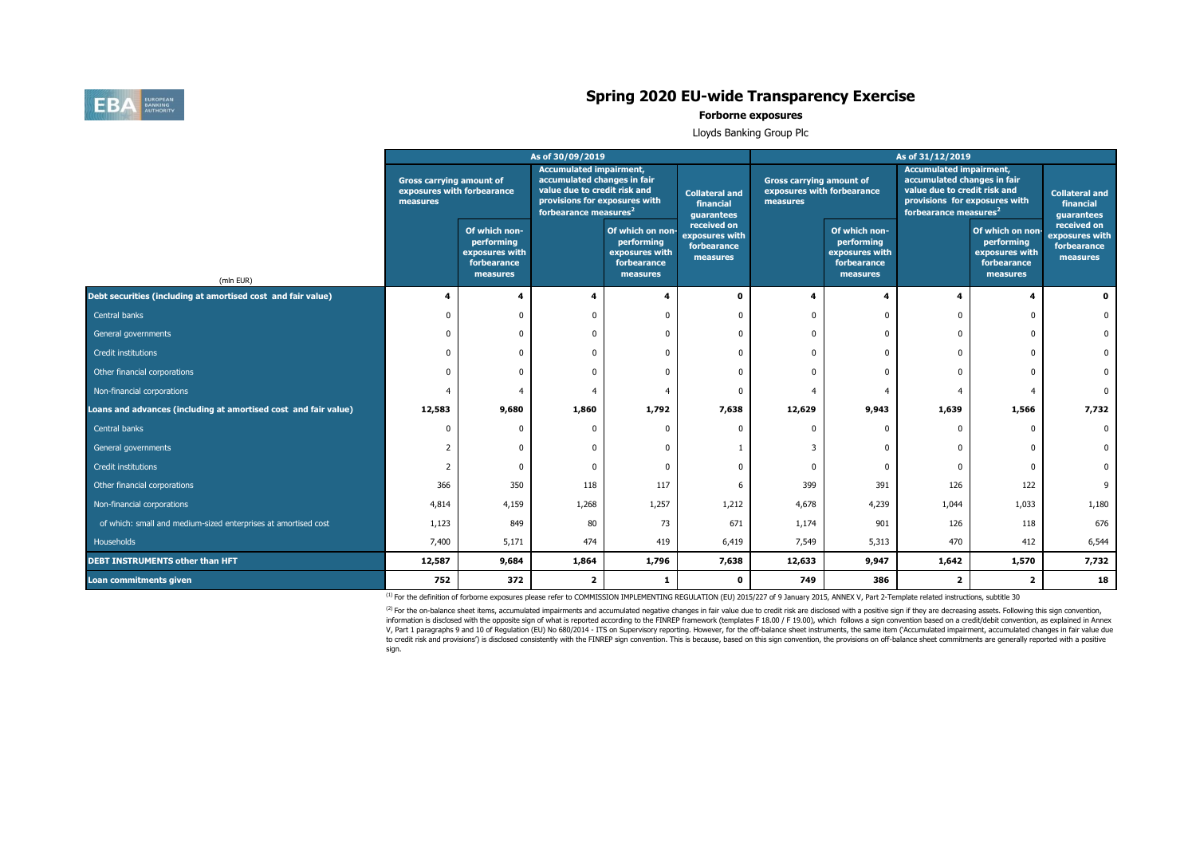# Spring 2020 EU-wide Transparency Exercise

**Forborne exposures**

Lloyds Banking Group Plc

| (mln EUR) | As of 30/09/2019 | | | | | As of 31/12/2019 | | | | |
|---|---|---|---|---|---|---|---|---|---|---|
| | Gross carrying amount of exposures with forbearance measures | | Accumulated impairment, accumulated changes in fair value due to credit risk and provisions for exposures with forbearance measures[2] | | Collateral and financial guarantees received on exposures with forbearance measures | Gross carrying amount of exposures with forbearance measures | | Accumulated impairment, accumulated changes in fair value due to credit risk and provisions for exposures with forbearance measures[2] | | Collateral and financial guarantees received on exposures with forbearance measures |
| | | Of which non-performing exposures with forbearance measures | | Of which on non-performing exposures with forbearance measures | | | Of which non-performing exposures with forbearance measures | | Of which on non-performing exposures with forbearance measures | |
| **Debt securities (including at amortised cost and fair value)** | **4** | **4** | **4** | **4** | **0** | **4** | **4** | **4** | **4** | **0** |
| Central banks | 0 | 0 | 0 | 0 | 0 | 0 | 0 | 0 | 0 | 0 |
| General governments | 0 | 0 | 0 | 0 | 0 | 0 | 0 | 0 | 0 | 0 |
| Credit institutions | 0 | 0 | 0 | 0 | 0 | 0 | 0 | 0 | 0 | 0 |
| Other financial corporations | 0 | 0 | 0 | 0 | 0 | 0 | 0 | 0 | 0 | 0 |
| Non-financial corporations | 4 | 4 | 4 | 4 | 0 | 4 | 4 | 4 | 4 | 0 |
| **Loans and advances (including at amortised cost and fair value)** | **12,583** | **9,680** | **1,860** | **1,792** | **7,638** | **12,629** | **9,943** | **1,639** | **1,566** | **7,732** |
| Central banks | 0 | 0 | 0 | 0 | 0 | 0 | 0 | 0 | 0 | 0 |
| General governments | 2 | 0 | 0 | 0 | 1 | 3 | 0 | 0 | 0 | 0 |
| Credit institutions | 2 | 0 | 0 | 0 | 0 | 0 | 0 | 0 | 0 | 0 |
| Other financial corporations | 366 | 350 | 118 | 117 | 6 | 399 | 391 | 126 | 122 | 9 |
| Non-financial corporations | 4,814 | 4,159 | 1,268 | 1,257 | 1,212 | 4,678 | 4,239 | 1,044 | 1,033 | 1,180 |
| of which: small and medium-sized enterprises at amortised cost | 1,123 | 849 | 80 | 73 | 671 | 1,174 | 901 | 126 | 118 | 676 |
| Households | 7,400 | 5,171 | 474 | 419 | 6,419 | 7,549 | 5,313 | 470 | 412 | 6,544 |
| **DEBT INSTRUMENTS other than HFT** | **12,587** | **9,684** | **1,864** | **1,796** | **7,638** | **12,633** | **9,947** | **1,642** | **1,570** | **7,732** |
| **Loan commitments given** | **752** | **372** | **2** | **1** | **0** | **749** | **386** | **2** | **2** | **18** |

[1] For the definition of forborne exposures please refer to COMMISSION IMPLEMENTING REGULATION (EU) 2015/227 of 9 January 2015, ANNEX V, Part 2-Template related instructions, subtitle 30

[2] For the on-balance sheet items, accumulated impairments and accumulated negative changes in fair value due to credit risk are disclosed with a positive sign if they are decreasing assets. Following this sign convention, information is disclosed with the opposite sign of what is reported according to the FINREP framework (templates F 18.00 / F 19.00), which follows a sign convention based on a credit/debit convention, as explained in Annex V, Part 1 paragraphs 9 and 10 of Regulation (EU) No 680/2014 - ITS on Supervisory reporting. However, for the off-balance sheet instruments, the same item ('Accumulated impairment, accumulated changes in fair value due to credit risk and provisions') is disclosed consistently with the FINREP sign convention. This is because, based on this sign convention, the provisions on off-balance sheet commitments are generally reported with a positive sign.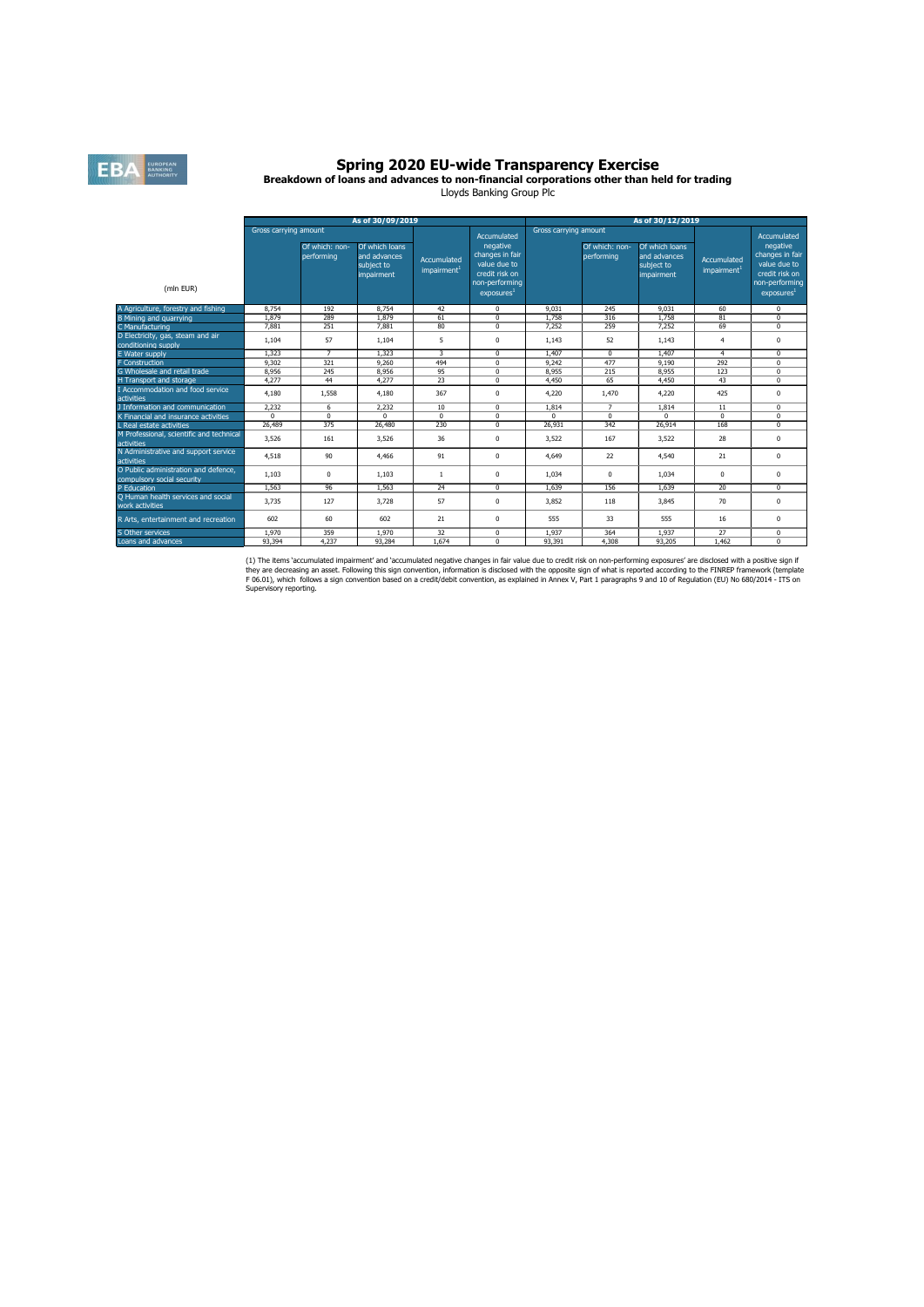# Spring 2020 EU-wide Transparency Exercise

## Breakdown of loans and advances to non-financial corporations other than held for trading

Lloyds Banking Group Plc

| (mln EUR) | As of 30/09/2019 | | | | | As of 30/12/2019 | | | | |
|---|---|---|---|---|---|---|---|---|---|---|
| | Gross carrying amount | | | Accumulated impairment[1] | Accumulated negative changes in fair value due to credit risk on non-performing exposures[1] | Gross carrying amount | | | Accumulated impairment[1] | Accumulated negative changes in fair value due to credit risk on non-performing exposures[1] |
| | | Of which: non-performing | Of which loans and advances subject to impairment | | | | Of which: non-performing | Of which loans and advances subject to impairment | | |
| A Agriculture, forestry and fishing | 8,754 | 192 | 8,754 | 42 | 0 | 9,031 | 245 | 9,031 | 60 | 0 |
| B Mining and quarrying | 1,879 | 289 | 1,879 | 61 | 0 | 1,758 | 316 | 1,758 | 81 | 0 |
| C Manufacturing | 7,881 | 251 | 7,881 | 80 | 0 | 7,252 | 259 | 7,252 | 69 | 0 |
| D Electricity, gas, steam and air conditioning supply | 1,104 | 57 | 1,104 | 5 | 0 | 1,143 | 52 | 1,143 | 4 | 0 |
| E Water supply | 1,323 | 7 | 1,323 | 3 | 0 | 1,407 | 0 | 1,407 | 4 | 0 |
| F Construction | 9,302 | 321 | 9,260 | 494 | 0 | 9,242 | 477 | 9,190 | 292 | 0 |
| G Wholesale and retail trade | 8,956 | 245 | 8,956 | 95 | 0 | 8,955 | 215 | 8,955 | 123 | 0 |
| H Transport and storage | 4,277 | 44 | 4,277 | 23 | 0 | 4,450 | 65 | 4,450 | 43 | 0 |
| I Accommodation and food service activities | 4,180 | 1,558 | 4,180 | 367 | 0 | 4,220 | 1,470 | 4,220 | 425 | 0 |
| J Information and communication | 2,232 | 6 | 2,232 | 10 | 0 | 1,814 | 7 | 1,814 | 11 | 0 |
| K Financial and insurance activities | 0 | 0 | 0 | 0 | 0 | 0 | 0 | 0 | 0 | 0 |
| L Real estate activities | 26,489 | 375 | 26,480 | 230 | 0 | 26,931 | 342 | 26,914 | 168 | 0 |
| M Professional, scientific and technical activities | 3,526 | 161 | 3,526 | 36 | 0 | 3,522 | 167 | 3,522 | 28 | 0 |
| N Administrative and support service activities | 4,518 | 90 | 4,466 | 91 | 0 | 4,649 | 22 | 4,540 | 21 | 0 |
| O Public administration and defence, compulsory social security | 1,103 | 0 | 1,103 | 1 | 0 | 1,034 | 0 | 1,034 | 0 | 0 |
| P Education | 1,563 | 96 | 1,563 | 24 | 0 | 1,639 | 156 | 1,639 | 20 | 0 |
| Q Human health services and social work activities | 3,735 | 127 | 3,728 | 57 | 0 | 3,852 | 118 | 3,845 | 70 | 0 |
| R Arts, entertainment and recreation | 602 | 60 | 602 | 21 | 0 | 555 | 33 | 555 | 16 | 0 |
| S Other services | 1,970 | 359 | 1,970 | 32 | 0 | 1,937 | 364 | 1,937 | 27 | 0 |
| Loans and advances | 93,394 | 4,237 | 93,284 | 1,674 | 0 | 93,391 | 4,308 | 93,205 | 1,462 | 0 |

(1) The items 'accumulated impairment' and 'accumulated negative changes in fair value due to credit risk on non-performing exposures' are disclosed with a positive sign if they are decreasing an asset. Following this sign convention, information is disclosed with the opposite sign of what is reported according to the FINREP framework (template F 06.01), which follows a sign convention based on a credit/debit convention, as explained in Annex V, Part 1 paragraphs 9 and 10 of Regulation (EU) No 680/2014 - ITS on Supervisory reporting.